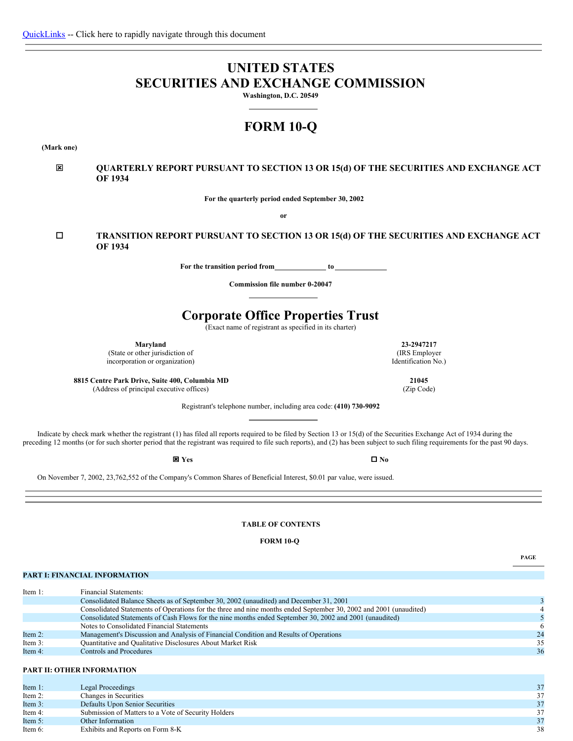QuickLinks -- Click here to rapidly navigate through this document

# UNITED STATES
# SECURITIES AND EXCHANGE COMMISSION

**Washington, D.C. 20549**

# FORM 10-Q

**(Mark one)**

☒ **QUARTERLY REPORT PURSUANT TO SECTION 13 OR 15(d) OF THE SECURITIES AND EXCHANGE ACT OF 1934**

**For the quarterly period ended September 30, 2002**

**or**

☐ **TRANSITION REPORT PURSUANT TO SECTION 13 OR 15(d) OF THE SECURITIES AND EXCHANGE ACT OF 1934**

**For the transition period from\_\_\_\_\_\_\_\_\_\_\_\_\_\_ to\_\_\_\_\_\_\_\_\_\_\_\_\_\_**

**Commission file number 0-20047**

# Corporate Office Properties Trust

(Exact name of registrant as specified in its charter)

| | |
|---|---|
| **Maryland**<br>(State or other jurisdiction of incorporation or organization) | **23-2947217**<br>(IRS Employer Identification No.) |
| **8815 Centre Park Drive, Suite 400, Columbia MD**<br>(Address of principal executive offices) | **21045**<br>(Zip Code) |

Registrant's telephone number, including area code: **(410) 730-9092**

Indicate by check mark whether the registrant (1) has filed all reports required to be filed by Section 13 or 15(d) of the Securities Exchange Act of 1934 during the preceding 12 months (or for such shorter period that the registrant was required to file such reports), and (2) has been subject to such filing requirements for the past 90 days.

☒ **Yes** ☐ **No**

On November 7, 2002, 23,762,552 of the Company's Common Shares of Beneficial Interest, $0.01 par value, were issued.

**TABLE OF CONTENTS**

**FORM 10-Q**

| | | **PAGE** |
|---|---|---|
| **PART I: FINANCIAL INFORMATION** | | |
| Item 1: | Financial Statements: | |
| | Consolidated Balance Sheets as of September 30, 2002 (unaudited) and December 31, 2001 | 3 |
| | Consolidated Statements of Operations for the three and nine months ended September 30, 2002 and 2001 (unaudited) | 4 |
| | Consolidated Statements of Cash Flows for the nine months ended September 30, 2002 and 2001 (unaudited) | 5 |
| | Notes to Consolidated Financial Statements | 6 |
| Item 2: | Management's Discussion and Analysis of Financial Condition and Results of Operations | 24 |
| Item 3: | Quantitative and Qualitative Disclosures About Market Risk | 35 |
| Item 4: | Controls and Procedures | 36 |
| **PART II: OTHER INFORMATION** | | |
| Item 1: | Legal Proceedings | 37 |
| Item 2: | Changes in Securities | 37 |
| Item 3: | Defaults Upon Senior Securities | 37 |
| Item 4: | Submission of Matters to a Vote of Security Holders | 37 |
| Item 5: | Other Information | 37 |
| Item 6: | Exhibits and Reports on Form 8-K | 38 |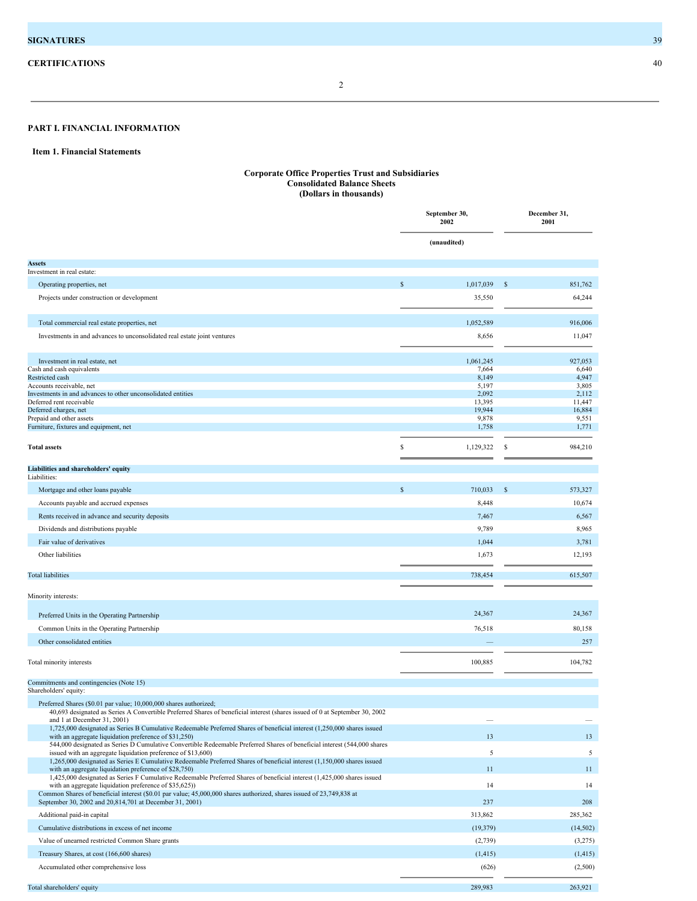| SIGNATURES | 39 |
|---|---|
| CERTIFICATIONS | 40 |

# PART I. FINANCIAL INFORMATION

## Item 1. Financial Statements

**Corporate Office Properties Trust and Subsidiaries**
**Consolidated Balance Sheets**
**(Dollars in thousands)**

| | September 30, 2002 | December 31, 2001 |
|---|---|---|
| | (unaudited) | |
| **Assets** | | |
| Investment in real estate: | | |
| Operating properties, net | $ 1,017,039 | $ 851,762 |
| Projects under construction or development | 35,550 | 64,244 |
| Total commercial real estate properties, net | 1,052,589 | 916,006 |
| Investments in and advances to unconsolidated real estate joint ventures | 8,656 | 11,047 |
| Investment in real estate, net | 1,061,245 | 927,053 |
| Cash and cash equivalents | 7,664 | 6,640 |
| Restricted cash | 8,149 | 4,947 |
| Accounts receivable, net | 5,197 | 3,805 |
| Investments in and advances to other unconsolidated entities | 2,092 | 2,112 |
| Deferred rent receivable | 13,395 | 11,447 |
| Deferred charges, net | 19,944 | 16,884 |
| Prepaid and other assets | 9,878 | 9,551 |
| Furniture, fixtures and equipment, net | 1,758 | 1,771 |
| **Total assets** | $ 1,129,322 | $ 984,210 |
| **Liabilities and shareholders' equity** | | |
| Liabilities: | | |
| Mortgage and other loans payable | $ 710,033 | $ 573,327 |
| Accounts payable and accrued expenses | 8,448 | 10,674 |
| Rents received in advance and security deposits | 7,467 | 6,567 |
| Dividends and distributions payable | 9,789 | 8,965 |
| Fair value of derivatives | 1,044 | 3,781 |
| Other liabilities | 1,673 | 12,193 |
| Total liabilities | 738,454 | 615,507 |
| Minority interests: | | |
| Preferred Units in the Operating Partnership | 24,367 | 24,367 |
| Common Units in the Operating Partnership | 76,518 | 80,158 |
| Other consolidated entities | — | 257 |
| Total minority interests | 100,885 | 104,782 |
| Commitments and contingencies (Note 15) | | |
| Shareholders' equity: | | |
| Preferred Shares ($0.01 par value; 10,000,000 shares authorized; | | |
| 40,693 designated as Series A Convertible Preferred Shares of beneficial interest (shares issued of 0 at September 30, 2002 and 1 at December 31, 2001) | — | — |
| 1,725,000 designated as Series B Cumulative Redeemable Preferred Shares of beneficial interest (1,250,000 shares issued with an aggregate liquidation preference of $31,250) | 13 | 13 |
| 544,000 designated as Series D Cumulative Convertible Redeemable Preferred Shares of beneficial interest (544,000 shares issued with an aggregate liquidation preference of $13,600) | 5 | 5 |
| 1,265,000 designated as Series E Cumulative Redeemable Preferred Shares of beneficial interest (1,150,000 shares issued with an aggregate liquidation preference of $28,750) | 11 | 11 |
| 1,425,000 designated as Series F Cumulative Redeemable Preferred Shares of beneficial interest (1,425,000 shares issued with an aggregate liquidation preference of $35,625)) | 14 | 14 |
| Common Shares of beneficial interest ($0.01 par value; 45,000,000 shares authorized, shares issued of 23,749,838 at September 30, 2002 and 20,814,701 at December 31, 2001) | 237 | 208 |
| Additional paid-in capital | 313,862 | 285,362 |
| Cumulative distributions in excess of net income | (19,379) | (14,502) |
| Value of unearned restricted Common Share grants | (2,739) | (3,275) |
| Treasury Shares, at cost (166,600 shares) | (1,415) | (1,415) |
| Accumulated other comprehensive loss | (626) | (2,500) |
| Total shareholders' equity | 289,983 | 263,921 |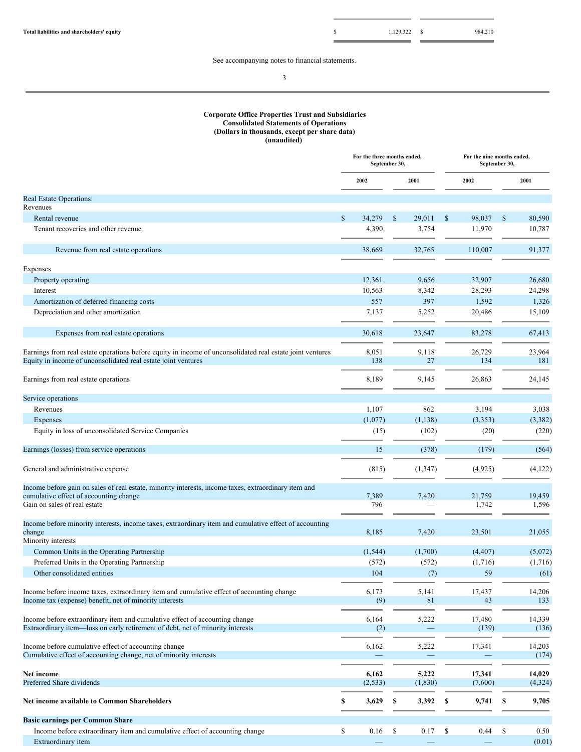| | | |
|---|---|---|
| **Total liabilities and shareholders' equity** | $ 1,129,322 | $ 984,210 |

See accompanying notes to financial statements.

**Corporate Office Properties Trust and Subsidiaries**
**Consolidated Statements of Operations**
**(Dollars in thousands, except per share data)**
**(unaudited)**

| | For the three months ended, September 30, | | For the nine months ended, September 30, | |
|---|---|---|---|---|
| | 2002 | 2001 | 2002 | 2001 |
| Real Estate Operations: | | | | |
| Revenues | | | | |
| Rental revenue | $ 34,279 | $ 29,011 | $ 98,037 | $ 80,590 |
| Tenant recoveries and other revenue | 4,390 | 3,754 | 11,970 | 10,787 |
| Revenue from real estate operations | 38,669 | 32,765 | 110,007 | 91,377 |
| Expenses | | | | |
| Property operating | 12,361 | 9,656 | 32,907 | 26,680 |
| Interest | 10,563 | 8,342 | 28,293 | 24,298 |
| Amortization of deferred financing costs | 557 | 397 | 1,592 | 1,326 |
| Depreciation and other amortization | 7,137 | 5,252 | 20,486 | 15,109 |
| Expenses from real estate operations | 30,618 | 23,647 | 83,278 | 67,413 |
| Earnings from real estate operations before equity in income of unconsolidated real estate joint ventures | 8,051 | 9,118 | 26,729 | 23,964 |
| Equity in income of unconsolidated real estate joint ventures | 138 | 27 | 134 | 181 |
| Earnings from real estate operations | 8,189 | 9,145 | 26,863 | 24,145 |
| Service operations | | | | |
| Revenues | 1,107 | 862 | 3,194 | 3,038 |
| Expenses | (1,077) | (1,138) | (3,353) | (3,382) |
| Equity in loss of unconsolidated Service Companies | (15) | (102) | (20) | (220) |
| Earnings (losses) from service operations | 15 | (378) | (179) | (564) |
| General and administrative expense | (815) | (1,347) | (4,925) | (4,122) |
| Income before gain on sales of real estate, minority interests, income taxes, extraordinary item and cumulative effect of accounting change | 7,389 | 7,420 | 21,759 | 19,459 |
| Gain on sales of real estate | 796 | — | 1,742 | 1,596 |
| Income before minority interests, income taxes, extraordinary item and cumulative effect of accounting change | 8,185 | 7,420 | 23,501 | 21,055 |
| Minority interests | | | | |
| Common Units in the Operating Partnership | (1,544) | (1,700) | (4,407) | (5,072) |
| Preferred Units in the Operating Partnership | (572) | (572) | (1,716) | (1,716) |
| Other consolidated entities | 104 | (7) | 59 | (61) |
| Income before income taxes, extraordinary item and cumulative effect of accounting change | 6,173 | 5,141 | 17,437 | 14,206 |
| Income tax (expense) benefit, net of minority interests | (9) | 81 | 43 | 133 |
| Income before extraordinary item and cumulative effect of accounting change | 6,164 | 5,222 | 17,480 | 14,339 |
| Extraordinary item—loss on early retirement of debt, net of minority interests | (2) | — | (139) | (136) |
| Income before cumulative effect of accounting change | 6,162 | 5,222 | 17,341 | 14,203 |
| Cumulative effect of accounting change, net of minority interests | — | — | — | (174) |
| **Net income** | **6,162** | **5,222** | **17,341** | **14,029** |
| Preferred Share dividends | (2,533) | (1,830) | (7,600) | (4,324) |
| **Net income available to Common Shareholders** | **$ 3,629** | **$ 3,392** | **$ 9,741** | **$ 9,705** |
| **Basic earnings per Common Share** | | | | |
| Income before extraordinary item and cumulative effect of accounting change | $ 0.16 | $ 0.17 | $ 0.44 | $ 0.50 |
| Extraordinary item | — | — | — | (0.01) |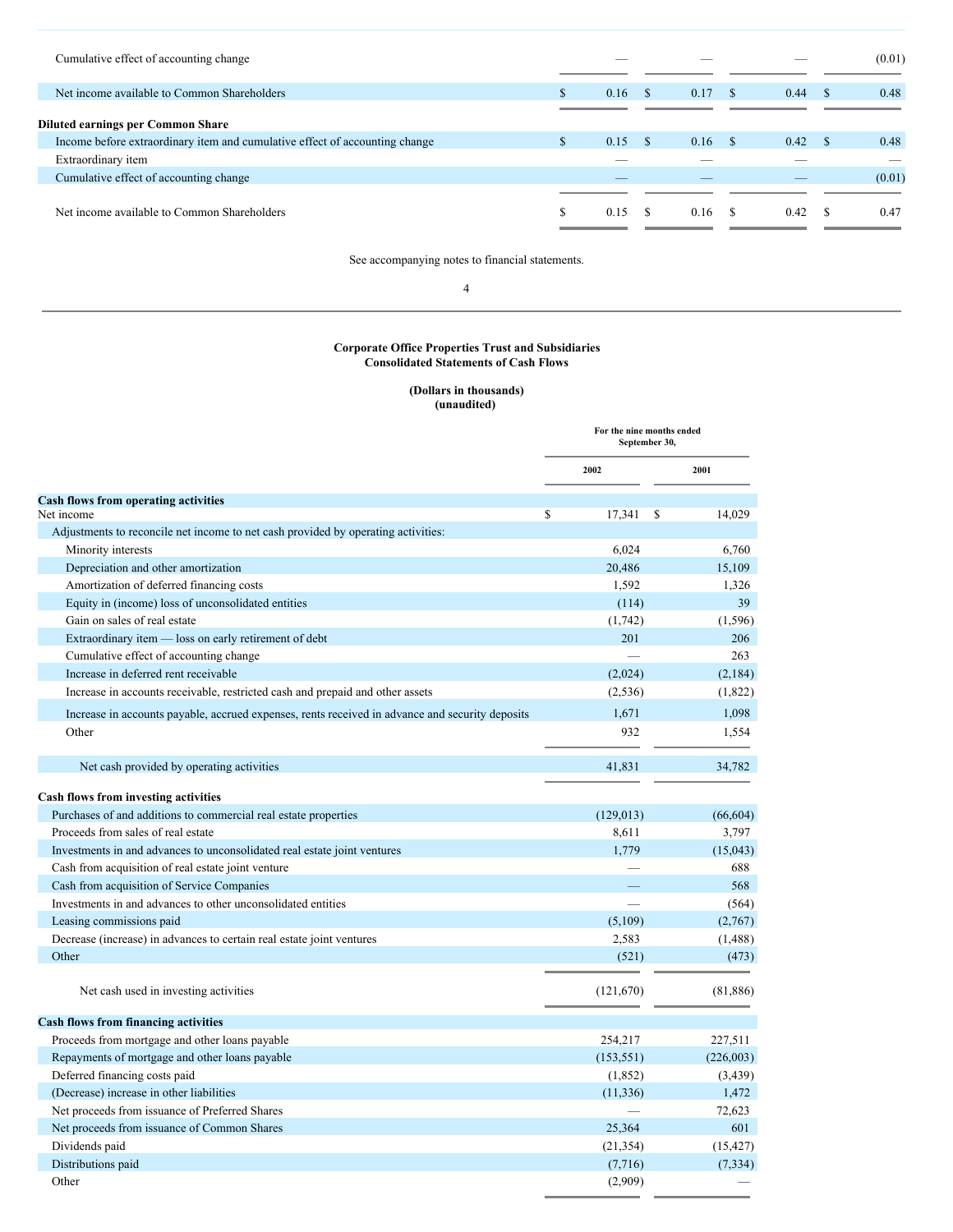| | | | | |
|---|---|---|---|---|
| Cumulative effect of accounting change | — | — | — | (0.01) |
| Net income available to Common Shareholders | $ 0.16 | $ 0.17 | $ 0.44 | $ 0.48 |
| **Diluted earnings per Common Share** | | | | |
| Income before extraordinary item and cumulative effect of accounting change | $ 0.15 | $ 0.16 | $ 0.42 | $ 0.48 |
| Extraordinary item | — | — | — | — |
| Cumulative effect of accounting change | — | — | — | (0.01) |
| Net income available to Common Shareholders | $ 0.15 | $ 0.16 | $ 0.42 | $ 0.47 |

See accompanying notes to financial statements.

**Corporate Office Properties Trust and Subsidiaries**
**Consolidated Statements of Cash Flows**

**(Dollars in thousands)**
**(unaudited)**

| | For the nine months ended September 30, 2002 | 2001 |
|---|---|---|
| **Cash flows from operating activities** | | |
| Net income | $ 17,341 | $ 14,029 |
| Adjustments to reconcile net income to net cash provided by operating activities: | | |
| Minority interests | 6,024 | 6,760 |
| Depreciation and other amortization | 20,486 | 15,109 |
| Amortization of deferred financing costs | 1,592 | 1,326 |
| Equity in (income) loss of unconsolidated entities | (114) | 39 |
| Gain on sales of real estate | (1,742) | (1,596) |
| Extraordinary item — loss on early retirement of debt | 201 | 206 |
| Cumulative effect of accounting change | — | 263 |
| Increase in deferred rent receivable | (2,024) | (2,184) |
| Increase in accounts receivable, restricted cash and prepaid and other assets | (2,536) | (1,822) |
| Increase in accounts payable, accrued expenses, rents received in advance and security deposits | 1,671 | 1,098 |
| Other | 932 | 1,554 |
| Net cash provided by operating activities | 41,831 | 34,782 |
| **Cash flows from investing activities** | | |
| Purchases of and additions to commercial real estate properties | (129,013) | (66,604) |
| Proceeds from sales of real estate | 8,611 | 3,797 |
| Investments in and advances to unconsolidated real estate joint ventures | 1,779 | (15,043) |
| Cash from acquisition of real estate joint venture | — | 688 |
| Cash from acquisition of Service Companies | — | 568 |
| Investments in and advances to other unconsolidated entities | — | (564) |
| Leasing commissions paid | (5,109) | (2,767) |
| Decrease (increase) in advances to certain real estate joint ventures | 2,583 | (1,488) |
| Other | (521) | (473) |
| Net cash used in investing activities | (121,670) | (81,886) |
| **Cash flows from financing activities** | | |
| Proceeds from mortgage and other loans payable | 254,217 | 227,511 |
| Repayments of mortgage and other loans payable | (153,551) | (226,003) |
| Deferred financing costs paid | (1,852) | (3,439) |
| (Decrease) increase in other liabilities | (11,336) | 1,472 |
| Net proceeds from issuance of Preferred Shares | — | 72,623 |
| Net proceeds from issuance of Common Shares | 25,364 | 601 |
| Dividends paid | (21,354) | (15,427) |
| Distributions paid | (7,716) | (7,334) |
| Other | (2,909) | — |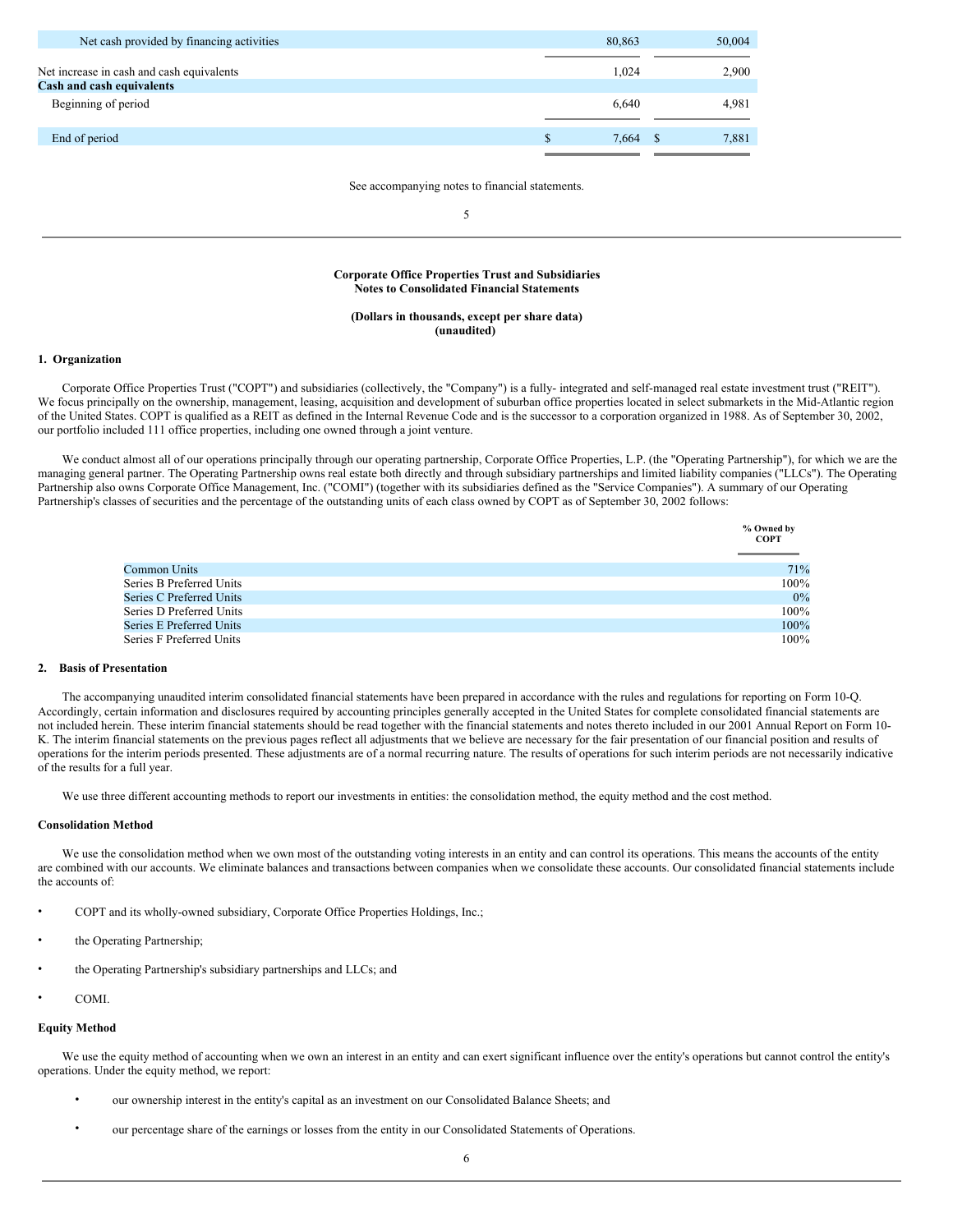| | | |
|---|---|---|
| Net cash provided by financing activities | 80,863 | 50,004 |
| Net increase in cash and cash equivalents | 1,024 | 2,900 |
| **Cash and cash equivalents** | | |
| Beginning of period | 6,640 | 4,981 |
| End of period | $ 7,664 | $ 7,881 |

See accompanying notes to financial statements.

**Corporate Office Properties Trust and Subsidiaries**
**Notes to Consolidated Financial Statements**

**(Dollars in thousands, except per share data)**
**(unaudited)**

## 1. Organization

Corporate Office Properties Trust ("COPT") and subsidiaries (collectively, the "Company") is a fully- integrated and self-managed real estate investment trust ("REIT"). We focus principally on the ownership, management, leasing, acquisition and development of suburban office properties located in select submarkets in the Mid-Atlantic region of the United States. COPT is qualified as a REIT as defined in the Internal Revenue Code and is the successor to a corporation organized in 1988. As of September 30, 2002, our portfolio included 111 office properties, including one owned through a joint venture.

We conduct almost all of our operations principally through our operating partnership, Corporate Office Properties, L.P. (the "Operating Partnership"), for which we are the managing general partner. The Operating Partnership owns real estate both directly and through subsidiary partnerships and limited liability companies ("LLCs"). The Operating Partnership also owns Corporate Office Management, Inc. ("COMI") (together with its subsidiaries defined as the "Service Companies"). A summary of our Operating Partnership's classes of securities and the percentage of the outstanding units of each class owned by COPT as of September 30, 2002 follows:

| | % Owned by COPT |
|---|---|
| Common Units | 71% |
| Series B Preferred Units | 100% |
| Series C Preferred Units | 0% |
| Series D Preferred Units | 100% |
| Series E Preferred Units | 100% |
| Series F Preferred Units | 100% |

## 2. Basis of Presentation

The accompanying unaudited interim consolidated financial statements have been prepared in accordance with the rules and regulations for reporting on Form 10-Q. Accordingly, certain information and disclosures required by accounting principles generally accepted in the United States for complete consolidated financial statements are not included herein. These interim financial statements should be read together with the financial statements and notes thereto included in our 2001 Annual Report on Form 10-K. The interim financial statements on the previous pages reflect all adjustments that we believe are necessary for the fair presentation of our financial position and results of operations for the interim periods presented. These adjustments are of a normal recurring nature. The results of operations for such interim periods are not necessarily indicative of the results for a full year.

We use three different accounting methods to report our investments in entities: the consolidation method, the equity method and the cost method.

### Consolidation Method

We use the consolidation method when we own most of the outstanding voting interests in an entity and can control its operations. This means the accounts of the entity are combined with our accounts. We eliminate balances and transactions between companies when we consolidate these accounts. Our consolidated financial statements include the accounts of:

- COPT and its wholly-owned subsidiary, Corporate Office Properties Holdings, Inc.;
- the Operating Partnership;
- the Operating Partnership's subsidiary partnerships and LLCs; and
- COMI.

### Equity Method

We use the equity method of accounting when we own an interest in an entity and can exert significant influence over the entity's operations but cannot control the entity's operations. Under the equity method, we report:

- our ownership interest in the entity's capital as an investment on our Consolidated Balance Sheets; and
- our percentage share of the earnings or losses from the entity in our Consolidated Statements of Operations.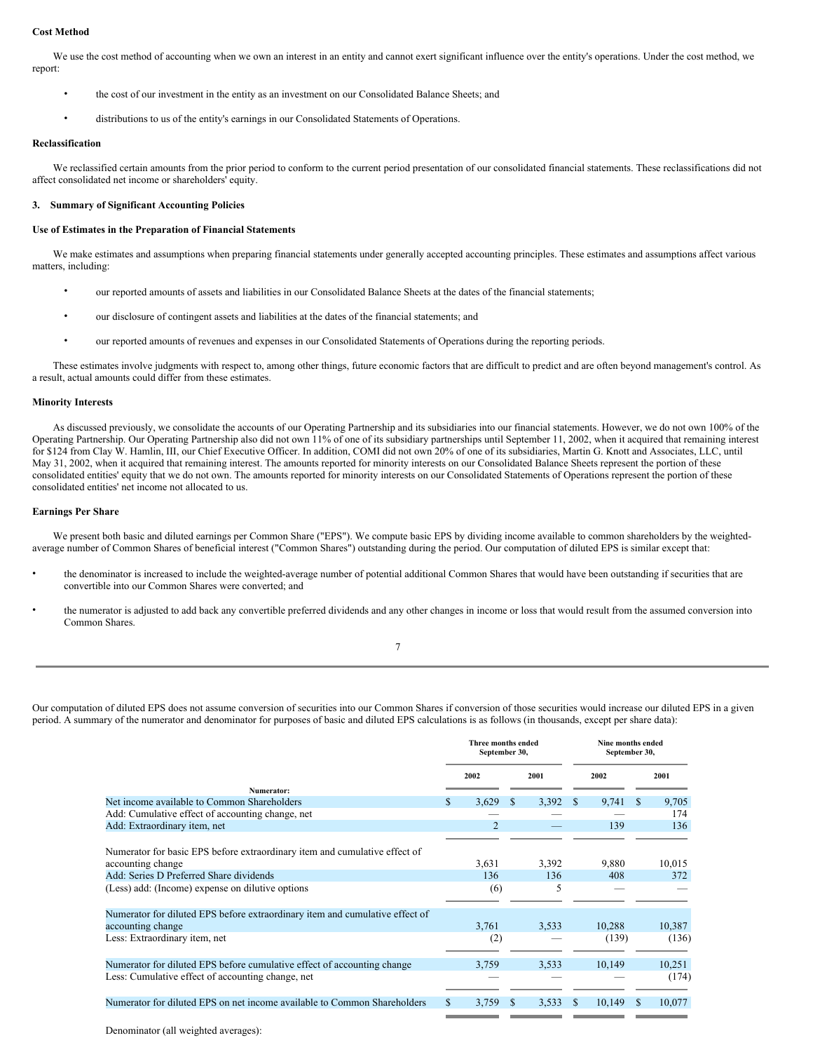### Cost Method

We use the cost method of accounting when we own an interest in an entity and cannot exert significant influence over the entity's operations. Under the cost method, we report:

- the cost of our investment in the entity as an investment on our Consolidated Balance Sheets; and
- distributions to us of the entity's earnings in our Consolidated Statements of Operations.

### Reclassification

We reclassified certain amounts from the prior period to conform to the current period presentation of our consolidated financial statements. These reclassifications did not affect consolidated net income or shareholders' equity.

## 3. Summary of Significant Accounting Policies

### Use of Estimates in the Preparation of Financial Statements

We make estimates and assumptions when preparing financial statements under generally accepted accounting principles. These estimates and assumptions affect various matters, including:

- our reported amounts of assets and liabilities in our Consolidated Balance Sheets at the dates of the financial statements;
- our disclosure of contingent assets and liabilities at the dates of the financial statements; and
- our reported amounts of revenues and expenses in our Consolidated Statements of Operations during the reporting periods.

These estimates involve judgments with respect to, among other things, future economic factors that are difficult to predict and are often beyond management's control. As a result, actual amounts could differ from these estimates.

### Minority Interests

As discussed previously, we consolidate the accounts of our Operating Partnership and its subsidiaries into our financial statements. However, we do not own 100% of the Operating Partnership. Our Operating Partnership also did not own 11% of one of its subsidiary partnerships until September 11, 2002, when it acquired that remaining interest for $124 from Clay W. Hamlin, III, our Chief Executive Officer. In addition, COMI did not own 20% of one of its subsidiaries, Martin G. Knott and Associates, LLC, until May 31, 2002, when it acquired that remaining interest. The amounts reported for minority interests on our Consolidated Balance Sheets represent the portion of these consolidated entities' equity that we do not own. The amounts reported for minority interests on our Consolidated Statements of Operations represent the portion of these consolidated entities' net income not allocated to us.

### Earnings Per Share

We present both basic and diluted earnings per Common Share ("EPS"). We compute basic EPS by dividing income available to common shareholders by the weighted-average number of Common Shares of beneficial interest ("Common Shares") outstanding during the period. Our computation of diluted EPS is similar except that:

- the denominator is increased to include the weighted-average number of potential additional Common Shares that would have been outstanding if securities that are convertible into our Common Shares were converted; and
- the numerator is adjusted to add back any convertible preferred dividends and any other changes in income or loss that would result from the assumed conversion into Common Shares.

Our computation of diluted EPS does not assume conversion of securities into our Common Shares if conversion of those securities would increase our diluted EPS in a given period. A summary of the numerator and denominator for purposes of basic and diluted EPS calculations is as follows (in thousands, except per share data):

| | Three months ended September 30, | | Nine months ended September 30, | |
|---|---|---|---|---|
| | 2002 | 2001 | 2002 | 2001 |
| **Numerator:** | | | | |
| Net income available to Common Shareholders | $ 3,629 | $ 3,392 | $ 9,741 | $ 9,705 |
| Add: Cumulative effect of accounting change, net | — | — | — | 174 |
| Add: Extraordinary item, net | 2 | — | 139 | 136 |
| Numerator for basic EPS before extraordinary item and cumulative effect of accounting change | 3,631 | 3,392 | 9,880 | 10,015 |
| Add: Series D Preferred Share dividends | 136 | 136 | 408 | 372 |
| (Less) add: (Income) expense on dilutive options | (6) | 5 | — | — |
| Numerator for diluted EPS before extraordinary item and cumulative effect of accounting change | 3,761 | 3,533 | 10,288 | 10,387 |
| Less: Extraordinary item, net | (2) | — | (139) | (136) |
| Numerator for diluted EPS before cumulative effect of accounting change | 3,759 | 3,533 | 10,149 | 10,251 |
| Less: Cumulative effect of accounting change, net | — | — | — | (174) |
| Numerator for diluted EPS on net income available to Common Shareholders | $ 3,759 | $ 3,533 | $ 10,149 | $ 10,077 |

Denominator (all weighted averages):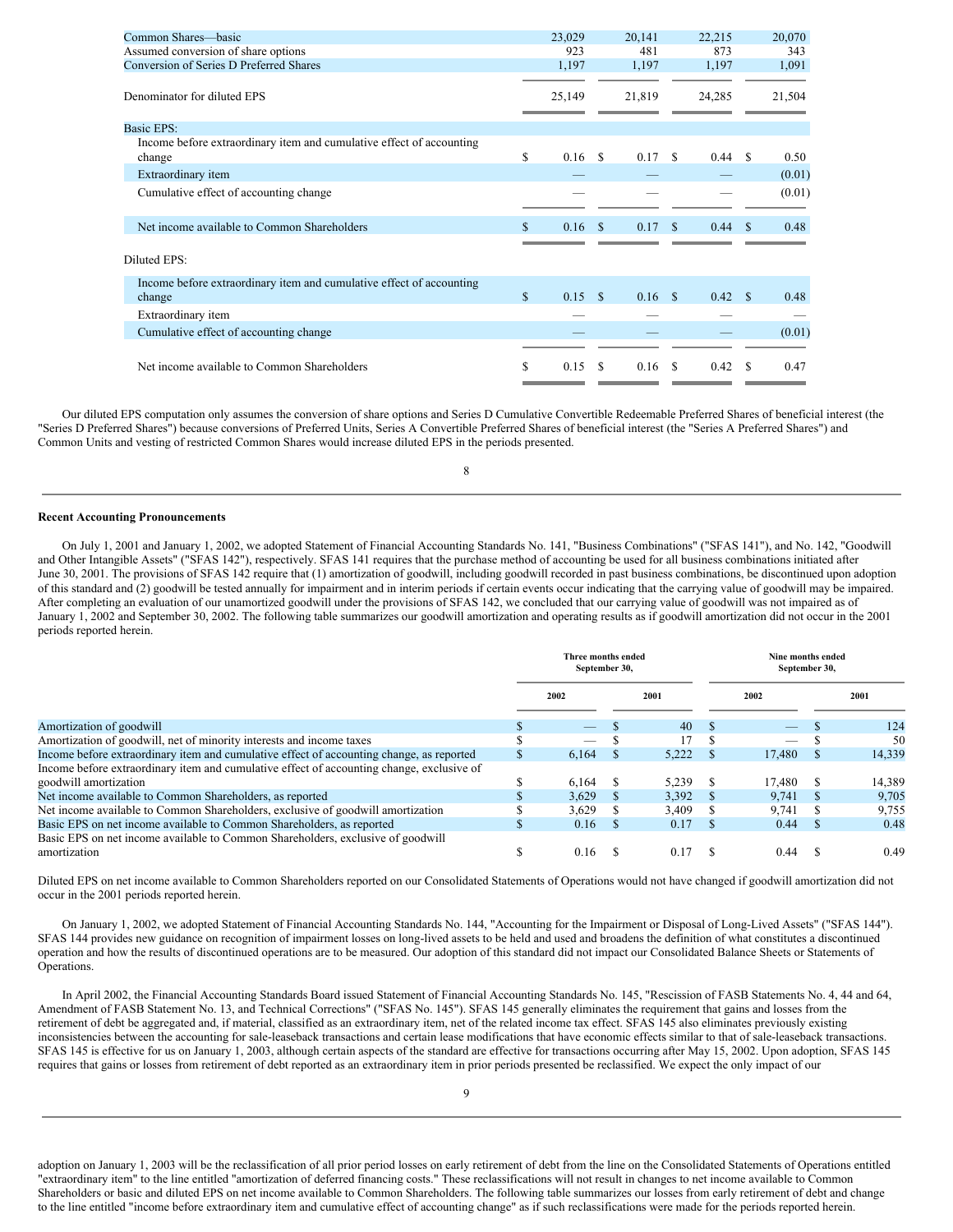| | | | | |
|---|---|---|---|---|
| Common Shares—basic | 23,029 | 20,141 | 22,215 | 20,070 |
| Assumed conversion of share options | 923 | 481 | 873 | 343 |
| Conversion of Series D Preferred Shares | 1,197 | 1,197 | 1,197 | 1,091 |
| Denominator for diluted EPS | 25,149 | 21,819 | 24,285 | 21,504 |
| Basic EPS: | | | | |
| Income before extraordinary item and cumulative effect of accounting change | $ 0.16 | $ 0.17 | $ 0.44 | $ 0.50 |
| Extraordinary item | — | — | — | (0.01) |
| Cumulative effect of accounting change | — | — | — | (0.01) |
| Net income available to Common Shareholders | $ 0.16 | $ 0.17 | $ 0.44 | $ 0.48 |
| Diluted EPS: | | | | |
| Income before extraordinary item and cumulative effect of accounting change | $ 0.15 | $ 0.16 | $ 0.42 | $ 0.48 |
| Extraordinary item | — | — | — | — |
| Cumulative effect of accounting change | — | — | — | (0.01) |
| Net income available to Common Shareholders | $ 0.15 | $ 0.16 | $ 0.42 | $ 0.47 |

Our diluted EPS computation only assumes the conversion of share options and Series D Cumulative Convertible Redeemable Preferred Shares of beneficial interest (the "Series D Preferred Shares") because conversions of Preferred Units, Series A Convertible Preferred Shares of beneficial interest (the "Series A Preferred Shares") and Common Units and vesting of restricted Common Shares would increase diluted EPS in the periods presented.

**Recent Accounting Pronouncements**

On July 1, 2001 and January 1, 2002, we adopted Statement of Financial Accounting Standards No. 141, "Business Combinations" ("SFAS 141"), and No. 142, "Goodwill and Other Intangible Assets" ("SFAS 142"), respectively. SFAS 141 requires that the purchase method of accounting be used for all business combinations initiated after June 30, 2001. The provisions of SFAS 142 require that (1) amortization of goodwill, including goodwill recorded in past business combinations, be discontinued upon adoption of this standard and (2) goodwill be tested annually for impairment and in interim periods if certain events occur indicating that the carrying value of goodwill may be impaired. After completing an evaluation of our unamortized goodwill under the provisions of SFAS 142, we concluded that our carrying value of goodwill was not impaired as of January 1, 2002 and September 30, 2002. The following table summarizes our goodwill amortization and operating results as if goodwill amortization did not occur in the 2001 periods reported herein.

| | Three months ended September 30, | | Nine months ended September 30, | |
|---|---|---|---|---|
| | 2002 | 2001 | 2002 | 2001 |
| Amortization of goodwill | $ — | $ 40 | $ — | $ 124 |
| Amortization of goodwill, net of minority interests and income taxes | $ — | $ 17 | $ — | $ 50 |
| Income before extraordinary item and cumulative effect of accounting change, as reported | $ 6,164 | $ 5,222 | $ 17,480 | $ 14,339 |
| Income before extraordinary item and cumulative effect of accounting change, exclusive of goodwill amortization | $ 6,164 | $ 5,239 | $ 17,480 | $ 14,389 |
| Net income available to Common Shareholders, as reported | $ 3,629 | $ 3,392 | $ 9,741 | $ 9,705 |
| Net income available to Common Shareholders, exclusive of goodwill amortization | $ 3,629 | $ 3,409 | $ 9,741 | $ 9,755 |
| Basic EPS on net income available to Common Shareholders, as reported | $ 0.16 | $ 0.17 | $ 0.44 | $ 0.48 |
| Basic EPS on net income available to Common Shareholders, exclusive of goodwill amortization | $ 0.16 | $ 0.17 | $ 0.44 | $ 0.49 |

Diluted EPS on net income available to Common Shareholders reported on our Consolidated Statements of Operations would not have changed if goodwill amortization did not occur in the 2001 periods reported herein.

On January 1, 2002, we adopted Statement of Financial Accounting Standards No. 144, "Accounting for the Impairment or Disposal of Long-Lived Assets" ("SFAS 144"). SFAS 144 provides new guidance on recognition of impairment losses on long-lived assets to be held and used and broadens the definition of what constitutes a discontinued operation and how the results of discontinued operations are to be measured. Our adoption of this standard did not impact our Consolidated Balance Sheets or Statements of Operations.

In April 2002, the Financial Accounting Standards Board issued Statement of Financial Accounting Standards No. 145, "Rescission of FASB Statements No. 4, 44 and 64, Amendment of FASB Statement No. 13, and Technical Corrections" ("SFAS No. 145"). SFAS 145 generally eliminates the requirement that gains and losses from the retirement of debt be aggregated and, if material, classified as an extraordinary item, net of the related income tax effect. SFAS 145 also eliminates previously existing inconsistencies between the accounting for sale-leaseback transactions and certain lease modifications that have economic effects similar to that of sale-leaseback transactions. SFAS 145 is effective for us on January 1, 2003, although certain aspects of the standard are effective for transactions occurring after May 15, 2002. Upon adoption, SFAS 145 requires that gains or losses from retirement of debt reported as an extraordinary item in prior periods presented be reclassified. We expect the only impact of our adoption on January 1, 2003 will be the reclassification of all prior period losses on early retirement of debt from the line on the Consolidated Statements of Operations entitled "extraordinary item" to the line entitled "amortization of deferred financing costs." These reclassifications will not result in changes to net income available to Common Shareholders or basic and diluted EPS on net income available to Common Shareholders. The following table summarizes our losses from early retirement of debt and change to the line entitled "income before extraordinary item and cumulative effect of accounting change" as if such reclassifications were made for the periods reported herein.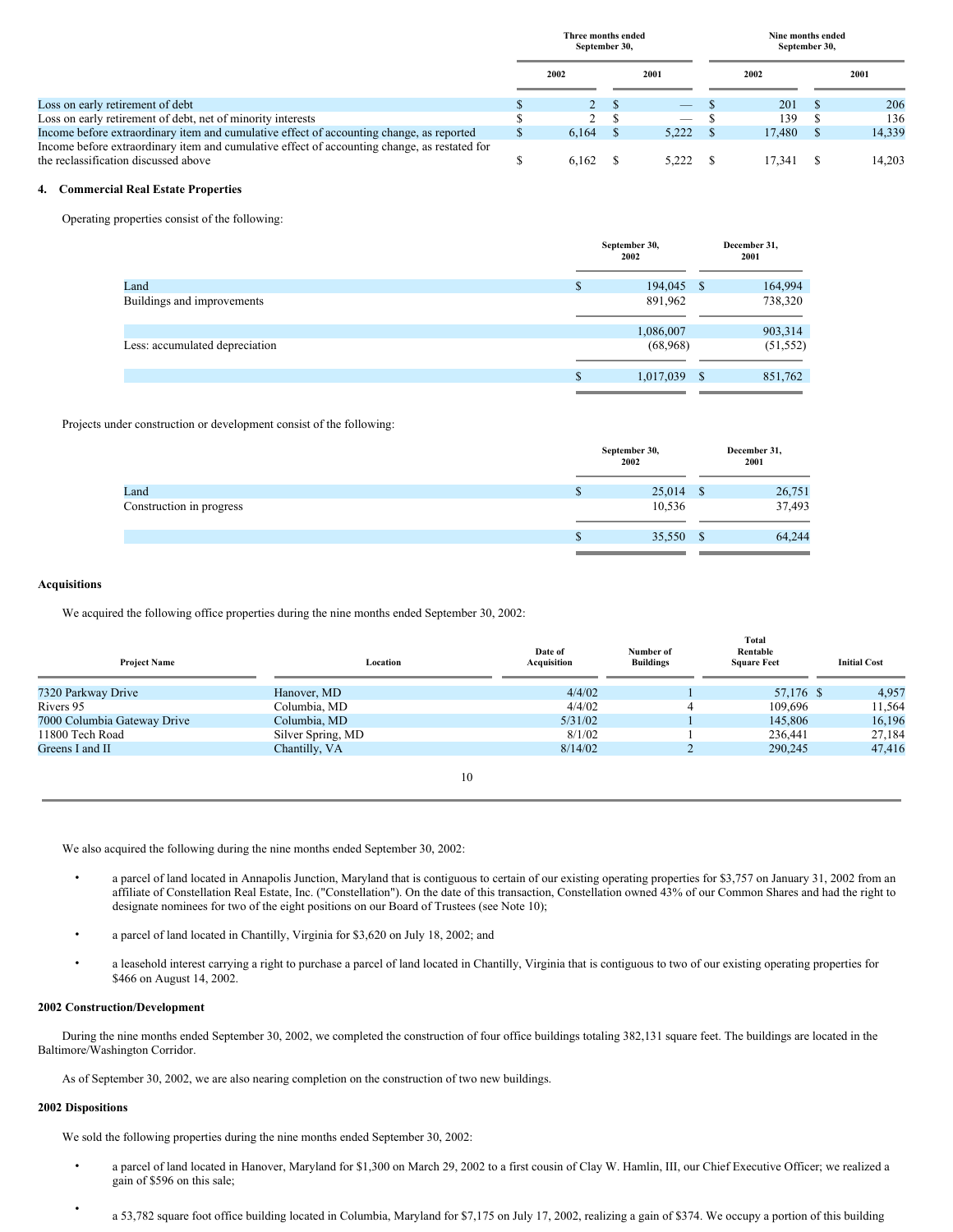| | Three months ended September 30, | | Nine months ended September 30, | |
|---|---|---|---|---|
| | 2002 | 2001 | 2002 | 2001 |
| Loss on early retirement of debt | $ 2 | $ — | $ 201 | $ 206 |
| Loss on early retirement of debt, net of minority interests | $ 2 | $ — | $ 139 | $ 136 |
| Income before extraordinary item and cumulative effect of accounting change, as reported | $ 6,164 | $ 5,222 | $ 17,480 | $ 14,339 |
| Income before extraordinary item and cumulative effect of accounting change, as restated for the reclassification discussed above | $ 6,162 | $ 5,222 | $ 17,341 | $ 14,203 |

## 4. Commercial Real Estate Properties

Operating properties consist of the following:

| | September 30, 2002 | December 31, 2001 |
|---|---|---|
| Land | $ 194,045 | $ 164,994 |
| Buildings and improvements | 891,962 | 738,320 |
| | 1,086,007 | 903,314 |
| Less: accumulated depreciation | (68,968) | (51,552) |
| | $ 1,017,039 | $ 851,762 |

Projects under construction or development consist of the following:

| | September 30, 2002 | December 31, 2001 |
|---|---|---|
| Land | $ 25,014 | $ 26,751 |
| Construction in progress | 10,536 | 37,493 |
| | $ 35,550 | $ 64,244 |

### Acquisitions

We acquired the following office properties during the nine months ended September 30, 2002:

| Project Name | Location | Date of Acquisition | Number of Buildings | Total Rentable Square Feet | Initial Cost |
|---|---|---|---|---|---|
| 7320 Parkway Drive | Hanover, MD | 4/4/02 | 1 | 57,176 | $ 4,957 |
| Rivers 95 | Columbia, MD | 4/4/02 | 4 | 109,696 | 11,564 |
| 7000 Columbia Gateway Drive | Columbia, MD | 5/31/02 | 1 | 145,806 | 16,196 |
| 11800 Tech Road | Silver Spring, MD | 8/1/02 | 1 | 236,441 | 27,184 |
| Greens I and II | Chantilly, VA | 8/14/02 | 2 | 290,245 | 47,416 |

We also acquired the following during the nine months ended September 30, 2002:

- a parcel of land located in Annapolis Junction, Maryland that is contiguous to certain of our existing operating properties for $3,757 on January 31, 2002 from an affiliate of Constellation Real Estate, Inc. ("Constellation"). On the date of this transaction, Constellation owned 43% of our Common Shares and had the right to designate nominees for two of the eight positions on our Board of Trustees (see Note 10);
- a parcel of land located in Chantilly, Virginia for $3,620 on July 18, 2002; and
- a leasehold interest carrying a right to purchase a parcel of land located in Chantilly, Virginia that is contiguous to two of our existing operating properties for $466 on August 14, 2002.

### 2002 Construction/Development

During the nine months ended September 30, 2002, we completed the construction of four office buildings totaling 382,131 square feet. The buildings are located in the Baltimore/Washington Corridor.

As of September 30, 2002, we are also nearing completion on the construction of two new buildings.

### 2002 Dispositions

We sold the following properties during the nine months ended September 30, 2002:

- a parcel of land located in Hanover, Maryland for $1,300 on March 29, 2002 to a first cousin of Clay W. Hamlin, III, our Chief Executive Officer; we realized a gain of $596 on this sale;
- a 53,782 square foot office building located in Columbia, Maryland for $7,175 on July 17, 2002, realizing a gain of $374. We occupy a portion of this building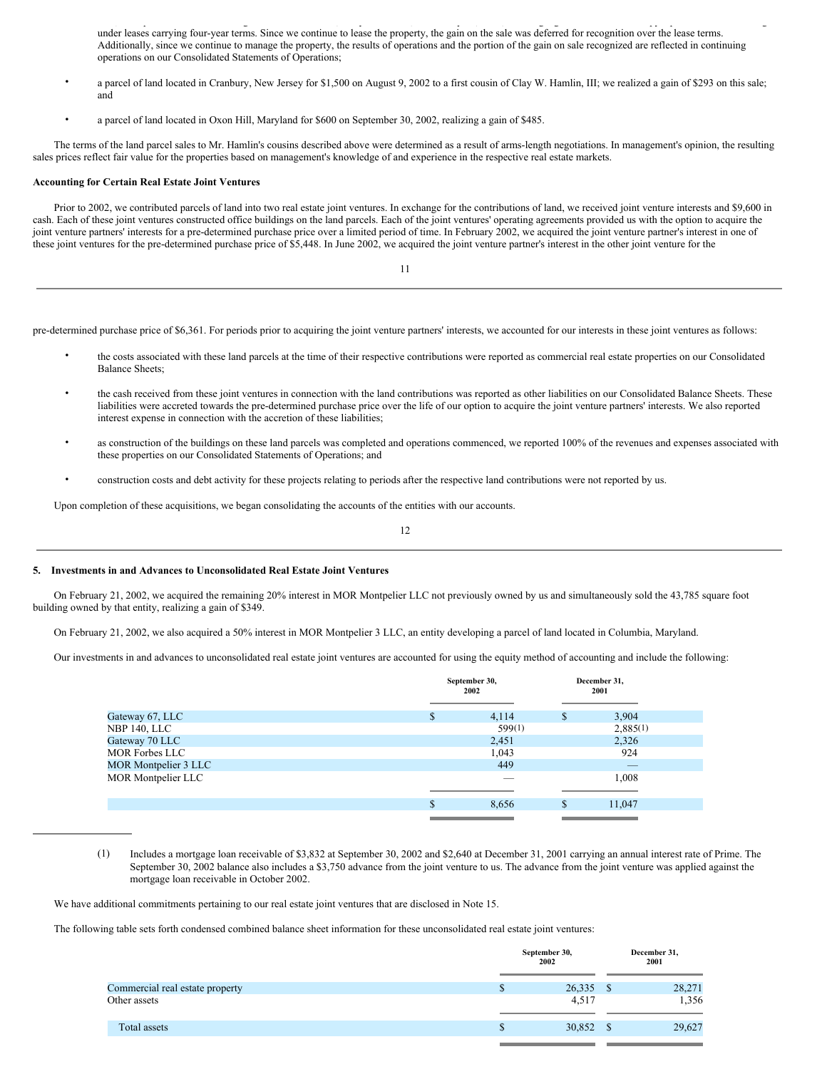under leases carrying four-year terms. Since we continue to lease the property, the gain on the sale was deferred for recognition over the lease terms. Additionally, since we continue to manage the property, the results of operations and the portion of the gain on sale recognized are reflected in continuing operations on our Consolidated Statements of Operations;

- a parcel of land located in Cranbury, New Jersey for $1,500 on August 9, 2002 to a first cousin of Clay W. Hamlin, III; we realized a gain of $293 on this sale; and
- a parcel of land located in Oxon Hill, Maryland for $600 on September 30, 2002, realizing a gain of $485.

The terms of the land parcel sales to Mr. Hamlin's cousins described above were determined as a result of arms-length negotiations. In management's opinion, the resulting sales prices reflect fair value for the properties based on management's knowledge of and experience in the respective real estate markets.

**Accounting for Certain Real Estate Joint Ventures**

Prior to 2002, we contributed parcels of land into two real estate joint ventures. In exchange for the contributions of land, we received joint venture interests and $9,600 in cash. Each of these joint ventures constructed office buildings on the land parcels. Each of the joint ventures' operating agreements provided us with the option to acquire the joint venture partners' interests for a pre-determined purchase price over a limited period of time. In February 2002, we acquired the joint venture partner's interest in one of these joint ventures for the pre-determined purchase price of $5,448. In June 2002, we acquired the joint venture partner's interest in the other joint venture for the pre-determined purchase price of $6,361. For periods prior to acquiring the joint venture partners' interests, we accounted for our interests in these joint ventures as follows:

- the costs associated with these land parcels at the time of their respective contributions were reported as commercial real estate properties on our Consolidated Balance Sheets;
- the cash received from these joint ventures in connection with the land contributions was reported as other liabilities on our Consolidated Balance Sheets. These liabilities were accreted towards the pre-determined purchase price over the life of our option to acquire the joint venture partners' interests. We also reported interest expense in connection with the accretion of these liabilities;
- as construction of the buildings on these land parcels was completed and operations commenced, we reported 100% of the revenues and expenses associated with these properties on our Consolidated Statements of Operations; and
- construction costs and debt activity for these projects relating to periods after the respective land contributions were not reported by us.

Upon completion of these acquisitions, we began consolidating the accounts of the entities with our accounts.

## 5. Investments in and Advances to Unconsolidated Real Estate Joint Ventures

On February 21, 2002, we acquired the remaining 20% interest in MOR Montpelier LLC not previously owned by us and simultaneously sold the 43,785 square foot building owned by that entity, realizing a gain of $349.

On February 21, 2002, we also acquired a 50% interest in MOR Montpelier 3 LLC, an entity developing a parcel of land located in Columbia, Maryland.

Our investments in and advances to unconsolidated real estate joint ventures are accounted for using the equity method of accounting and include the following:

| | September 30, 2002 | December 31, 2001 |
|---|---|---|
| Gateway 67, LLC | $ 4,114 | $ 3,904 |
| NBP 140, LLC | 599(1) | 2,885(1) |
| Gateway 70 LLC | 2,451 | 2,326 |
| MOR Forbes LLC | 1,043 | 924 |
| MOR Montpelier 3 LLC | 449 | — |
| MOR Montpelier LLC | — | 1,008 |
| | $ 8,656 | $ 11,047 |

(1) Includes a mortgage loan receivable of $3,832 at September 30, 2002 and $2,640 at December 31, 2001 carrying an annual interest rate of Prime. The September 30, 2002 balance also includes a $3,750 advance from the joint venture to us. The advance from the joint venture was applied against the mortgage loan receivable in October 2002.

We have additional commitments pertaining to our real estate joint ventures that are disclosed in Note 15.

The following table sets forth condensed combined balance sheet information for these unconsolidated real estate joint ventures:

| | September 30, 2002 | December 31, 2001 |
|---|---|---|
| Commercial real estate property | $ 26,335 | $ 28,271 |
| Other assets | 4,517 | 1,356 |
| Total assets | $ 30,852 | $ 29,627 |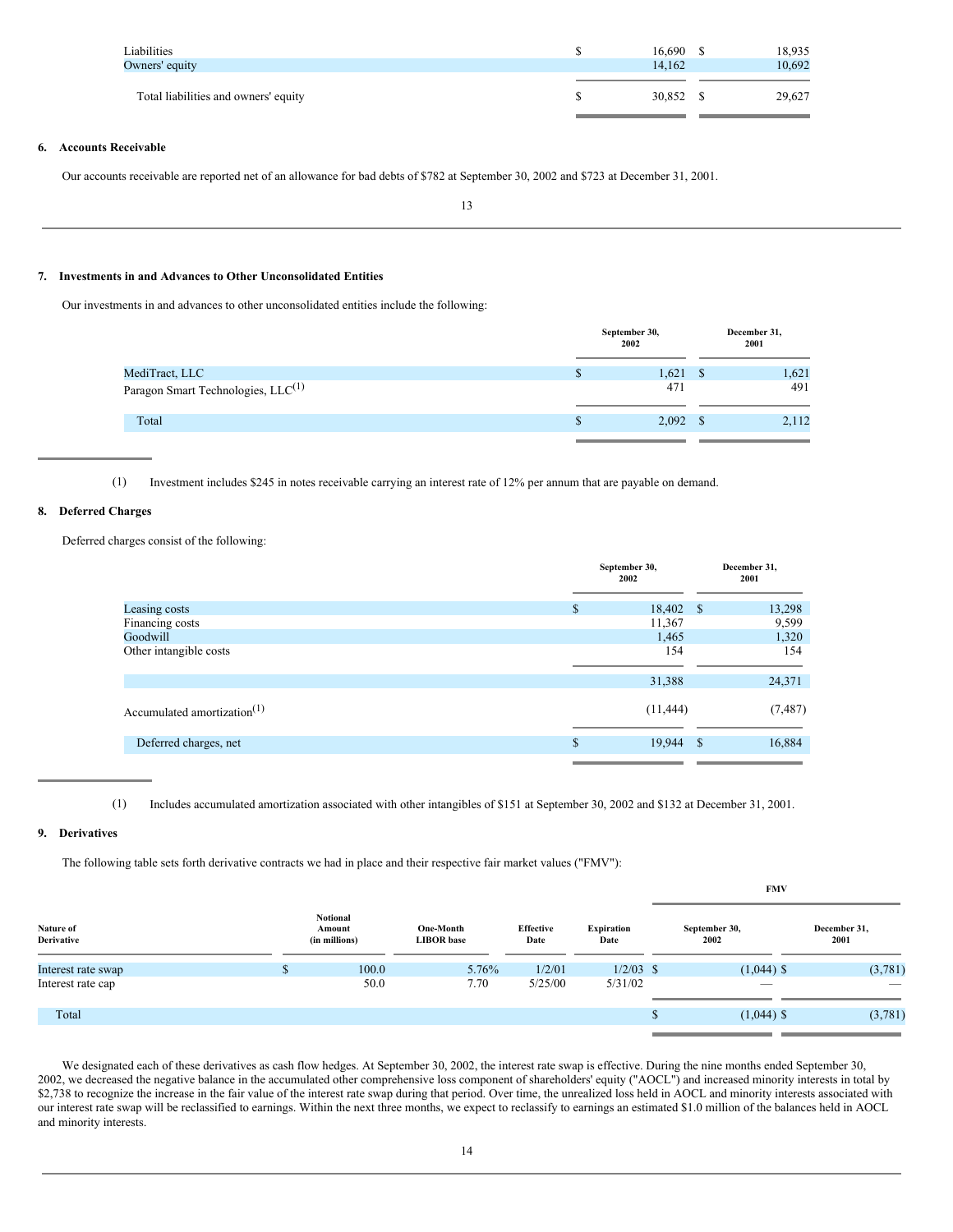| | September 30, 2002 | December 31, 2001 |
|---|---|---|
| Liabilities | $ 16,690 | $ 18,935 |
| Owners' equity | 14,162 | 10,692 |
| Total liabilities and owners' equity | $ 30,852 | $ 29,627 |

### 6. Accounts Receivable

Our accounts receivable are reported net of an allowance for bad debts of $782 at September 30, 2002 and $723 at December 31, 2001.

### 7. Investments in and Advances to Other Unconsolidated Entities

Our investments in and advances to other unconsolidated entities include the following:

| | September 30, 2002 | December 31, 2001 |
|---|---|---|
| MediTract, LLC | $ 1,621 | $ 1,621 |
| Paragon Smart Technologies, LLC[(1)] | 471 | 491 |
| Total | $ 2,092 | $ 2,112 |

(1) Investment includes $245 in notes receivable carrying an interest rate of 12% per annum that are payable on demand.

### 8. Deferred Charges

Deferred charges consist of the following:

| | September 30, 2002 | December 31, 2001 |
|---|---|---|
| Leasing costs | $ 18,402 | $ 13,298 |
| Financing costs | 11,367 | 9,599 |
| Goodwill | 1,465 | 1,320 |
| Other intangible costs | 154 | 154 |
| | 31,388 | 24,371 |
| Accumulated amortization[(1)] | (11,444) | (7,487) |
| Deferred charges, net | $ 19,944 | $ 16,884 |

(1) Includes accumulated amortization associated with other intangibles of $151 at September 30, 2002 and $132 at December 31, 2001.

### 9. Derivatives

The following table sets forth derivative contracts we had in place and their respective fair market values ("FMV"):

| | | | | | FMV | |
|---|---|---|---|---|---|---|
| Nature of Derivative | Notional Amount (in millions) | One-Month LIBOR base | Effective Date | Expiration Date | September 30, 2002 | December 31, 2001 |
| Interest rate swap | $ 100.0 | 5.76% | 1/2/01 | 1/2/03 | $ (1,044) | $ (3,781) |
| Interest rate cap | 50.0 | 7.70 | 5/25/00 | 5/31/02 | — | — |
| Total | | | | | $ (1,044) | $ (3,781) |

We designated each of these derivatives as cash flow hedges. At September 30, 2002, the interest rate swap is effective. During the nine months ended September 30, 2002, we decreased the negative balance in the accumulated other comprehensive loss component of shareholders' equity ("AOCL") and increased minority interests in total by $2,738 to recognize the increase in the fair value of the interest rate swap during that period. Over time, the unrealized loss held in AOCL and minority interests associated with our interest rate swap will be reclassified to earnings. Within the next three months, we expect to reclassify to earnings an estimated $1.0 million of the balances held in AOCL and minority interests.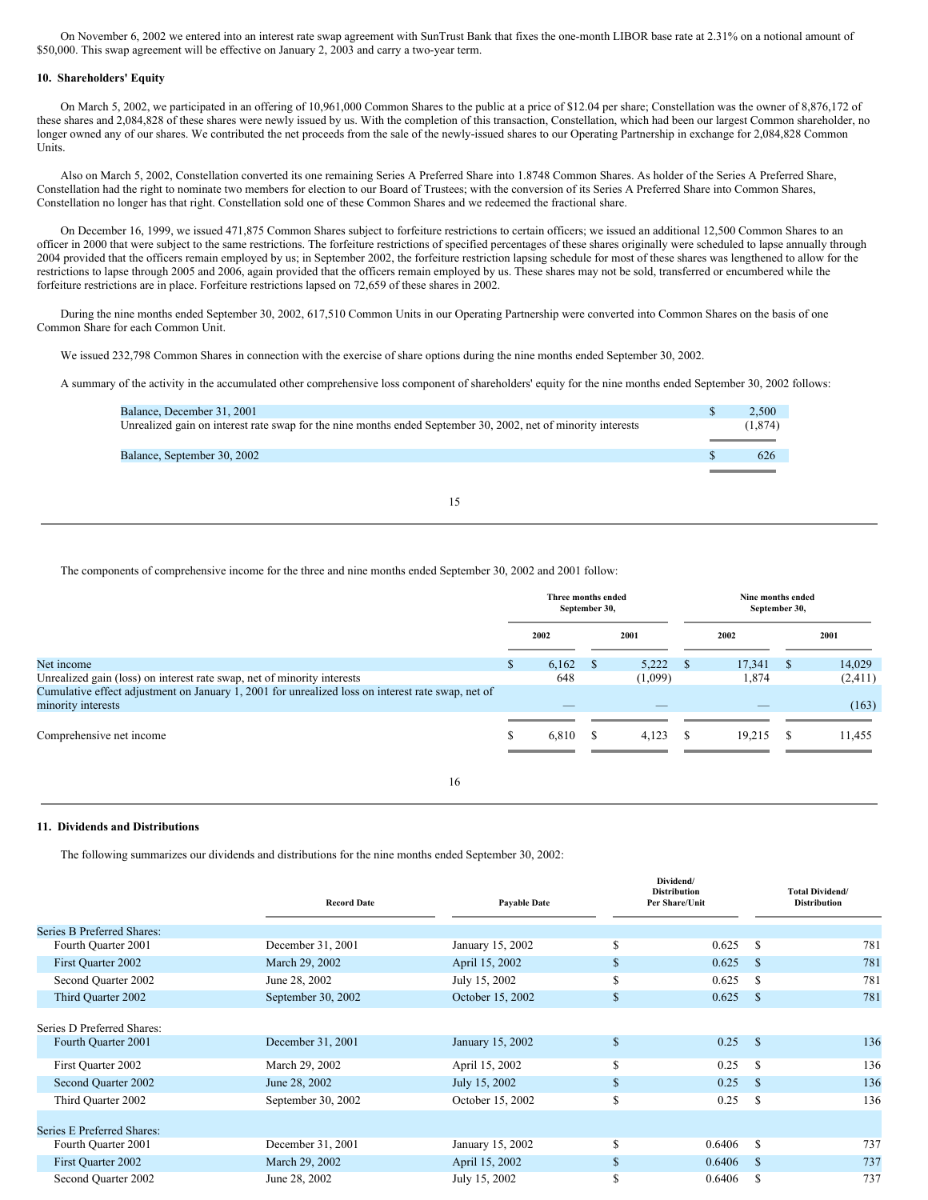On November 6, 2002 we entered into an interest rate swap agreement with SunTrust Bank that fixes the one-month LIBOR base rate at 2.31% on a notional amount of $50,000. This swap agreement will be effective on January 2, 2003 and carry a two-year term.

### 10. Shareholders' Equity

On March 5, 2002, we participated in an offering of 10,961,000 Common Shares to the public at a price of $12.04 per share; Constellation was the owner of 8,876,172 of these shares and 2,084,828 of these shares were newly issued by us. With the completion of this transaction, Constellation, which had been our largest Common shareholder, no longer owned any of our shares. We contributed the net proceeds from the sale of the newly-issued shares to our Operating Partnership in exchange for 2,084,828 Common Units.

Also on March 5, 2002, Constellation converted its one remaining Series A Preferred Share into 1.8748 Common Shares. As holder of the Series A Preferred Share, Constellation had the right to nominate two members for election to our Board of Trustees; with the conversion of its Series A Preferred Share into Common Shares, Constellation no longer has that right. Constellation sold one of these Common Shares and we redeemed the fractional share.

On December 16, 1999, we issued 471,875 Common Shares subject to forfeiture restrictions to certain officers; we issued an additional 12,500 Common Shares to an officer in 2000 that were subject to the same restrictions. The forfeiture restrictions of specified percentages of these shares originally were scheduled to lapse annually through 2004 provided that the officers remain employed by us; in September 2002, the forfeiture restriction lapsing schedule for most of these shares was lengthened to allow for the restrictions to lapse through 2005 and 2006, again provided that the officers remain employed by us. These shares may not be sold, transferred or encumbered while the forfeiture restrictions are in place. Forfeiture restrictions lapsed on 72,659 of these shares in 2002.

During the nine months ended September 30, 2002, 617,510 Common Units in our Operating Partnership were converted into Common Shares on the basis of one Common Share for each Common Unit.

We issued 232,798 Common Shares in connection with the exercise of share options during the nine months ended September 30, 2002.

A summary of the activity in the accumulated other comprehensive loss component of shareholders' equity for the nine months ended September 30, 2002 follows:

| | |
|---|---|
| Balance, December 31, 2001 | $ 2,500 |
| Unrealized gain on interest rate swap for the nine months ended September 30, 2002, net of minority interests | (1,874) |
| Balance, September 30, 2002 | $ 626 |

The components of comprehensive income for the three and nine months ended September 30, 2002 and 2001 follow:

| | Three months ended September 30, | | Nine months ended September 30, | |
|---|---|---|---|---|
| | 2002 | 2001 | 2002 | 2001 |
| Net income | $ 6,162 | $ 5,222 | $ 17,341 | $ 14,029 |
| Unrealized gain (loss) on interest rate swap, net of minority interests | 648 | (1,099) | 1,874 | (2,411) |
| Cumulative effect adjustment on January 1, 2001 for unrealized loss on interest rate swap, net of minority interests | — | — | — | (163) |
| Comprehensive net income | $ 6,810 | $ 4,123 | $ 19,215 | $ 11,455 |

### 11. Dividends and Distributions

The following summarizes our dividends and distributions for the nine months ended September 30, 2002:

| | Record Date | Payable Date | Dividend/ Distribution Per Share/Unit | Total Dividend/ Distribution |
|---|---|---|---|---|
| Series B Preferred Shares: | | | | |
| Fourth Quarter 2001 | December 31, 2001 | January 15, 2002 | $ 0.625 | $ 781 |
| First Quarter 2002 | March 29, 2002 | April 15, 2002 | $ 0.625 | $ 781 |
| Second Quarter 2002 | June 28, 2002 | July 15, 2002 | $ 0.625 | $ 781 |
| Third Quarter 2002 | September 30, 2002 | October 15, 2002 | $ 0.625 | $ 781 |
| Series D Preferred Shares: | | | | |
| Fourth Quarter 2001 | December 31, 2001 | January 15, 2002 | $ 0.25 | $ 136 |
| First Quarter 2002 | March 29, 2002 | April 15, 2002 | $ 0.25 | $ 136 |
| Second Quarter 2002 | June 28, 2002 | July 15, 2002 | $ 0.25 | $ 136 |
| Third Quarter 2002 | September 30, 2002 | October 15, 2002 | $ 0.25 | $ 136 |
| Series E Preferred Shares: | | | | |
| Fourth Quarter 2001 | December 31, 2001 | January 15, 2002 | $ 0.6406 | $ 737 |
| First Quarter 2002 | March 29, 2002 | April 15, 2002 | $ 0.6406 | $ 737 |
| Second Quarter 2002 | June 28, 2002 | July 15, 2002 | $ 0.6406 | $ 737 |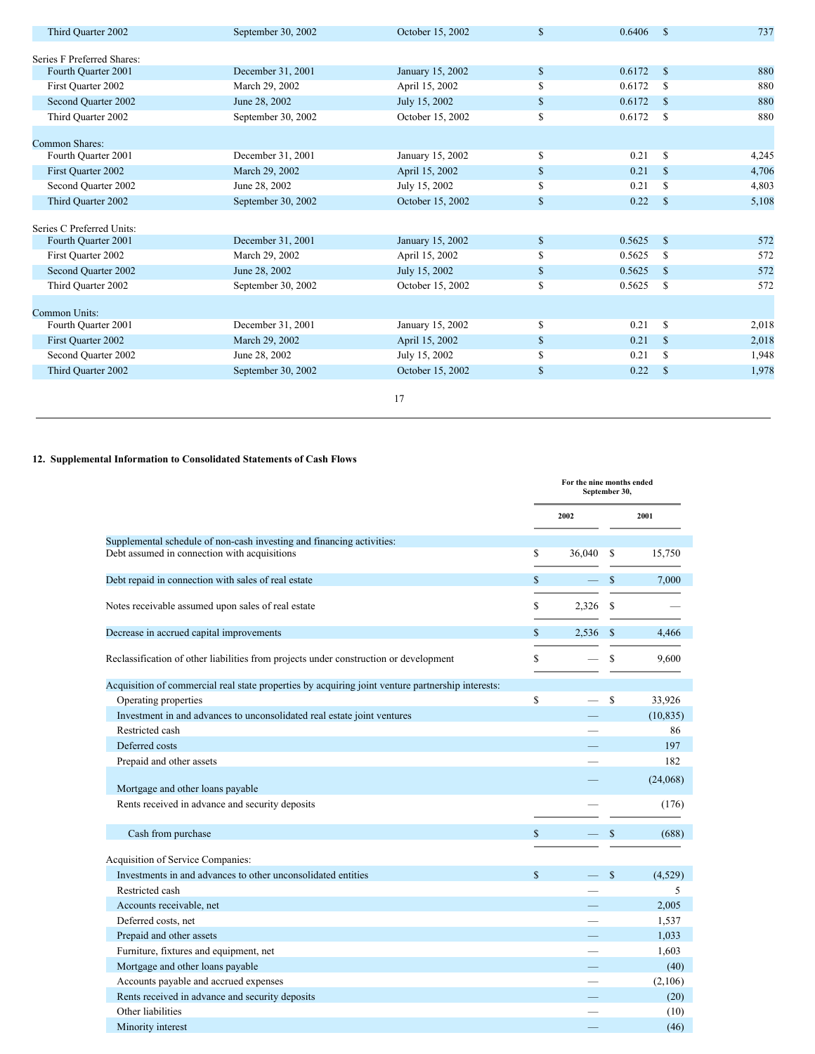| | | | |
|---|---|---|---|
| Third Quarter 2002 | September 30, 2002 | October 15, 2002 | $ 0.6406 | $ 737 |

| | | | | |
|---|---|---|---|---|
| **Series F Preferred Shares:** | | | | |
| Fourth Quarter 2001 | December 31, 2001 | January 15, 2002 | $ 0.6172 | $ 880 |
| First Quarter 2002 | March 29, 2002 | April 15, 2002 | $ 0.6172 | $ 880 |
| Second Quarter 2002 | June 28, 2002 | July 15, 2002 | $ 0.6172 | $ 880 |
| Third Quarter 2002 | September 30, 2002 | October 15, 2002 | $ 0.6172 | $ 880 |
| **Common Shares:** | | | | |
| Fourth Quarter 2001 | December 31, 2001 | January 15, 2002 | $ 0.21 | $ 4,245 |
| First Quarter 2002 | March 29, 2002 | April 15, 2002 | $ 0.21 | $ 4,706 |
| Second Quarter 2002 | June 28, 2002 | July 15, 2002 | $ 0.21 | $ 4,803 |
| Third Quarter 2002 | September 30, 2002 | October 15, 2002 | $ 0.22 | $ 5,108 |
| **Series C Preferred Units:** | | | | |
| Fourth Quarter 2001 | December 31, 2001 | January 15, 2002 | $ 0.5625 | $ 572 |
| First Quarter 2002 | March 29, 2002 | April 15, 2002 | $ 0.5625 | $ 572 |
| Second Quarter 2002 | June 28, 2002 | July 15, 2002 | $ 0.5625 | $ 572 |
| Third Quarter 2002 | September 30, 2002 | October 15, 2002 | $ 0.5625 | $ 572 |
| **Common Units:** | | | | |
| Fourth Quarter 2001 | December 31, 2001 | January 15, 2002 | $ 0.21 | $ 2,018 |
| First Quarter 2002 | March 29, 2002 | April 15, 2002 | $ 0.21 | $ 2,018 |
| Second Quarter 2002 | June 28, 2002 | July 15, 2002 | $ 0.21 | $ 1,948 |
| Third Quarter 2002 | September 30, 2002 | October 15, 2002 | $ 0.22 | $ 1,978 |

## 12. Supplemental Information to Consolidated Statements of Cash Flows

| | For the nine months ended September 30, | |
|---|---|---|
| | 2002 | 2001 |
| Supplemental schedule of non-cash investing and financing activities: | | |
| Debt assumed in connection with acquisitions | $ 36,040 | $ 15,750 |
| Debt repaid in connection with sales of real estate | $ — | $ 7,000 |
| Notes receivable assumed upon sales of real estate | $ 2,326 | $ — |
| Decrease in accrued capital improvements | $ 2,536 | $ 4,466 |
| Reclassification of other liabilities from projects under construction or development | $ — | $ 9,600 |
| Acquisition of commercial real state properties by acquiring joint venture partnership interests: | | |
| Operating properties | $ — | $ 33,926 |
| Investment in and advances to unconsolidated real estate joint ventures | — | (10,835) |
| Restricted cash | — | 86 |
| Deferred costs | — | 197 |
| Prepaid and other assets | — | 182 |
| Mortgage and other loans payable | — | (24,068) |
| Rents received in advance and security deposits | — | (176) |
| Cash from purchase | $ — | $ (688) |
| Acquisition of Service Companies: | | |
| Investments in and advances to other unconsolidated entities | $ — | $ (4,529) |
| Restricted cash | — | 5 |
| Accounts receivable, net | — | 2,005 |
| Deferred costs, net | — | 1,537 |
| Prepaid and other assets | — | 1,033 |
| Furniture, fixtures and equipment, net | — | 1,603 |
| Mortgage and other loans payable | — | (40) |
| Accounts payable and accrued expenses | — | (2,106) |
| Rents received in advance and security deposits | — | (20) |
| Other liabilities | — | (10) |
| Minority interest | — | (46) |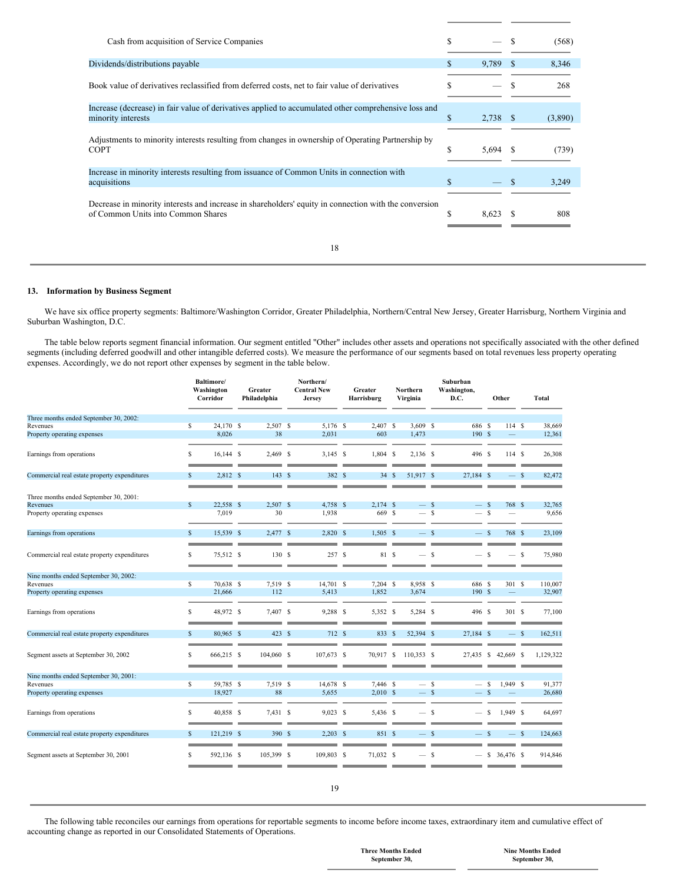| | | |
|---|---|---|
| Cash from acquisition of Service Companies | $ — | $ (568) |
| Dividends/distributions payable | $ 9,789 | $ 8,346 |
| Book value of derivatives reclassified from deferred costs, net to fair value of derivatives | $ — | $ 268 |
| Increase (decrease) in fair value of derivatives applied to accumulated other comprehensive loss and minority interests | $ 2,738 | $ (3,890) |
| Adjustments to minority interests resulting from changes in ownership of Operating Partnership by COPT | $ 5,694 | $ (739) |
| Increase in minority interests resulting from issuance of Common Units in connection with acquisitions | $ — | $ 3,249 |
| Decrease in minority interests and increase in shareholders' equity in connection with the conversion of Common Units into Common Shares | $ 8,623 | $ 808 |

### 13. Information by Business Segment

We have six office property segments: Baltimore/Washington Corridor, Greater Philadelphia, Northern/Central New Jersey, Greater Harrisburg, Northern Virginia and Suburban Washington, D.C.

The table below reports segment financial information. Our segment entitled "Other" includes other assets and operations not specifically associated with the other defined segments (including deferred goodwill and other intangible deferred costs). We measure the performance of our segments based on total revenues less property operating expenses. Accordingly, we do not report other expenses by segment in the table below.

| | Baltimore/ Washington Corridor | Greater Philadelphia | Northern/ Central New Jersey | Greater Harrisburg | Northern Virginia | Suburban Washington, D.C. | Other | Total |
|---|---|---|---|---|---|---|---|---|
| Three months ended September 30, 2002: | | | | | | | | |
| Revenues | $ 24,170 | $ 2,507 | $ 5,176 | $ 2,407 | $ 3,609 | $ 686 | $ 114 | $ 38,669 |
| Property operating expenses | 8,026 | 38 | 2,031 | 603 | 1,473 | 190 | $ — | 12,361 |
| Earnings from operations | $ 16,144 | $ 2,469 | $ 3,145 | $ 1,804 | $ 2,136 | $ 496 | $ 114 | $ 26,308 |
| Commercial real estate property expenditures | $ 2,812 | $ 143 | $ 382 | $ 34 | $ 51,917 | $ 27,184 | $ — | $ 82,472 |
| Three months ended September 30, 2001: | | | | | | | | |
| Revenues | $ 22,558 | $ 2,507 | $ 4,758 | $ 2,174 | $ — | $ — | $ 768 | $ 32,765 |
| Property operating expenses | 7,019 | 30 | 1,938 | 669 | $ — | $ — | $ — | 9,656 |
| Earnings from operations | $ 15,539 | $ 2,477 | $ 2,820 | $ 1,505 | $ — | $ — | $ 768 | $ 23,109 |
| Commercial real estate property expenditures | $ 75,512 | $ 130 | $ 257 | $ 81 | $ — | $ — | $ — | $ 75,980 |
| Nine months ended September 30, 2002: | | | | | | | | |
| Revenues | $ 70,638 | $ 7,519 | $ 14,701 | $ 7,204 | $ 8,958 | $ 686 | $ 301 | $ 110,007 |
| Property operating expenses | 21,666 | 112 | 5,413 | 1,852 | 3,674 | 190 | $ — | 32,907 |
| Earnings from operations | $ 48,972 | $ 7,407 | $ 9,288 | $ 5,352 | $ 5,284 | $ 496 | $ 301 | $ 77,100 |
| Commercial real estate property expenditures | $ 80,965 | $ 423 | $ 712 | $ 833 | $ 52,394 | $ 27,184 | $ — | $ 162,511 |
| Segment assets at September 30, 2002 | $ 666,215 | $ 104,060 | $ 107,673 | $ 70,917 | $ 110,353 | $ 27,435 | $ 42,669 | $ 1,129,322 |
| Nine months ended September 30, 2001: | | | | | | | | |
| Revenues | $ 59,785 | $ 7,519 | $ 14,678 | $ 7,446 | $ — | $ — | $ 1,949 | $ 91,377 |
| Property operating expenses | 18,927 | 88 | 5,655 | 2,010 | $ — | $ — | $ — | 26,680 |
| Earnings from operations | $ 40,858 | $ 7,431 | $ 9,023 | $ 5,436 | $ — | $ — | $ 1,949 | $ 64,697 |
| Commercial real estate property expenditures | $ 121,219 | $ 390 | $ 2,203 | $ 851 | $ — | $ — | $ — | $ 124,663 |
| Segment assets at September 30, 2001 | $ 592,136 | $ 105,399 | $ 109,803 | $ 71,032 | $ — | $ — | $ 36,476 | $ 914,846 |

The following table reconciles our earnings from operations for reportable segments to income before income taxes, extraordinary item and cumulative effect of accounting change as reported in our Consolidated Statements of Operations.

| | Three Months Ended September 30, | Nine Months Ended September 30, |
|---|---|---|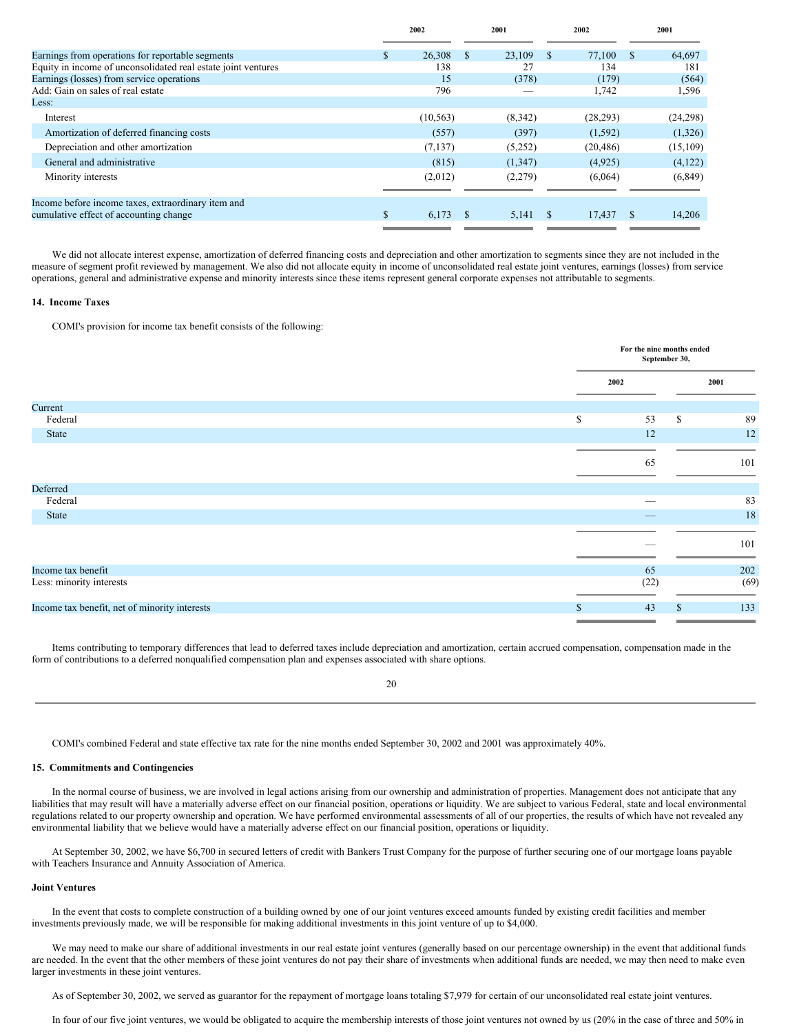| | 2002 | 2001 | 2002 | 2001 |
|---|---|---|---|---|
| Earnings from operations for reportable segments | $ 26,308 | $ 23,109 | $ 77,100 | $ 64,697 |
| Equity in income of unconsolidated real estate joint ventures | 138 | 27 | 134 | 181 |
| Earnings (losses) from service operations | 15 | (378) | (179) | (564) |
| Add: Gain on sales of real estate | 796 | — | 1,742 | 1,596 |
| Less: | | | | |
| Interest | (10,563) | (8,342) | (28,293) | (24,298) |
| Amortization of deferred financing costs | (557) | (397) | (1,592) | (1,326) |
| Depreciation and other amortization | (7,137) | (5,252) | (20,486) | (15,109) |
| General and administrative | (815) | (1,347) | (4,925) | (4,122) |
| Minority interests | (2,012) | (2,279) | (6,064) | (6,849) |
| Income before income taxes, extraordinary item and cumulative effect of accounting change | $ 6,173 | $ 5,141 | $ 17,437 | $ 14,206 |

We did not allocate interest expense, amortization of deferred financing costs and depreciation and other amortization to segments since they are not included in the measure of segment profit reviewed by management. We also did not allocate equity in income of unconsolidated real estate joint ventures, earnings (losses) from service operations, general and administrative expense and minority interests since these items represent general corporate expenses not attributable to segments.

### 14. Income Taxes

COMI's provision for income tax benefit consists of the following:

| | For the nine months ended September 30, | |
|---|---|---|
| | 2002 | 2001 |
| Current | | |
| Federal | $ 53 | $ 89 |
| State | 12 | 12 |
| | 65 | 101 |
| Deferred | | |
| Federal | — | 83 |
| State | — | 18 |
| | — | 101 |
| Income tax benefit | 65 | 202 |
| Less: minority interests | (22) | (69) |
| Income tax benefit, net of minority interests | $ 43 | $ 133 |

Items contributing to temporary differences that lead to deferred taxes include depreciation and amortization, certain accrued compensation, compensation made in the form of contributions to a deferred nonqualified compensation plan and expenses associated with share options.

COMI's combined Federal and state effective tax rate for the nine months ended September 30, 2002 and 2001 was approximately 40%.

### 15. Commitments and Contingencies

In the normal course of business, we are involved in legal actions arising from our ownership and administration of properties. Management does not anticipate that any liabilities that may result will have a materially adverse effect on our financial position, operations or liquidity. We are subject to various Federal, state and local environmental regulations related to our property ownership and operation. We have performed environmental assessments of all of our properties, the results of which have not revealed any environmental liability that we believe would have a materially adverse effect on our financial position, operations or liquidity.

At September 30, 2002, we have $6,700 in secured letters of credit with Bankers Trust Company for the purpose of further securing one of our mortgage loans payable with Teachers Insurance and Annuity Association of America.

#### Joint Ventures

In the event that costs to complete construction of a building owned by one of our joint ventures exceed amounts funded by existing credit facilities and member investments previously made, we will be responsible for making additional investments in this joint venture of up to $4,000.

We may need to make our share of additional investments in our real estate joint ventures (generally based on our percentage ownership) in the event that additional funds are needed. In the event that the other members of these joint ventures do not pay their share of investments when additional funds are needed, we may then need to make even larger investments in these joint ventures.

As of September 30, 2002, we served as guarantor for the repayment of mortgage loans totaling $7,979 for certain of our unconsolidated real estate joint ventures.

In four of our five joint ventures, we would be obligated to acquire the membership interests of those joint ventures not owned by us (20% in the case of three and 50% in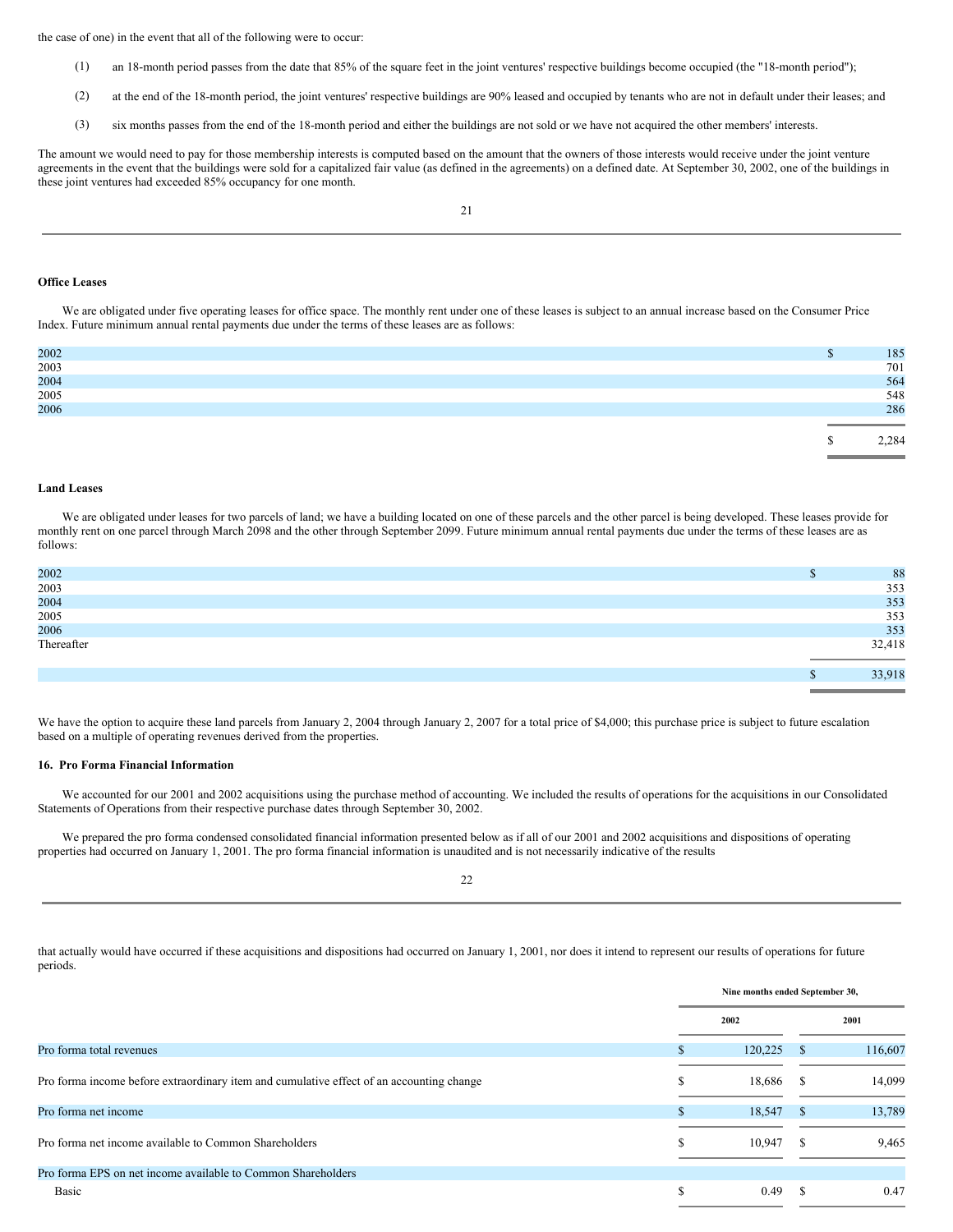the case of one) in the event that all of the following were to occur:

(1) an 18-month period passes from the date that 85% of the square feet in the joint ventures' respective buildings become occupied (the "18-month period");

(2) at the end of the 18-month period, the joint ventures' respective buildings are 90% leased and occupied by tenants who are not in default under their leases; and

(3) six months passes from the end of the 18-month period and either the buildings are not sold or we have not acquired the other members' interests.

The amount we would need to pay for those membership interests is computed based on the amount that the owners of those interests would receive under the joint venture agreements in the event that the buildings were sold for a capitalized fair value (as defined in the agreements) on a defined date. At September 30, 2002, one of the buildings in these joint ventures had exceeded 85% occupancy for one month.

**Office Leases**

We are obligated under five operating leases for office space. The monthly rent under one of these leases is subject to an annual increase based on the Consumer Price Index. Future minimum annual rental payments due under the terms of these leases are as follows:

| | |
|---|---|
| 2002 | $ 185 |
| 2003 | 701 |
| 2004 | 564 |
| 2005 | 548 |
| 2006 | 286 |
| | $ 2,284 |

**Land Leases**

We are obligated under leases for two parcels of land; we have a building located on one of these parcels and the other parcel is being developed. These leases provide for monthly rent on one parcel through March 2098 and the other through September 2099. Future minimum annual rental payments due under the terms of these leases are as follows:

| | |
|---|---|
| 2002 | $ 88 |
| 2003 | 353 |
| 2004 | 353 |
| 2005 | 353 |
| 2006 | 353 |
| Thereafter | 32,418 |
| | $ 33,918 |

We have the option to acquire these land parcels from January 2, 2004 through January 2, 2007 for a total price of $4,000; this purchase price is subject to future escalation based on a multiple of operating revenues derived from the properties.

**16. Pro Forma Financial Information**

We accounted for our 2001 and 2002 acquisitions using the purchase method of accounting. We included the results of operations for the acquisitions in our Consolidated Statements of Operations from their respective purchase dates through September 30, 2002.

We prepared the pro forma condensed consolidated financial information presented below as if all of our 2001 and 2002 acquisitions and dispositions of operating properties had occurred on January 1, 2001. The pro forma financial information is unaudited and is not necessarily indicative of the results that actually would have occurred if these acquisitions and dispositions had occurred on January 1, 2001, nor does it intend to represent our results of operations for future periods.

| | Nine months ended September 30, | |
|---|---|---|
| | 2002 | 2001 |
| Pro forma total revenues | $ 120,225 | $ 116,607 |
| Pro forma income before extraordinary item and cumulative effect of an accounting change | $ 18,686 | $ 14,099 |
| Pro forma net income | $ 18,547 | $ 13,789 |
| Pro forma net income available to Common Shareholders | $ 10,947 | $ 9,465 |
| Pro forma EPS on net income available to Common Shareholders | | |
| Basic | $ 0.49 | $ 0.47 |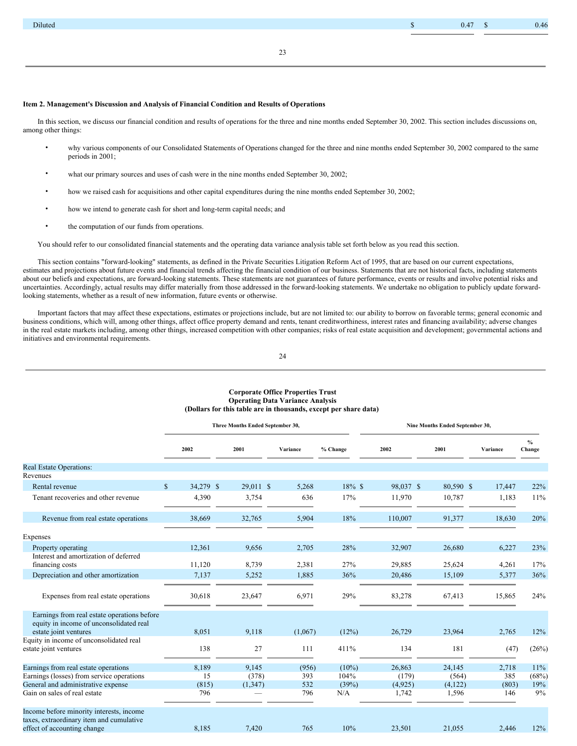| | | |
|---|---|---|
| Diluted | $ 0.47 | $ 0.46 |

### Item 2. Management's Discussion and Analysis of Financial Condition and Results of Operations

In this section, we discuss our financial condition and results of operations for the three and nine months ended September 30, 2002. This section includes discussions on, among other things:

- why various components of our Consolidated Statements of Operations changed for the three and nine months ended September 30, 2002 compared to the same periods in 2001;
- what our primary sources and uses of cash were in the nine months ended September 30, 2002;
- how we raised cash for acquisitions and other capital expenditures during the nine months ended September 30, 2002;
- how we intend to generate cash for short and long-term capital needs; and
- the computation of our funds from operations.

You should refer to our consolidated financial statements and the operating data variance analysis table set forth below as you read this section.

This section contains "forward-looking" statements, as defined in the Private Securities Litigation Reform Act of 1995, that are based on our current expectations, estimates and projections about future events and financial trends affecting the financial condition of our business. Statements that are not historical facts, including statements about our beliefs and expectations, are forward-looking statements. These statements are not guarantees of future performance, events or results and involve potential risks and uncertainties. Accordingly, actual results may differ materially from those addressed in the forward-looking statements. We undertake no obligation to publicly update forward-looking statements, whether as a result of new information, future events or otherwise.

Important factors that may affect these expectations, estimates or projections include, but are not limited to: our ability to borrow on favorable terms; general economic and business conditions, which will, among other things, affect office property demand and rents, tenant creditworthiness, interest rates and financing availability; adverse changes in the real estate markets including, among other things, increased competition with other companies; risks of real estate acquisition and development; governmental actions and initiatives and environmental requirements.

**Corporate Office Properties Trust**
**Operating Data Variance Analysis**
**(Dollars for this table are in thousands, except per share data)**

| | Three Months Ended September 30, | | | | Nine Months Ended September 30, | | | |
|---|---|---|---|---|---|---|---|---|
| | 2002 | 2001 | Variance | % Change | 2002 | 2001 | Variance | % Change |
| Real Estate Operations: | | | | | | | | |
| Revenues | | | | | | | | |
| Rental revenue | $ 34,279 | $ 29,011 | $ 5,268 | 18% | $ 98,037 | $ 80,590 | $ 17,447 | 22% |
| Tenant recoveries and other revenue | 4,390 | 3,754 | 636 | 17% | 11,970 | 10,787 | 1,183 | 11% |
| Revenue from real estate operations | 38,669 | 32,765 | 5,904 | 18% | 110,007 | 91,377 | 18,630 | 20% |
| Expenses | | | | | | | | |
| Property operating | 12,361 | 9,656 | 2,705 | 28% | 32,907 | 26,680 | 6,227 | 23% |
| Interest and amortization of deferred financing costs | 11,120 | 8,739 | 2,381 | 27% | 29,885 | 25,624 | 4,261 | 17% |
| Depreciation and other amortization | 7,137 | 5,252 | 1,885 | 36% | 20,486 | 15,109 | 5,377 | 36% |
| Expenses from real estate operations | 30,618 | 23,647 | 6,971 | 29% | 83,278 | 67,413 | 15,865 | 24% |
| Earnings from real estate operations before equity in income of unconsolidated real estate joint ventures | 8,051 | 9,118 | (1,067) | (12%) | 26,729 | 23,964 | 2,765 | 12% |
| Equity in income of unconsolidated real estate joint ventures | 138 | 27 | 111 | 411% | 134 | 181 | (47) | (26%) |
| Earnings from real estate operations | 8,189 | 9,145 | (956) | (10%) | 26,863 | 24,145 | 2,718 | 11% |
| Earnings (losses) from service operations | 15 | (378) | 393 | 104% | (179) | (564) | 385 | (68%) |
| General and administrative expense | (815) | (1,347) | 532 | (39%) | (4,925) | (4,122) | (803) | 19% |
| Gain on sales of real estate | 796 | — | 796 | N/A | 1,742 | 1,596 | 146 | 9% |
| Income before minority interests, income taxes, extraordinary item and cumulative effect of accounting change | 8,185 | 7,420 | 765 | 10% | 23,501 | 21,055 | 2,446 | 12% |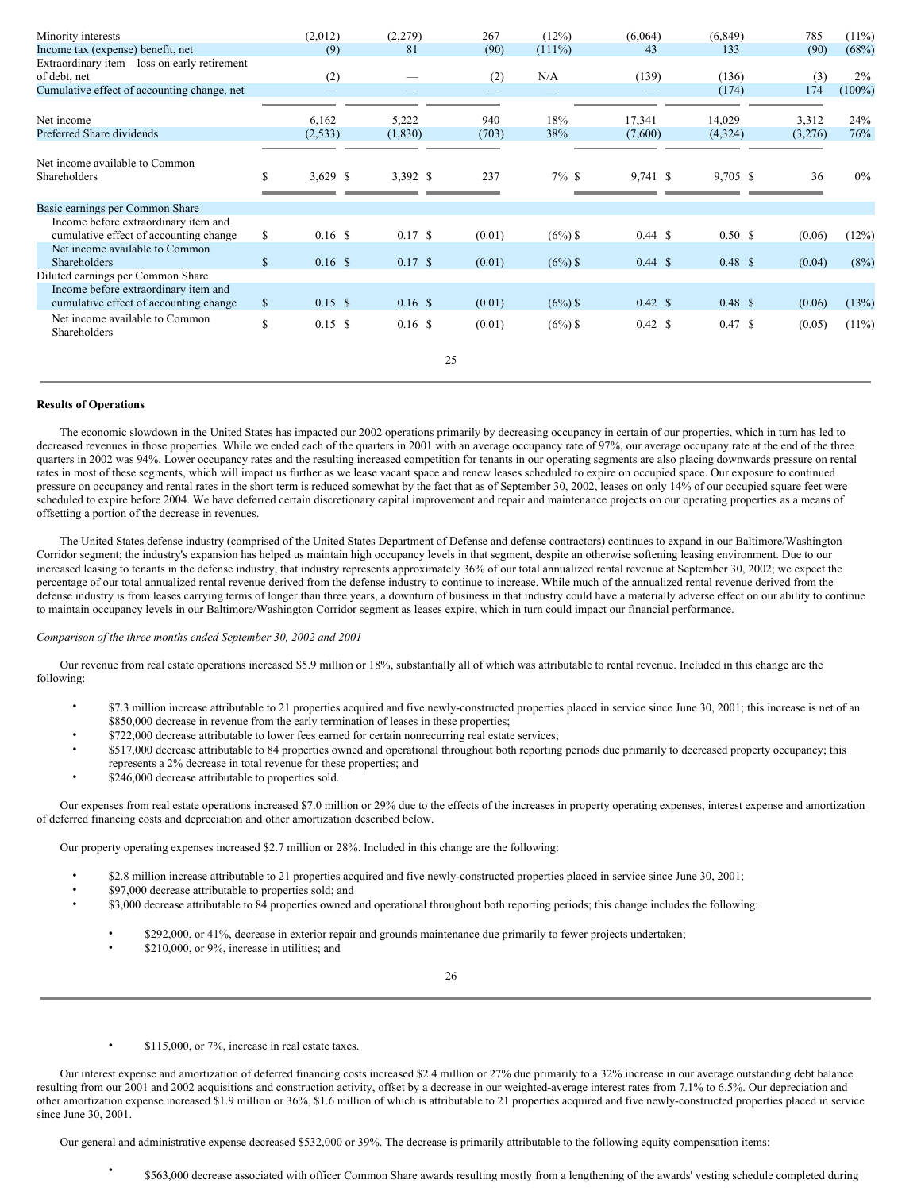| | | | | | | | | |
|---|---|---|---|---|---|---|---|---|
| Minority interests | (2,012) | (2,279) | 267 | (12%) | (6,064) | (6,849) | 785 | (11%) |
| Income tax (expense) benefit, net | (9) | 81 | (90) | (111%) | 43 | 133 | (90) | (68%) |
| Extraordinary item—loss on early retirement of debt, net | (2) | — | (2) | N/A | (139) | (136) | (3) | 2% |
| Cumulative effect of accounting change, net | — | — | — | — | — | (174) | 174 | (100%) |
| Net income | 6,162 | 5,222 | 940 | 18% | 17,341 | 14,029 | 3,312 | 24% |
| Preferred Share dividends | (2,533) | (1,830) | (703) | 38% | (7,600) | (4,324) | (3,276) | 76% |
| Net income available to Common Shareholders | $ 3,629 | $ 3,392 | $ 237 | 7% | $ 9,741 | $ 9,705 | $ 36 | 0% |
| Basic earnings per Common Share | | | | | | | | |
| Income before extraordinary item and cumulative effect of accounting change | $ 0.16 | $ 0.17 | $ (0.01) | (6%) | $ 0.44 | $ 0.50 | $ (0.06) | (12%) |
| Net income available to Common Shareholders | $ 0.16 | $ 0.17 | $ (0.01) | (6%) | $ 0.44 | $ 0.48 | $ (0.04) | (8%) |
| Diluted earnings per Common Share | | | | | | | | |
| Income before extraordinary item and cumulative effect of accounting change | $ 0.15 | $ 0.16 | $ (0.01) | (6%) | $ 0.42 | $ 0.48 | $ (0.06) | (13%) |
| Net income available to Common Shareholders | $ 0.15 | $ 0.16 | $ (0.01) | (6%) | $ 0.42 | $ 0.47 | $ (0.05) | (11%) |

**Results of Operations**

The economic slowdown in the United States has impacted our 2002 operations primarily by decreasing occupancy in certain of our properties, which in turn has led to decreased revenues in those properties. While we ended each of the quarters in 2001 with an average occupancy rate of 97%, our average occupancy rate at the end of the three quarters in 2002 was 94%. Lower occupancy rates and the resulting increased competition for tenants in our operating segments are also placing downwards pressure on rental rates in most of these segments, which will impact us further as we lease vacant space and renew leases scheduled to expire on occupied space. Our exposure to continued pressure on occupancy and rental rates in the short term is reduced somewhat by the fact that as of September 30, 2002, leases on only 14% of our occupied square feet were scheduled to expire before 2004. We have deferred certain discretionary capital improvement and repair and maintenance projects on our operating properties as a means of offsetting a portion of the decrease in revenues.

The United States defense industry (comprised of the United States Department of Defense and defense contractors) continues to expand in our Baltimore/Washington Corridor segment; the industry's expansion has helped us maintain high occupancy levels in that segment, despite an otherwise softening leasing environment. Due to our increased leasing to tenants in the defense industry, that industry represents approximately 36% of our total annualized rental revenue at September 30, 2002; we expect the percentage of our total annualized rental revenue derived from the defense industry to continue to increase. While much of the annualized rental revenue derived from the defense industry is from leases carrying terms of longer than three years, a downturn of business in that industry could have a materially adverse effect on our ability to continue to maintain occupancy levels in our Baltimore/Washington Corridor segment as leases expire, which in turn could impact our financial performance.

*Comparison of the three months ended September 30, 2002 and 2001*

Our revenue from real estate operations increased $5.9 million or 18%, substantially all of which was attributable to rental revenue. Included in this change are the following:

- $7.3 million increase attributable to 21 properties acquired and five newly-constructed properties placed in service since June 30, 2001; this increase is net of an $850,000 decrease in revenue from the early termination of leases in these properties;
- $722,000 decrease attributable to lower fees earned for certain nonrecurring real estate services;
- $517,000 decrease attributable to 84 properties owned and operational throughout both reporting periods due primarily to decreased property occupancy; this represents a 2% decrease in total revenue for these properties; and
- $246,000 decrease attributable to properties sold.

Our expenses from real estate operations increased $7.0 million or 29% due to the effects of the increases in property operating expenses, interest expense and amortization of deferred financing costs and depreciation and other amortization described below.

Our property operating expenses increased $2.7 million or 28%. Included in this change are the following:

- $2.8 million increase attributable to 21 properties acquired and five newly-constructed properties placed in service since June 30, 2001;
- $97,000 decrease attributable to properties sold; and
- $3,000 decrease attributable to 84 properties owned and operational throughout both reporting periods; this change includes the following:
  - $292,000, or 41%, decrease in exterior repair and grounds maintenance due primarily to fewer projects undertaken;
  - $210,000, or 9%, increase in utilities; and
  - $115,000, or 7%, increase in real estate taxes.

Our interest expense and amortization of deferred financing costs increased $2.4 million or 27% due primarily to a 32% increase in our average outstanding debt balance resulting from our 2001 and 2002 acquisitions and construction activity, offset by a decrease in our weighted-average interest rates from 7.1% to 6.5%. Our depreciation and other amortization expense increased $1.9 million or 36%, $1.6 million of which is attributable to 21 properties acquired and five newly-constructed properties placed in service since June 30, 2001.

Our general and administrative expense decreased $532,000 or 39%. The decrease is primarily attributable to the following equity compensation items:

- $563,000 decrease associated with officer Common Share awards resulting mostly from a lengthening of the awards' vesting schedule completed during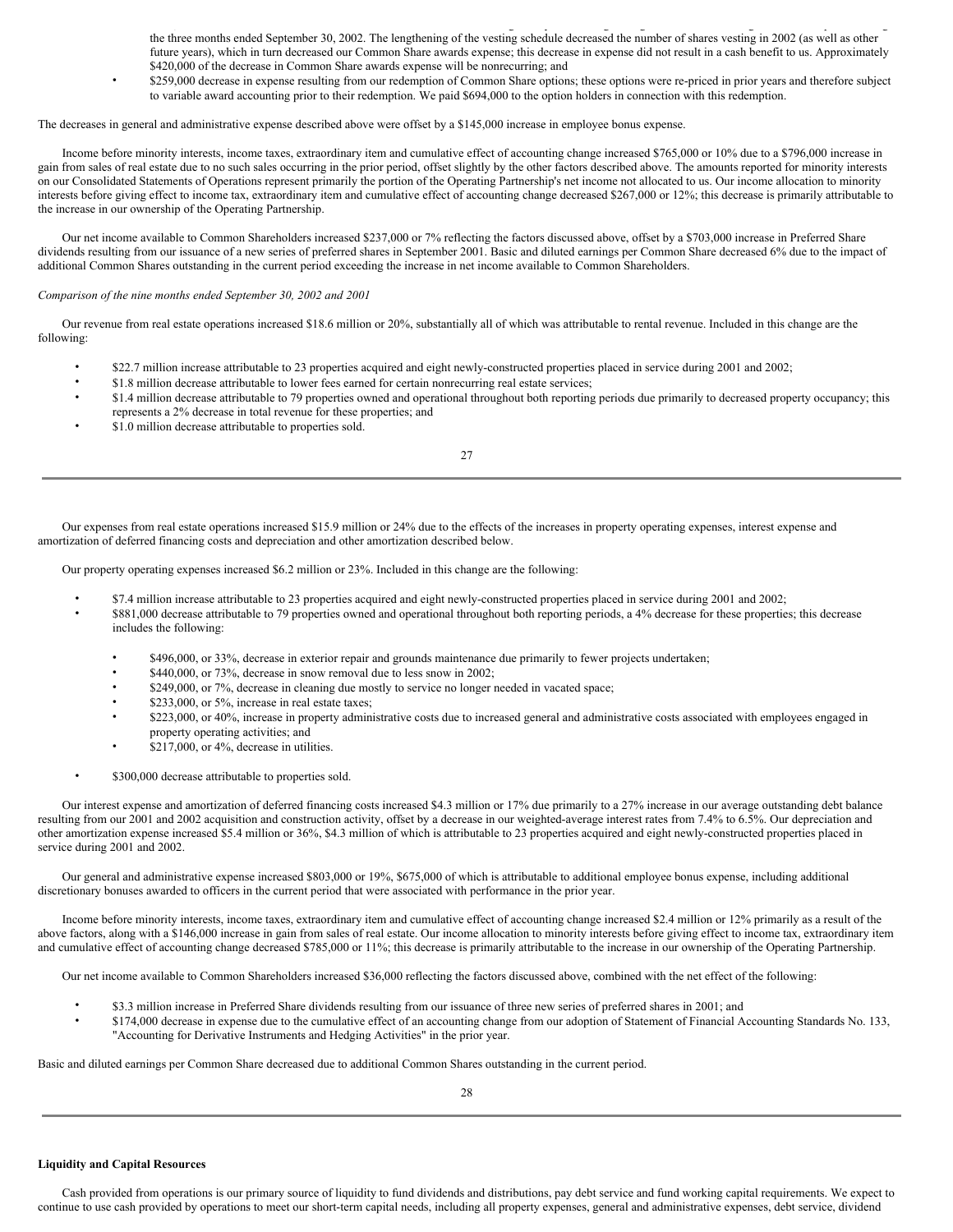the three months ended September 30, 2002. The lengthening of the vesting schedule decreased the number of shares vesting in 2002 (as well as other future years), which in turn decreased our Common Share awards expense; this decrease in expense did not result in a cash benefit to us. Approximately $420,000 of the decrease in Common Share awards expense will be nonrecurring; and

- $259,000 decrease in expense resulting from our redemption of Common Share options; these options were re-priced in prior years and therefore subject to variable award accounting prior to their redemption. We paid $694,000 to the option holders in connection with this redemption.

The decreases in general and administrative expense described above were offset by a $145,000 increase in employee bonus expense.

Income before minority interests, income taxes, extraordinary item and cumulative effect of accounting change increased $765,000 or 10% due to a $796,000 increase in gain from sales of real estate due to no such sales occurring in the prior period, offset slightly by the other factors described above. The amounts reported for minority interests on our Consolidated Statements of Operations represent primarily the portion of the Operating Partnership's net income not allocated to us. Our income allocation to minority interests before giving effect to income tax, extraordinary item and cumulative effect of accounting change decreased $267,000 or 12%; this decrease is primarily attributable to the increase in our ownership of the Operating Partnership.

Our net income available to Common Shareholders increased $237,000 or 7% reflecting the factors discussed above, offset by a $703,000 increase in Preferred Share dividends resulting from our issuance of a new series of preferred shares in September 2001. Basic and diluted earnings per Common Share decreased 6% due to the impact of additional Common Shares outstanding in the current period exceeding the increase in net income available to Common Shareholders.

*Comparison of the nine months ended September 30, 2002 and 2001*

Our revenue from real estate operations increased $18.6 million or 20%, substantially all of which was attributable to rental revenue. Included in this change are the following:

- $22.7 million increase attributable to 23 properties acquired and eight newly-constructed properties placed in service during 2001 and 2002;
- $1.8 million decrease attributable to lower fees earned for certain nonrecurring real estate services;
- $1.4 million decrease attributable to 79 properties owned and operational throughout both reporting periods due primarily to decreased property occupancy; this represents a 2% decrease in total revenue for these properties; and
- $1.0 million decrease attributable to properties sold.

Our expenses from real estate operations increased $15.9 million or 24% due to the effects of the increases in property operating expenses, interest expense and amortization of deferred financing costs and depreciation and other amortization described below.

Our property operating expenses increased $6.2 million or 23%. Included in this change are the following:

- $7.4 million increase attributable to 23 properties acquired and eight newly-constructed properties placed in service during 2001 and 2002;
- $881,000 decrease attributable to 79 properties owned and operational throughout both reporting periods, a 4% decrease for these properties; this decrease includes the following:
  - $496,000, or 33%, decrease in exterior repair and grounds maintenance due primarily to fewer projects undertaken;
  - $440,000, or 73%, decrease in snow removal due to less snow in 2002;
  - $249,000, or 7%, decrease in cleaning due mostly to service no longer needed in vacated space;
  - $233,000, or 5%, increase in real estate taxes;
  - $223,000, or 40%, increase in property administrative costs due to increased general and administrative costs associated with employees engaged in property operating activities; and
  - $217,000, or 4%, decrease in utilities.
- $300,000 decrease attributable to properties sold.

Our interest expense and amortization of deferred financing costs increased $4.3 million or 17% due primarily to a 27% increase in our average outstanding debt balance resulting from our 2001 and 2002 acquisition and construction activity, offset by a decrease in our weighted-average interest rates from 7.4% to 6.5%. Our depreciation and other amortization expense increased $5.4 million or 36%, $4.3 million of which is attributable to 23 properties acquired and eight newly-constructed properties placed in service during 2001 and 2002.

Our general and administrative expense increased $803,000 or 19%, $675,000 of which is attributable to additional employee bonus expense, including additional discretionary bonuses awarded to officers in the current period that were associated with performance in the prior year.

Income before minority interests, income taxes, extraordinary item and cumulative effect of accounting change increased $2.4 million or 12% primarily as a result of the above factors, along with a $146,000 increase in gain from sales of real estate. Our income allocation to minority interests before giving effect to income tax, extraordinary item and cumulative effect of accounting change decreased $785,000 or 11%; this decrease is primarily attributable to the increase in our ownership of the Operating Partnership.

Our net income available to Common Shareholders increased $36,000 reflecting the factors discussed above, combined with the net effect of the following:

- $3.3 million increase in Preferred Share dividends resulting from our issuance of three new series of preferred shares in 2001; and
- $174,000 decrease in expense due to the cumulative effect of an accounting change from our adoption of Statement of Financial Accounting Standards No. 133, "Accounting for Derivative Instruments and Hedging Activities" in the prior year.

Basic and diluted earnings per Common Share decreased due to additional Common Shares outstanding in the current period.

**Liquidity and Capital Resources**

Cash provided from operations is our primary source of liquidity to fund dividends and distributions, pay debt service and fund working capital requirements. We expect to continue to use cash provided by operations to meet our short-term capital needs, including all property expenses, general and administrative expenses, debt service, dividend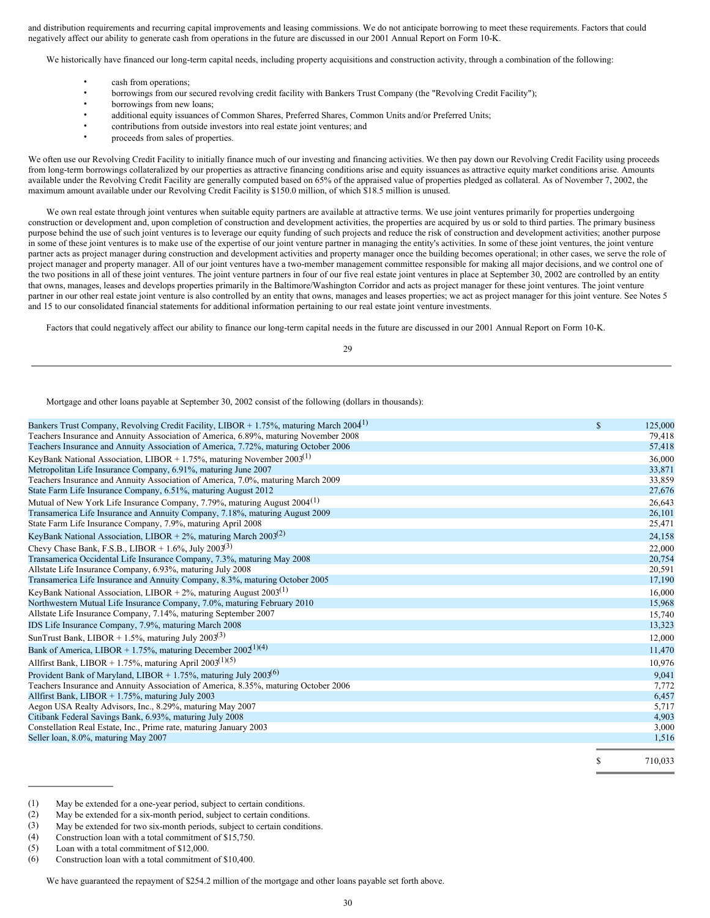and distribution requirements and recurring capital improvements and leasing commissions. We do not anticipate borrowing to meet these requirements. Factors that could negatively affect our ability to generate cash from operations in the future are discussed in our 2001 Annual Report on Form 10-K.

We historically have financed our long-term capital needs, including property acquisitions and construction activity, through a combination of the following:

- cash from operations;
- borrowings from our secured revolving credit facility with Bankers Trust Company (the "Revolving Credit Facility");
- borrowings from new loans;
- additional equity issuances of Common Shares, Preferred Shares, Common Units and/or Preferred Units;
- contributions from outside investors into real estate joint ventures; and
- proceeds from sales of properties.

We often use our Revolving Credit Facility to initially finance much of our investing and financing activities. We then pay down our Revolving Credit Facility using proceeds from long-term borrowings collateralized by our properties as attractive financing conditions arise and equity issuances as attractive equity market conditions arise. Amounts available under the Revolving Credit Facility are generally computed based on 65% of the appraised value of properties pledged as collateral. As of November 7, 2002, the maximum amount available under our Revolving Credit Facility is $150.0 million, of which $18.5 million is unused.

We own real estate through joint ventures when suitable equity partners are available at attractive terms. We use joint ventures primarily for properties undergoing construction or development and, upon completion of construction and development activities, the properties are acquired by us or sold to third parties. The primary business purpose behind the use of such joint ventures is to leverage our equity funding of such projects and reduce the risk of construction and development activities; another purpose in some of these joint ventures is to make use of the expertise of our joint venture partner in managing the entity's activities. In some of these joint ventures, the joint venture partner acts as project manager during construction and development activities and property manager once the building becomes operational; in other cases, we serve the role of project manager and property manager. All of our joint ventures have a two-member management committee responsible for making all major decisions, and we control one of the two positions in all of these joint ventures. The joint venture partners in four of our five real estate joint ventures in place at September 30, 2002 are controlled by an entity that owns, manages, leases and develops properties primarily in the Baltimore/Washington Corridor and acts as project manager for these joint ventures. The joint venture partner in our other real estate joint venture is also controlled by an entity that owns, manages and leases properties; we act as project manager for this joint venture. See Notes 5 and 15 to our consolidated financial statements for additional information pertaining to our real estate joint venture investments.

Factors that could negatively affect our ability to finance our long-term capital needs in the future are discussed in our 2001 Annual Report on Form 10-K.

Mortgage and other loans payable at September 30, 2002 consist of the following (dollars in thousands):

| | |
|---|---|
| Bankers Trust Company, Revolving Credit Facility, LIBOR + 1.75%, maturing March 2004[(1)] | $ 125,000 |
| Teachers Insurance and Annuity Association of America, 6.89%, maturing November 2008 | 79,418 |
| Teachers Insurance and Annuity Association of America, 7.72%, maturing October 2006 | 57,418 |
| KeyBank National Association, LIBOR + 1.75%, maturing November 2003[(1)] | 36,000 |
| Metropolitan Life Insurance Company, 6.91%, maturing June 2007 | 33,871 |
| Teachers Insurance and Annuity Association of America, 7.0%, maturing March 2009 | 33,859 |
| State Farm Life Insurance Company, 6.51%, maturing August 2012 | 27,676 |
| Mutual of New York Life Insurance Company, 7.79%, maturing August 2004[(1)] | 26,643 |
| Transamerica Life Insurance and Annuity Company, 7.18%, maturing August 2009 | 26,101 |
| State Farm Life Insurance Company, 7.9%, maturing April 2008 | 25,471 |
| KeyBank National Association, LIBOR + 2%, maturing March 2003[(2)] | 24,158 |
| Chevy Chase Bank, F.S.B., LIBOR + 1.6%, July 2003[(3)] | 22,000 |
| Transamerica Occidental Life Insurance Company, 7.3%, maturing May 2008 | 20,754 |
| Allstate Life Insurance Company, 6.93%, maturing July 2008 | 20,591 |
| Transamerica Life Insurance and Annuity Company, 8.3%, maturing October 2005 | 17,190 |
| KeyBank National Association, LIBOR + 2%, maturing August 2003[(1)] | 16,000 |
| Northwestern Mutual Life Insurance Company, 7.0%, maturing February 2010 | 15,968 |
| Allstate Life Insurance Company, 7.14%, maturing September 2007 | 15,740 |
| IDS Life Insurance Company, 7.9%, maturing March 2008 | 13,323 |
| SunTrust Bank, LIBOR + 1.5%, maturing July 2003[(3)] | 12,000 |
| Bank of America, LIBOR + 1.75%, maturing December 2002[(1)(4)] | 11,470 |
| Allfirst Bank, LIBOR + 1.75%, maturing April 2003[(1)(5)] | 10,976 |
| Provident Bank of Maryland, LIBOR + 1.75%, maturing July 2003[(6)] | 9,041 |
| Teachers Insurance and Annuity Association of America, 8.35%, maturing October 2006 | 7,772 |
| Allfirst Bank, LIBOR + 1.75%, maturing July 2003 | 6,457 |
| Aegon USA Realty Advisors, Inc., 8.29%, maturing May 2007 | 5,717 |
| Citibank Federal Savings Bank, 6.93%, maturing July 2008 | 4,903 |
| Constellation Real Estate, Inc., Prime rate, maturing January 2003 | 3,000 |
| Seller loan, 8.0%, maturing May 2007 | 1,516 |
| | $ 710,033 |

(1) May be extended for a one-year period, subject to certain conditions.
(2) May be extended for a six-month period, subject to certain conditions.
(3) May be extended for two six-month periods, subject to certain conditions.
(4) Construction loan with a total commitment of $15,750.
(5) Loan with a total commitment of $12,000.
(6) Construction loan with a total commitment of $10,400.

We have guaranteed the repayment of $254.2 million of the mortgage and other loans payable set forth above.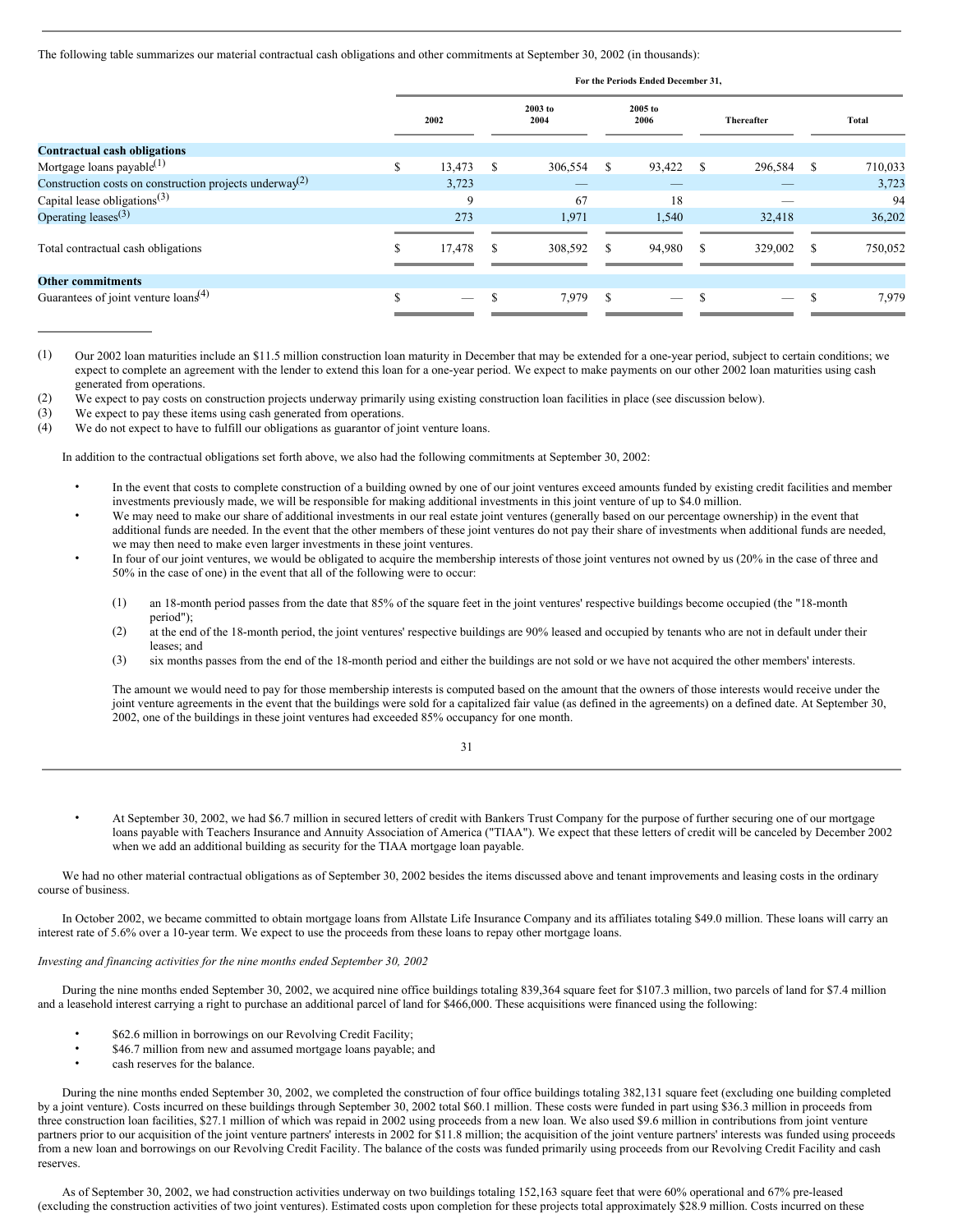The following table summarizes our material contractual cash obligations and other commitments at September 30, 2002 (in thousands):

| | For the Periods Ended December 31, | | | | |
|---|---|---|---|---|---|
| | 2002 | 2003 to 2004 | 2005 to 2006 | Thereafter | Total |
| **Contractual cash obligations** | | | | | |
| Mortgage loans payable[(1)] | $ 13,473 | $ 306,554 | $ 93,422 | $ 296,584 | $ 710,033 |
| Construction costs on construction projects underway[(2)] | 3,723 | — | — | — | 3,723 |
| Capital lease obligations[(3)] | 9 | 67 | 18 | — | 94 |
| Operating leases[(3)] | 273 | 1,971 | 1,540 | 32,418 | 36,202 |
| Total contractual cash obligations | $ 17,478 | $ 308,592 | $ 94,980 | $ 329,002 | $ 750,052 |
| **Other commitments** | | | | | |
| Guarantees of joint venture loans[(4)] | $ — | $ 7,979 | $ — | $ — | $ 7,979 |

(1) Our 2002 loan maturities include an $11.5 million construction loan maturity in December that may be extended for a one-year period, subject to certain conditions; we expect to complete an agreement with the lender to extend this loan for a one-year period. We expect to make payments on our other 2002 loan maturities using cash generated from operations.

(2) We expect to pay costs on construction projects underway primarily using existing construction loan facilities in place (see discussion below).

(3) We expect to pay these items using cash generated from operations.

(4) We do not expect to have to fulfill our obligations as guarantor of joint venture loans.

In addition to the contractual obligations set forth above, we also had the following commitments at September 30, 2002:

- In the event that costs to complete construction of a building owned by one of our joint ventures exceed amounts funded by existing credit facilities and member investments previously made, we will be responsible for making additional investments in this joint venture of up to $4.0 million.
- We may need to make our share of additional investments in our real estate joint ventures (generally based on our percentage ownership) in the event that additional funds are needed. In the event that the other members of these joint ventures do not pay their share of investments when additional funds are needed, we may then need to make even larger investments in these joint ventures.
- In four of our joint ventures, we would be obligated to acquire the membership interests of those joint ventures not owned by us (20% in the case of three and 50% in the case of one) in the event that all of the following were to occur:

  (1) an 18-month period passes from the date that 85% of the square feet in the joint ventures' respective buildings become occupied (the "18-month period");

  (2) at the end of the 18-month period, the joint ventures' respective buildings are 90% leased and occupied by tenants who are not in default under their leases; and

  (3) six months passes from the end of the 18-month period and either the buildings are not sold or we have not acquired the other members' interests.

  The amount we would need to pay for those membership interests is computed based on the amount that the owners of those interests would receive under the joint venture agreements in the event that the buildings were sold for a capitalized fair value (as defined in the agreements) on a defined date. At September 30, 2002, one of the buildings in these joint ventures had exceeded 85% occupancy for one month.

- At September 30, 2002, we had $6.7 million in secured letters of credit with Bankers Trust Company for the purpose of further securing one of our mortgage loans payable with Teachers Insurance and Annuity Association of America ("TIAA"). We expect that these letters of credit will be canceled by December 2002 when we add an additional building as security for the TIAA mortgage loan payable.

We had no other material contractual obligations as of September 30, 2002 besides the items discussed above and tenant improvements and leasing costs in the ordinary course of business.

In October 2002, we became committed to obtain mortgage loans from Allstate Life Insurance Company and its affiliates totaling $49.0 million. These loans will carry an interest rate of 5.6% over a 10-year term. We expect to use the proceeds from these loans to repay other mortgage loans.

*Investing and financing activities for the nine months ended September 30, 2002*

During the nine months ended September 30, 2002, we acquired nine office buildings totaling 839,364 square feet for $107.3 million, two parcels of land for $7.4 million and a leasehold interest carrying a right to purchase an additional parcel of land for $466,000. These acquisitions were financed using the following:

- $62.6 million in borrowings on our Revolving Credit Facility;
- $46.7 million from new and assumed mortgage loans payable; and
- cash reserves for the balance.

During the nine months ended September 30, 2002, we completed the construction of four office buildings totaling 382,131 square feet (excluding one building completed by a joint venture). Costs incurred on these buildings through September 30, 2002 total $60.1 million. These costs were funded in part using $36.3 million in proceeds from three construction loan facilities, $27.1 million of which was repaid in 2002 using proceeds from a new loan. We also used $9.6 million in contributions from joint venture partners prior to our acquisition of the joint venture partners' interests in 2002 for $11.8 million; the acquisition of the joint venture partners' interests was funded using proceeds from a new loan and borrowings on our Revolving Credit Facility. The balance of the costs was funded primarily using proceeds from our Revolving Credit Facility and cash reserves.

As of September 30, 2002, we had construction activities underway on two buildings totaling 152,163 square feet that were 60% operational and 67% pre-leased (excluding the construction activities of two joint ventures). Estimated costs upon completion for these projects total approximately $28.9 million. Costs incurred on these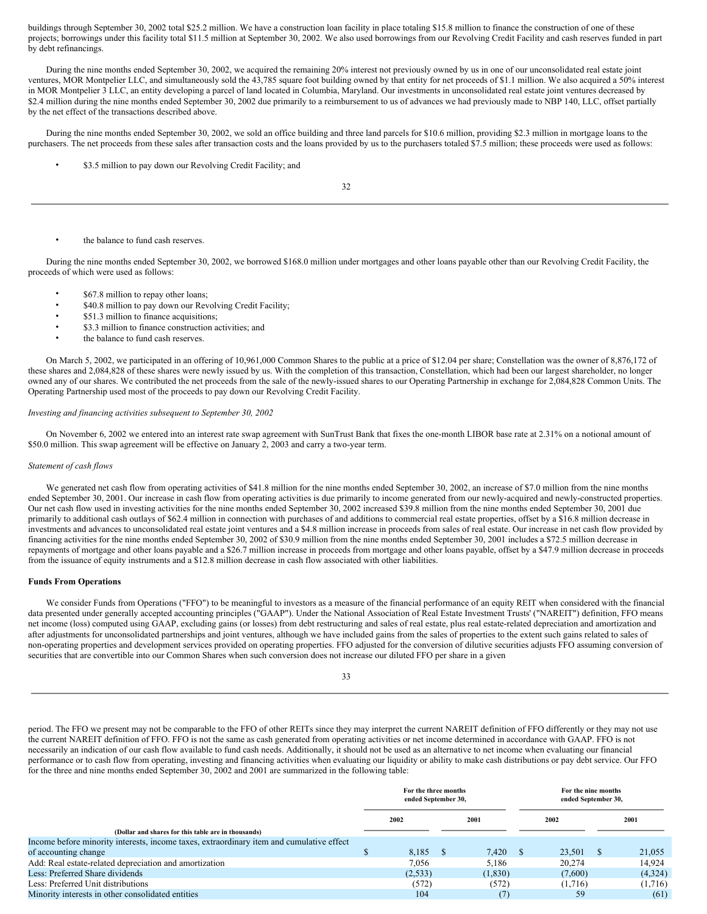buildings through September 30, 2002 total $25.2 million. We have a construction loan facility in place totaling $15.8 million to finance the construction of one of these projects; borrowings under this facility total $11.5 million at September 30, 2002. We also used borrowings from our Revolving Credit Facility and cash reserves funded in part by debt refinancings.

During the nine months ended September 30, 2002, we acquired the remaining 20% interest not previously owned by us in one of our unconsolidated real estate joint ventures, MOR Montpelier LLC, and simultaneously sold the 43,785 square foot building owned by that entity for net proceeds of $1.1 million. We also acquired a 50% interest in MOR Montpelier 3 LLC, an entity developing a parcel of land located in Columbia, Maryland. Our investments in unconsolidated real estate joint ventures decreased by $2.4 million during the nine months ended September 30, 2002 due primarily to a reimbursement to us of advances we had previously made to NBP 140, LLC, offset partially by the net effect of the transactions described above.

During the nine months ended September 30, 2002, we sold an office building and three land parcels for $10.6 million, providing $2.3 million in mortgage loans to the purchasers. The net proceeds from these sales after transaction costs and the loans provided by us to the purchasers totaled $7.5 million; these proceeds were used as follows:

- $3.5 million to pay down our Revolving Credit Facility; and
- the balance to fund cash reserves.

During the nine months ended September 30, 2002, we borrowed $168.0 million under mortgages and other loans payable other than our Revolving Credit Facility, the proceeds of which were used as follows:

- $67.8 million to repay other loans;
- $40.8 million to pay down our Revolving Credit Facility;
- $51.3 million to finance acquisitions;
- $3.3 million to finance construction activities; and
- the balance to fund cash reserves.

On March 5, 2002, we participated in an offering of 10,961,000 Common Shares to the public at a price of $12.04 per share; Constellation was the owner of 8,876,172 of these shares and 2,084,828 of these shares were newly issued by us. With the completion of this transaction, Constellation, which had been our largest shareholder, no longer owned any of our shares. We contributed the net proceeds from the sale of the newly-issued shares to our Operating Partnership in exchange for 2,084,828 Common Units. The Operating Partnership used most of the proceeds to pay down our Revolving Credit Facility.

*Investing and financing activities subsequent to September 30, 2002*

On November 6, 2002 we entered into an interest rate swap agreement with SunTrust Bank that fixes the one-month LIBOR base rate at 2.31% on a notional amount of $50.0 million. This swap agreement will be effective on January 2, 2003 and carry a two-year term.

*Statement of cash flows*

We generated net cash flow from operating activities of $41.8 million for the nine months ended September 30, 2002, an increase of $7.0 million from the nine months ended September 30, 2001. Our increase in cash flow from operating activities is due primarily to income generated from our newly-acquired and newly-constructed properties. Our net cash flow used in investing activities for the nine months ended September 30, 2002 increased $39.8 million from the nine months ended September 30, 2001 due primarily to additional cash outlays of $62.4 million in connection with purchases of and additions to commercial real estate properties, offset by a $16.8 million decrease in investments and advances to unconsolidated real estate joint ventures and a $4.8 million increase in proceeds from sales of real estate. Our increase in net cash flow provided by financing activities for the nine months ended September 30, 2002 of $30.9 million from the nine months ended September 30, 2001 includes a $72.5 million decrease in repayments of mortgage and other loans payable and a $26.7 million increase in proceeds from mortgage and other loans payable, offset by a $47.9 million decrease in proceeds from the issuance of equity instruments and a $12.8 million decrease in cash flow associated with other liabilities.

**Funds From Operations**

We consider Funds from Operations ("FFO") to be meaningful to investors as a measure of the financial performance of an equity REIT when considered with the financial data presented under generally accepted accounting principles ("GAAP"). Under the National Association of Real Estate Investment Trusts' ("NAREIT") definition, FFO means net income (loss) computed using GAAP, excluding gains (or losses) from debt restructuring and sales of real estate, plus real estate-related depreciation and amortization and after adjustments for unconsolidated partnerships and joint ventures, although we have included gains from the sales of properties to the extent such gains related to sales of non-operating properties and development services provided on operating properties. FFO adjusted for the conversion of dilutive securities adjusts FFO assuming conversion of securities that are convertible into our Common Shares when such conversion does not increase our diluted FFO per share in a given period. The FFO we present may not be comparable to the FFO of other REITs since they may interpret the current NAREIT definition of FFO differently or they may not use the current NAREIT definition of FFO. FFO is not the same as cash generated from operating activities or net income determined in accordance with GAAP. FFO is not necessarily an indication of our cash flow available to fund cash needs. Additionally, it should not be used as an alternative to net income when evaluating our financial performance or to cash flow from operating, investing and financing activities when evaluating our liquidity or ability to make cash distributions or pay debt service. Our FFO for the three and nine months ended September 30, 2002 and 2001 are summarized in the following table:

| | For the three months ended September 30, | | For the nine months ended September 30, | |
|---|---|---|---|---|
| (Dollar and shares for this table are in thousands) | 2002 | 2001 | 2002 | 2001 |
| Income before minority interests, income taxes, extraordinary item and cumulative effect of accounting change | $ 8,185 | $ 7,420 | $ 23,501 | $ 21,055 |
| Add: Real estate-related depreciation and amortization | 7,056 | 5,186 | 20,274 | 14,924 |
| Less: Preferred Share dividends | (2,533) | (1,830) | (7,600) | (4,324) |
| Less: Preferred Unit distributions | (572) | (572) | (1,716) | (1,716) |
| Minority interests in other consolidated entities | 104 | (7) | 59 | (61) |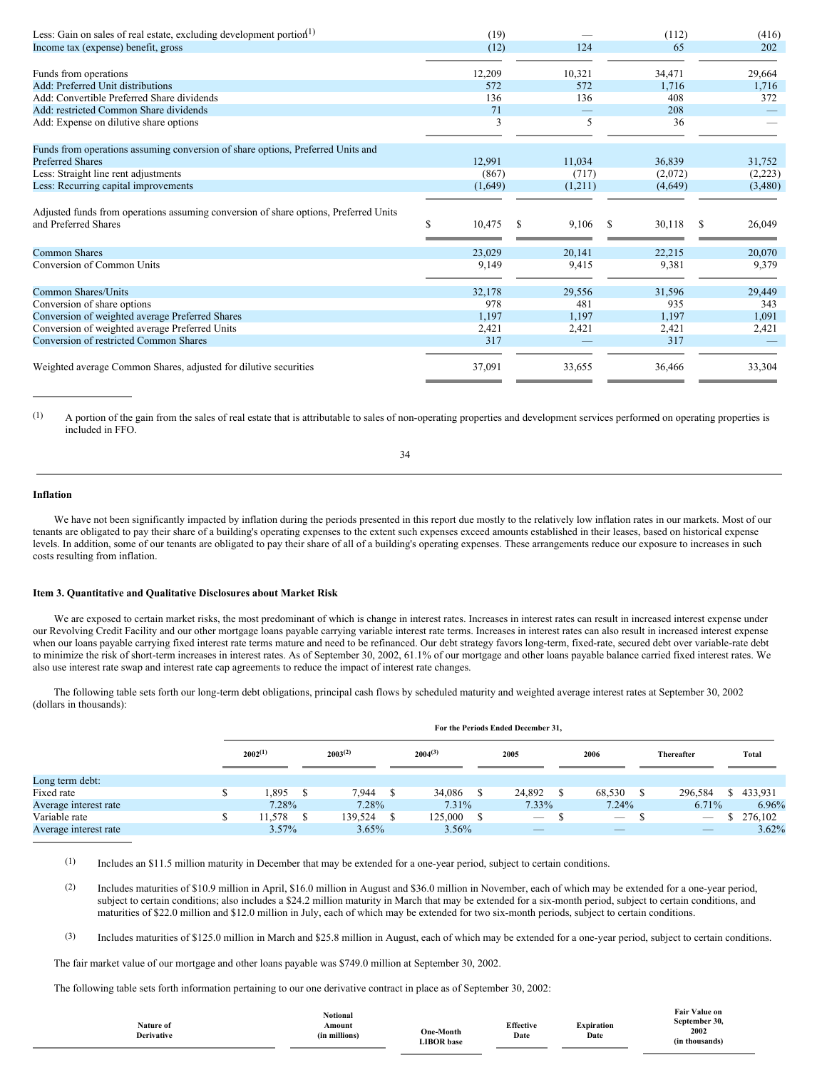| | | | | |
|---|---|---|---|---|
| Less: Gain on sales of real estate, excluding development portion[(1)] | (19) | — | (112) | (416) |
| Income tax (expense) benefit, gross | (12) | 124 | 65 | 202 |
| Funds from operations | 12,209 | 10,321 | 34,471 | 29,664 |
| Add: Preferred Unit distributions | 572 | 572 | 1,716 | 1,716 |
| Add: Convertible Preferred Share dividends | 136 | 136 | 408 | 372 |
| Add: restricted Common Share dividends | 71 | — | 208 | — |
| Add: Expense on dilutive share options | 3 | 5 | 36 | — |
| Funds from operations assuming conversion of share options, Preferred Units and Preferred Shares | 12,991 | 11,034 | 36,839 | 31,752 |
| Less: Straight line rent adjustments | (867) | (717) | (2,072) | (2,223) |
| Less: Recurring capital improvements | (1,649) | (1,211) | (4,649) | (3,480) |
| Adjusted funds from operations assuming conversion of share options, Preferred Units and Preferred Shares | $ 10,475 | $ 9,106 | $ 30,118 | $ 26,049 |
| Common Shares | 23,029 | 20,141 | 22,215 | 20,070 |
| Conversion of Common Units | 9,149 | 9,415 | 9,381 | 9,379 |
| Common Shares/Units | 32,178 | 29,556 | 31,596 | 29,449 |
| Conversion of share options | 978 | 481 | 935 | 343 |
| Conversion of weighted average Preferred Shares | 1,197 | 1,197 | 1,197 | 1,091 |
| Conversion of weighted average Preferred Units | 2,421 | 2,421 | 2,421 | 2,421 |
| Conversion of restricted Common Shares | 317 | — | 317 | — |
| Weighted average Common Shares, adjusted for dilutive securities | 37,091 | 33,655 | 36,466 | 33,304 |

(1) A portion of the gain from the sales of real estate that is attributable to sales of non-operating properties and development services performed on operating properties is included in FFO.

**Inflation**

We have not been significantly impacted by inflation during the periods presented in this report due mostly to the relatively low inflation rates in our markets. Most of our tenants are obligated to pay their share of a building's operating expenses to the extent such expenses exceed amounts established in their leases, based on historical expense levels. In addition, some of our tenants are obligated to pay their share of all of a building's operating expenses. These arrangements reduce our exposure to increases in such costs resulting from inflation.

**Item 3. Quantitative and Qualitative Disclosures about Market Risk**

We are exposed to certain market risks, the most predominant of which is change in interest rates. Increases in interest rates can result in increased interest expense under our Revolving Credit Facility and our other mortgage loans payable carrying variable interest rate terms. Increases in interest rates can also result in increased interest expense when our loans payable carrying fixed interest rate terms mature and need to be refinanced. Our debt strategy favors long-term, fixed-rate, secured debt over variable-rate debt to minimize the risk of short-term increases in interest rates. As of September 30, 2002, 61.1% of our mortgage and other loans payable balance carried fixed interest rates. We also use interest rate swap and interest rate cap agreements to reduce the impact of interest rate changes.

The following table sets forth our long-term debt obligations, principal cash flows by scheduled maturity and weighted average interest rates at September 30, 2002 (dollars in thousands):

| | For the Periods Ended December 31, | | | | | | |
|---|---|---|---|---|---|---|---|
| | 2002[(1)] | 2003[(2)] | 2004[(3)] | 2005 | 2006 | Thereafter | Total |
| Long term debt: | | | | | | | |
| Fixed rate | $ 1,895 | $ 7,944 | $ 34,086 | $ 24,892 | $ 68,530 | $ 296,584 | $ 433,931 |
| Average interest rate | 7.28% | 7.28% | 7.31% | 7.33% | 7.24% | 6.71% | 6.96% |
| Variable rate | $ 11,578 | $ 139,524 | $ 125,000 | $ — | $ — | $ — | $ 276,102 |
| Average interest rate | 3.57% | 3.65% | 3.56% | — | — | — | 3.62% |

(1) Includes an $11.5 million maturity in December that may be extended for a one-year period, subject to certain conditions.

(2) Includes maturities of $10.9 million in April, $16.0 million in August and $36.0 million in November, each of which may be extended for a one-year period, subject to certain conditions; also includes a $24.2 million maturity in March that may be extended for a six-month period, subject to certain conditions, and maturities of $22.0 million and $12.0 million in July, each of which may be extended for two six-month periods, subject to certain conditions.

(3) Includes maturities of $125.0 million in March and $25.8 million in August, each of which may be extended for a one-year period, subject to certain conditions.

The fair market value of our mortgage and other loans payable was $749.0 million at September 30, 2002.

The following table sets forth information pertaining to our one derivative contract in place as of September 30, 2002:

| Nature of Derivative | Notional Amount (in millions) | One-Month LIBOR base | Effective Date | Expiration Date | Fair Value on September 30, 2002 (in thousands) |
|---|---|---|---|---|---|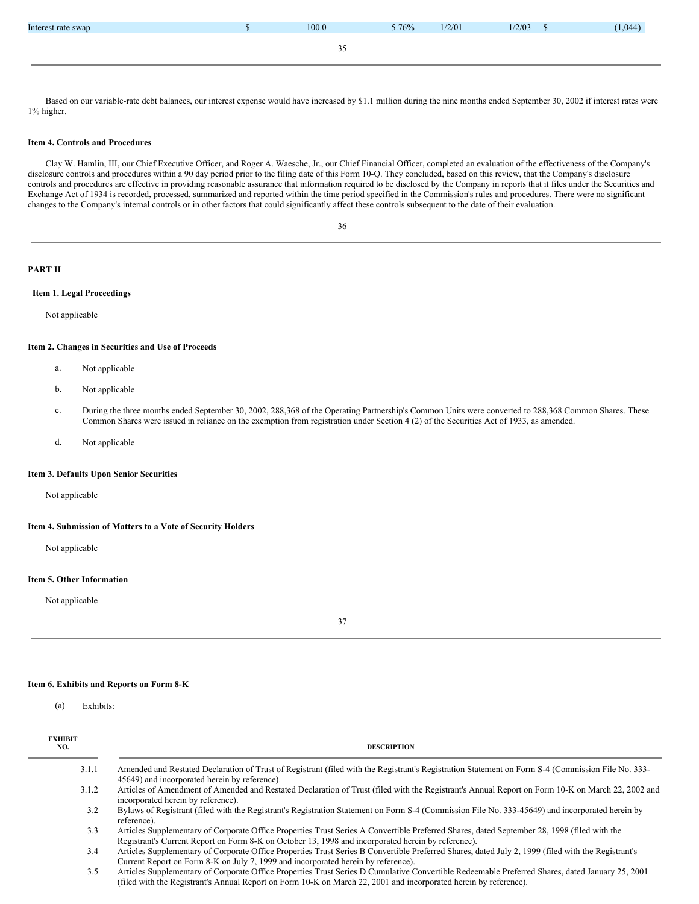| Interest rate swap | $ | 100.0 | 5.76% | 1/2/01 | 1/2/03 | $ | (1,044) |
|---|---|---|---|---|---|---|---|

Based on our variable-rate debt balances, our interest expense would have increased by $1.1 million during the nine months ended September 30, 2002 if interest rates were 1% higher.

### Item 4. Controls and Procedures

Clay W. Hamlin, III, our Chief Executive Officer, and Roger A. Waesche, Jr., our Chief Financial Officer, completed an evaluation of the effectiveness of the Company's disclosure controls and procedures within a 90 day period prior to the filing date of this Form 10-Q. They concluded, based on this review, that the Company's disclosure controls and procedures are effective in providing reasonable assurance that information required to be disclosed by the Company in reports that it files under the Securities and Exchange Act of 1934 is recorded, processed, summarized and reported within the time period specified in the Commission's rules and procedures. There were no significant changes to the Company's internal controls or in other factors that could significantly affect these controls subsequent to the date of their evaluation.

## PART II

### Item 1. Legal Proceedings

Not applicable

### Item 2. Changes in Securities and Use of Proceeds

a. Not applicable

b. Not applicable

c. During the three months ended September 30, 2002, 288,368 of the Operating Partnership's Common Units were converted to 288,368 Common Shares. These Common Shares were issued in reliance on the exemption from registration under Section 4 (2) of the Securities Act of 1933, as amended.

d. Not applicable

### Item 3. Defaults Upon Senior Securities

Not applicable

### Item 4. Submission of Matters to a Vote of Security Holders

Not applicable

### Item 5. Other Information

Not applicable

### Item 6. Exhibits and Reports on Form 8-K

(a) Exhibits:

| EXHIBIT NO. | DESCRIPTION |
|---|---|
| 3.1.1 | Amended and Restated Declaration of Trust of Registrant (filed with the Registrant's Registration Statement on Form S-4 (Commission File No. 333-45649) and incorporated herein by reference). |
| 3.1.2 | Articles of Amendment of Amended and Restated Declaration of Trust (filed with the Registrant's Annual Report on Form 10-K on March 22, 2002 and incorporated herein by reference). |
| 3.2 | Bylaws of Registrant (filed with the Registrant's Registration Statement on Form S-4 (Commission File No. 333-45649) and incorporated herein by reference). |
| 3.3 | Articles Supplementary of Corporate Office Properties Trust Series A Convertible Preferred Shares, dated September 28, 1998 (filed with the Registrant's Current Report on Form 8-K on October 13, 1998 and incorporated herein by reference). |
| 3.4 | Articles Supplementary of Corporate Office Properties Trust Series B Convertible Preferred Shares, dated July 2, 1999 (filed with the Registrant's Current Report on Form 8-K on July 7, 1999 and incorporated herein by reference). |
| 3.5 | Articles Supplementary of Corporate Office Properties Trust Series D Cumulative Convertible Redeemable Preferred Shares, dated January 25, 2001 (filed with the Registrant's Annual Report on Form 10-K on March 22, 2001 and incorporated herein by reference). |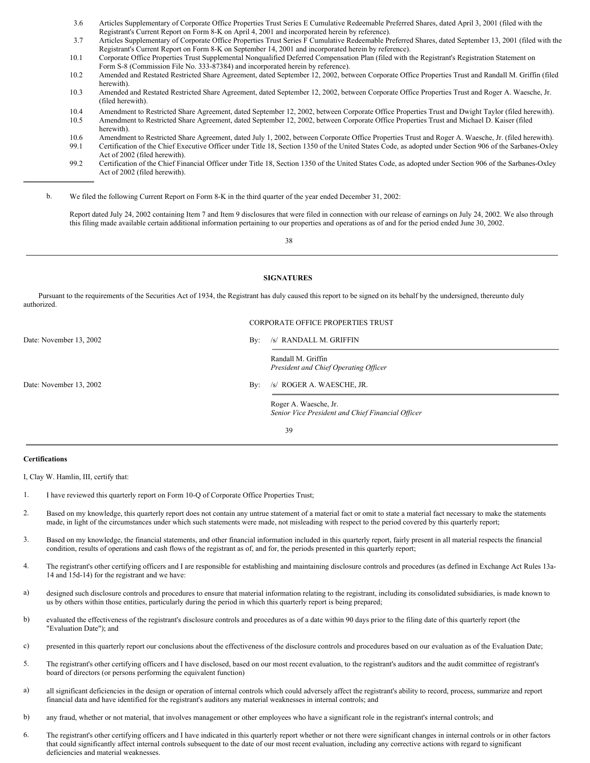| | |
|---|---|
| 3.6 | Articles Supplementary of Corporate Office Properties Trust Series E Cumulative Redeemable Preferred Shares, dated April 3, 2001 (filed with the Registrant's Current Report on Form 8-K on April 4, 2001 and incorporated herein by reference). |
| 3.7 | Articles Supplementary of Corporate Office Properties Trust Series F Cumulative Redeemable Preferred Shares, dated September 13, 2001 (filed with the Registrant's Current Report on Form 8-K on September 14, 2001 and incorporated herein by reference). |
| 10.1 | Corporate Office Properties Trust Supplemental Nonqualified Deferred Compensation Plan (filed with the Registrant's Registration Statement on Form S-8 (Commission File No. 333-87384) and incorporated herein by reference). |
| 10.2 | Amended and Restated Restricted Share Agreement, dated September 12, 2002, between Corporate Office Properties Trust and Randall M. Griffin (filed herewith). |
| 10.3 | Amended and Restated Restricted Share Agreement, dated September 12, 2002, between Corporate Office Properties Trust and Roger A. Waesche, Jr. (filed herewith). |
| 10.4 | Amendment to Restricted Share Agreement, dated September 12, 2002, between Corporate Office Properties Trust and Dwight Taylor (filed herewith). |
| 10.5 | Amendment to Restricted Share Agreement, dated September 12, 2002, between Corporate Office Properties Trust and Michael D. Kaiser (filed herewith). |
| 10.6 | Amendment to Restricted Share Agreement, dated July 1, 2002, between Corporate Office Properties Trust and Roger A. Waesche, Jr. (filed herewith). |
| 99.1 | Certification of the Chief Executive Officer under Title 18, Section 1350 of the United States Code, as adopted under Section 906 of the Sarbanes-Oxley Act of 2002 (filed herewith). |
| 99.2 | Certification of the Chief Financial Officer under Title 18, Section 1350 of the United States Code, as adopted under Section 906 of the Sarbanes-Oxley Act of 2002 (filed herewith). |

b. We filed the following Current Report on Form 8-K in the third quarter of the year ended December 31, 2002:

Report dated July 24, 2002 containing Item 7 and Item 9 disclosures that were filed in connection with our release of earnings on July 24, 2002. We also through this filing made available certain additional information pertaining to our properties and operations as of and for the period ended June 30, 2002.

## SIGNATURES

Pursuant to the requirements of the Securities Act of 1934, the Registrant has duly caused this report to be signed on its behalf by the undersigned, thereunto duly authorized.

CORPORATE OFFICE PROPERTIES TRUST

Date: November 13, 2002

By: /s/ RANDALL M. GRIFFIN

Randall M. Griffin
*President and Chief Operating Officer*

Date: November 13, 2002

By: /s/ ROGER A. WAESCHE, JR.

Roger A. Waesche, Jr.
*Senior Vice President and Chief Financial Officer*

**Certifications**

I, Clay W. Hamlin, III, certify that:

1. I have reviewed this quarterly report on Form 10-Q of Corporate Office Properties Trust;

2. Based on my knowledge, this quarterly report does not contain any untrue statement of a material fact or omit to state a material fact necessary to make the statements made, in light of the circumstances under which such statements were made, not misleading with respect to the period covered by this quarterly report;

3. Based on my knowledge, the financial statements, and other financial information included in this quarterly report, fairly present in all material respects the financial condition, results of operations and cash flows of the registrant as of, and for, the periods presented in this quarterly report;

4. The registrant's other certifying officers and I are responsible for establishing and maintaining disclosure controls and procedures (as defined in Exchange Act Rules 13a-14 and 15d-14) for the registrant and we have:

a) designed such disclosure controls and procedures to ensure that material information relating to the registrant, including its consolidated subsidiaries, is made known to us by others within those entities, particularly during the period in which this quarterly report is being prepared;

b) evaluated the effectiveness of the registrant's disclosure controls and procedures as of a date within 90 days prior to the filing date of this quarterly report (the "Evaluation Date"); and

c) presented in this quarterly report our conclusions about the effectiveness of the disclosure controls and procedures based on our evaluation as of the Evaluation Date;

5. The registrant's other certifying officers and I have disclosed, based on our most recent evaluation, to the registrant's auditors and the audit committee of registrant's board of directors (or persons performing the equivalent function)

a) all significant deficiencies in the design or operation of internal controls which could adversely affect the registrant's ability to record, process, summarize and report financial data and have identified for the registrant's auditors any material weaknesses in internal controls; and

b) any fraud, whether or not material, that involves management or other employees who have a significant role in the registrant's internal controls; and

6. The registrant's other certifying officers and I have indicated in this quarterly report whether or not there were significant changes in internal controls or in other factors that could significantly affect internal controls subsequent to the date of our most recent evaluation, including any corrective actions with regard to significant deficiencies and material weaknesses.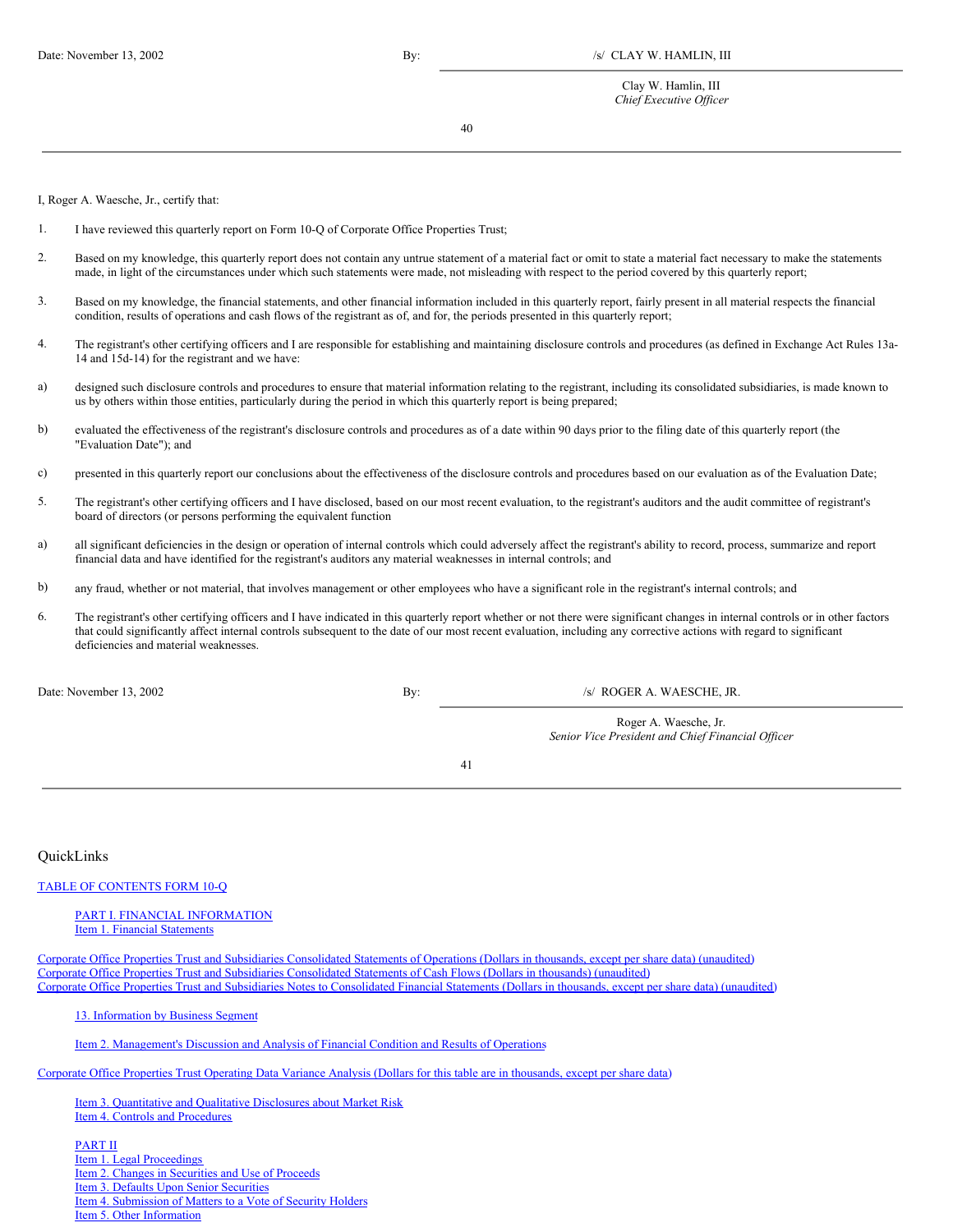Date: November 13, 2002 By: /s/ CLAY W. HAMLIN, III

Clay W. Hamlin, III
*Chief Executive Officer*

---

I, Roger A. Waesche, Jr., certify that:

1. I have reviewed this quarterly report on Form 10-Q of Corporate Office Properties Trust;

2. Based on my knowledge, this quarterly report does not contain any untrue statement of a material fact or omit to state a material fact necessary to make the statements made, in light of the circumstances under which such statements were made, not misleading with respect to the period covered by this quarterly report;

3. Based on my knowledge, the financial statements, and other financial information included in this quarterly report, fairly present in all material respects the financial condition, results of operations and cash flows of the registrant as of, and for, the periods presented in this quarterly report;

4. The registrant's other certifying officers and I are responsible for establishing and maintaining disclosure controls and procedures (as defined in Exchange Act Rules 13a-14 and 15d-14) for the registrant and we have:

a) designed such disclosure controls and procedures to ensure that material information relating to the registrant, including its consolidated subsidiaries, is made known to us by others within those entities, particularly during the period in which this quarterly report is being prepared;

b) evaluated the effectiveness of the registrant's disclosure controls and procedures as of a date within 90 days prior to the filing date of this quarterly report (the "Evaluation Date"); and

c) presented in this quarterly report our conclusions about the effectiveness of the disclosure controls and procedures based on our evaluation as of the Evaluation Date;

5. The registrant's other certifying officers and I have disclosed, based on our most recent evaluation, to the registrant's auditors and the audit committee of registrant's board of directors (or persons performing the equivalent function

a) all significant deficiencies in the design or operation of internal controls which could adversely affect the registrant's ability to record, process, summarize and report financial data and have identified for the registrant's auditors any material weaknesses in internal controls; and

b) any fraud, whether or not material, that involves management or other employees who have a significant role in the registrant's internal controls; and

6. The registrant's other certifying officers and I have indicated in this quarterly report whether or not there were significant changes in internal controls or in other factors that could significantly affect internal controls subsequent to the date of our most recent evaluation, including any corrective actions with regard to significant deficiencies and material weaknesses.

Date: November 13, 2002 By: /s/ ROGER A. WAESCHE, JR.

Roger A. Waesche, Jr.
*Senior Vice President and Chief Financial Officer*

---

QuickLinks

TABLE OF CONTENTS FORM 10-Q

PART I. FINANCIAL INFORMATION
Item 1. Financial Statements

Corporate Office Properties Trust and Subsidiaries Consolidated Statements of Operations (Dollars in thousands, except per share data) (unaudited)
Corporate Office Properties Trust and Subsidiaries Consolidated Statements of Cash Flows (Dollars in thousands) (unaudited)
Corporate Office Properties Trust and Subsidiaries Notes to Consolidated Financial Statements (Dollars in thousands, except per share data) (unaudited)

13. Information by Business Segment

Item 2. Management's Discussion and Analysis of Financial Condition and Results of Operations

Corporate Office Properties Trust Operating Data Variance Analysis (Dollars for this table are in thousands, except per share data)

Item 3. Quantitative and Qualitative Disclosures about Market Risk
Item 4. Controls and Procedures

PART II
Item 1. Legal Proceedings
Item 2. Changes in Securities and Use of Proceeds
Item 3. Defaults Upon Senior Securities
Item 4. Submission of Matters to a Vote of Security Holders
Item 5. Other Information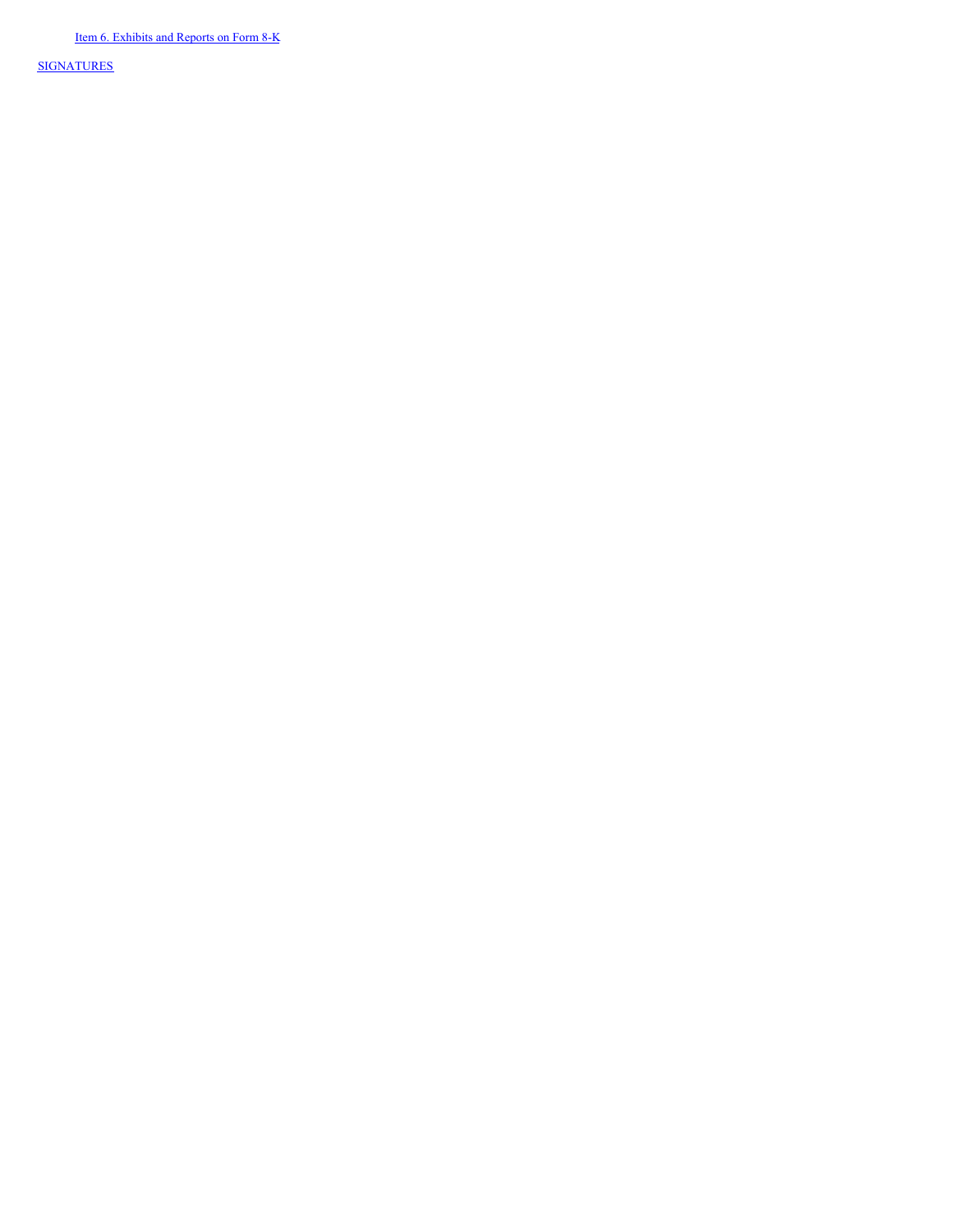Item 6. Exhibits and Reports on Form 8-K

SIGNATURES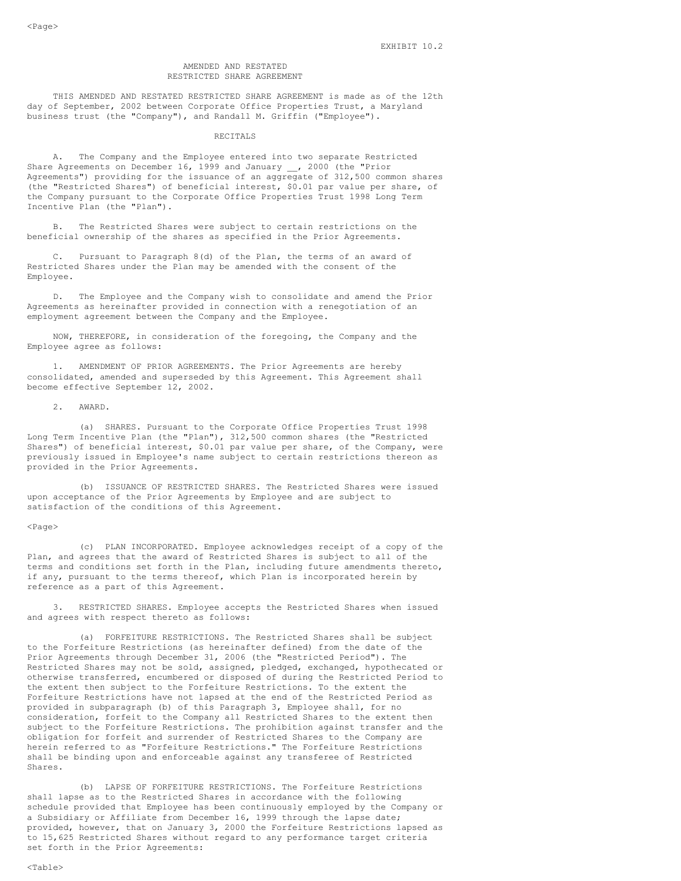EXHIBIT 10.2

# AMENDED AND RESTATED RESTRICTED SHARE AGREEMENT

THIS AMENDED AND RESTATED RESTRICTED SHARE AGREEMENT is made as of the 12th day of September, 2002 between Corporate Office Properties Trust, a Maryland business trust (the "Company"), and Randall M. Griffin ("Employee").

## RECITALS

A. The Company and the Employee entered into two separate Restricted Share Agreements on December 16, 1999 and January __, 2000 (the "Prior Agreements") providing for the issuance of an aggregate of 312,500 common shares (the "Restricted Shares") of beneficial interest, $0.01 par value per share, of the Company pursuant to the Corporate Office Properties Trust 1998 Long Term Incentive Plan (the "Plan").

B. The Restricted Shares were subject to certain restrictions on the beneficial ownership of the shares as specified in the Prior Agreements.

C. Pursuant to Paragraph 8(d) of the Plan, the terms of an award of Restricted Shares under the Plan may be amended with the consent of the Employee.

D. The Employee and the Company wish to consolidate and amend the Prior Agreements as hereinafter provided in connection with a renegotiation of an employment agreement between the Company and the Employee.

NOW, THEREFORE, in consideration of the foregoing, the Company and the Employee agree as follows:

1. AMENDMENT OF PRIOR AGREEMENTS. The Prior Agreements are hereby consolidated, amended and superseded by this Agreement. This Agreement shall become effective September 12, 2002.

2. AWARD.

(a) SHARES. Pursuant to the Corporate Office Properties Trust 1998 Long Term Incentive Plan (the "Plan"), 312,500 common shares (the "Restricted Shares") of beneficial interest, $0.01 par value per share, of the Company, were previously issued in Employee's name subject to certain restrictions thereon as provided in the Prior Agreements.

(b) ISSUANCE OF RESTRICTED SHARES. The Restricted Shares were issued upon acceptance of the Prior Agreements by Employee and are subject to satisfaction of the conditions of this Agreement.

(c) PLAN INCORPORATED. Employee acknowledges receipt of a copy of the Plan, and agrees that the award of Restricted Shares is subject to all of the terms and conditions set forth in the Plan, including future amendments thereto, if any, pursuant to the terms thereof, which Plan is incorporated herein by reference as a part of this Agreement.

3. RESTRICTED SHARES. Employee accepts the Restricted Shares when issued and agrees with respect thereto as follows:

(a) FORFEITURE RESTRICTIONS. The Restricted Shares shall be subject to the Forfeiture Restrictions (as hereinafter defined) from the date of the Prior Agreements through December 31, 2006 (the "Restricted Period"). The Restricted Shares may not be sold, assigned, pledged, exchanged, hypothecated or otherwise transferred, encumbered or disposed of during the Restricted Period to the extent then subject to the Forfeiture Restrictions. To the extent the Forfeiture Restrictions have not lapsed at the end of the Restricted Period as provided in subparagraph (b) of this Paragraph 3, Employee shall, for no consideration, forfeit to the Company all Restricted Shares to the extent then subject to the Forfeiture Restrictions. The prohibition against transfer and the obligation for forfeit and surrender of Restricted Shares to the Company are herein referred to as "Forfeiture Restrictions." The Forfeiture Restrictions shall be binding upon and enforceable against any transferee of Restricted Shares.

(b) LAPSE OF FORFEITURE RESTRICTIONS. The Forfeiture Restrictions shall lapse as to the Restricted Shares in accordance with the following schedule provided that Employee has been continuously employed by the Company or a Subsidiary or Affiliate from December 16, 1999 through the lapse date; provided, however, that on January 3, 2000 the Forfeiture Restrictions lapsed as to 15,625 Restricted Shares without regard to any performance target criteria set forth in the Prior Agreements: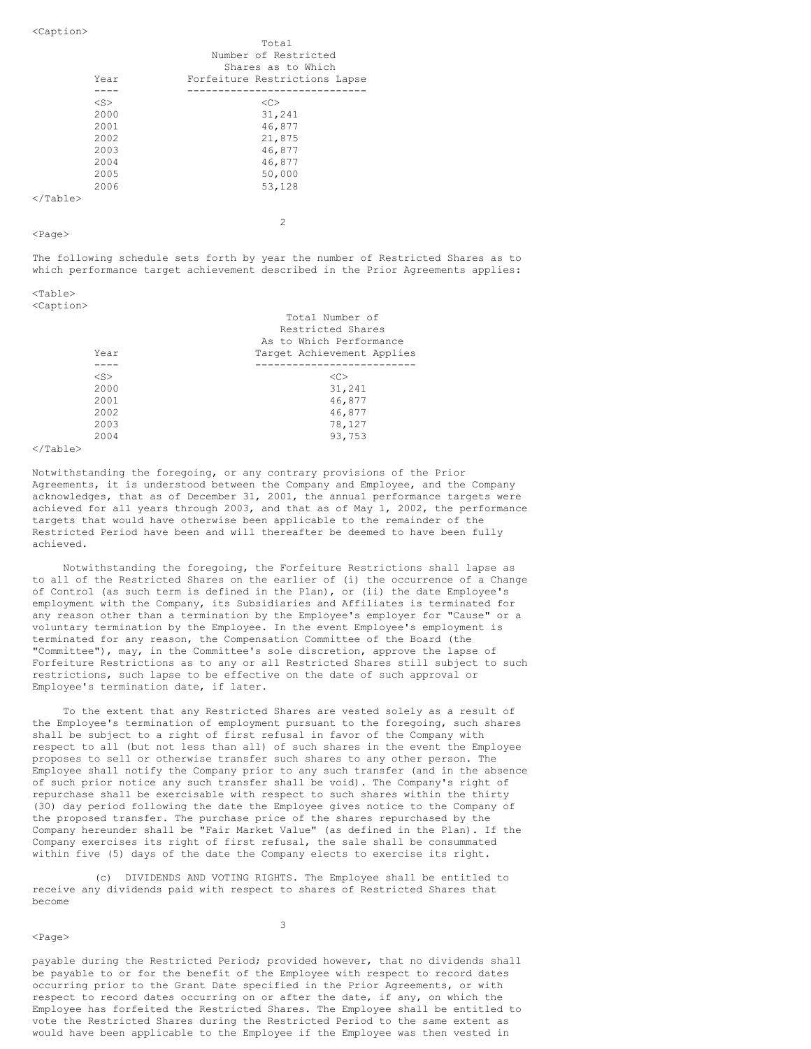| Year | Total Number of Restricted Shares as to Which Forfeiture Restrictions Lapse |
|---|---|
| 2000 | 31,241 |
| 2001 | 46,877 |
| 2002 | 21,875 |
| 2003 | 46,877 |
| 2004 | 46,877 |
| 2005 | 50,000 |
| 2006 | 53,128 |

The following schedule sets forth by year the number of Restricted Shares as to which performance target achievement described in the Prior Agreements applies:

| Year | Total Number of Restricted Shares As to Which Performance Target Achievement Applies |
|---|---|
| 2000 | 31,241 |
| 2001 | 46,877 |
| 2002 | 46,877 |
| 2003 | 78,127 |
| 2004 | 93,753 |

Notwithstanding the foregoing, or any contrary provisions of the Prior Agreements, it is understood between the Company and Employee, and the Company acknowledges, that as of December 31, 2001, the annual performance targets were achieved for all years through 2003, and that as of May 1, 2002, the performance targets that would have otherwise been applicable to the remainder of the Restricted Period have been and will thereafter be deemed to have been fully achieved.

Notwithstanding the foregoing, the Forfeiture Restrictions shall lapse as to all of the Restricted Shares on the earlier of (i) the occurrence of a Change of Control (as such term is defined in the Plan), or (ii) the date Employee's employment with the Company, its Subsidiaries and Affiliates is terminated for any reason other than a termination by the Employee's employer for "Cause" or a voluntary termination by the Employee. In the event Employee's employment is terminated for any reason, the Compensation Committee of the Board (the "Committee"), may, in the Committee's sole discretion, approve the lapse of Forfeiture Restrictions as to any or all Restricted Shares still subject to such restrictions, such lapse to be effective on the date of such approval or Employee's termination date, if later.

To the extent that any Restricted Shares are vested solely as a result of the Employee's termination of employment pursuant to the foregoing, such shares shall be subject to a right of first refusal in favor of the Company with respect to all (but not less than all) of such shares in the event the Employee proposes to sell or otherwise transfer such shares to any other person. The Employee shall notify the Company prior to any such transfer (and in the absence of such prior notice any such transfer shall be void). The Company's right of repurchase shall be exercisable with respect to such shares within the thirty (30) day period following the date the Employee gives notice to the Company of the proposed transfer. The purchase price of the shares repurchased by the Company hereunder shall be "Fair Market Value" (as defined in the Plan). If the Company exercises its right of first refusal, the sale shall be consummated within five (5) days of the date the Company elects to exercise its right.

(c) DIVIDENDS AND VOTING RIGHTS. The Employee shall be entitled to receive any dividends paid with respect to shares of Restricted Shares that become payable during the Restricted Period; provided however, that no dividends shall be payable to or for the benefit of the Employee with respect to record dates occurring prior to the Grant Date specified in the Prior Agreements, or with respect to record dates occurring on or after the date, if any, on which the Employee has forfeited the Restricted Shares. The Employee shall be entitled to vote the Restricted Shares during the Restricted Period to the same extent as would have been applicable to the Employee if the Employee was then vested in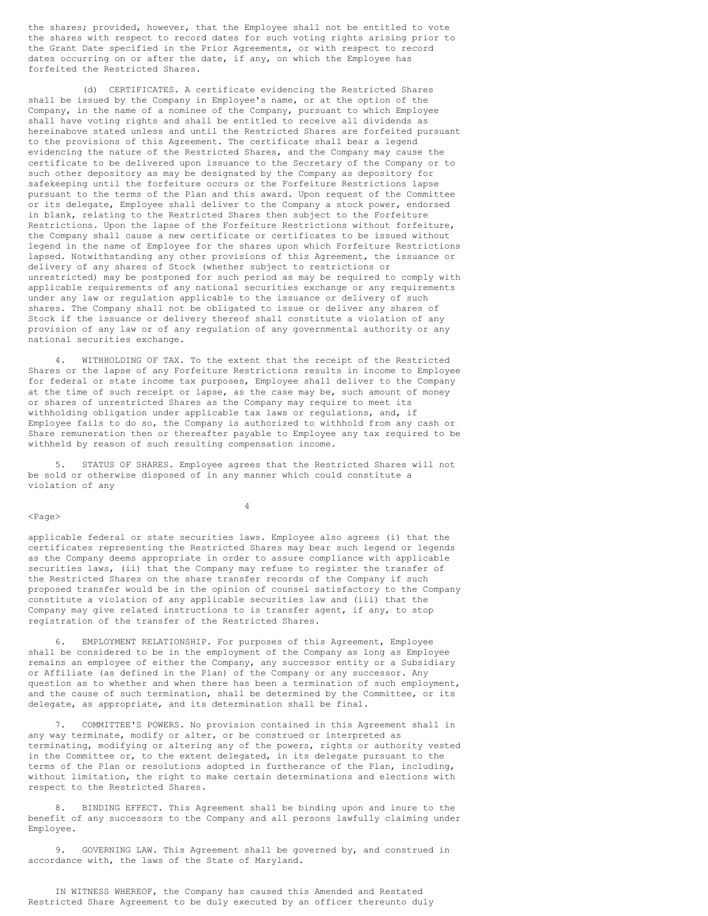the shares; provided, however, that the Employee shall not be entitled to vote the shares with respect to record dates for such voting rights arising prior to the Grant Date specified in the Prior Agreements, or with respect to record dates occurring on or after the date, if any, on which the Employee has forfeited the Restricted Shares.

(d) CERTIFICATES. A certificate evidencing the Restricted Shares shall be issued by the Company in Employee's name, or at the option of the Company, in the name of a nominee of the Company, pursuant to which Employee shall have voting rights and shall be entitled to receive all dividends as hereinabove stated unless and until the Restricted Shares are forfeited pursuant to the provisions of this Agreement. The certificate shall bear a legend evidencing the nature of the Restricted Shares, and the Company may cause the certificate to be delivered upon issuance to the Secretary of the Company or to such other depository as may be designated by the Company as depository for safekeeping until the forfeiture occurs or the Forfeiture Restrictions lapse pursuant to the terms of the Plan and this award. Upon request of the Committee or its delegate, Employee shall deliver to the Company a stock power, endorsed in blank, relating to the Restricted Shares then subject to the Forfeiture Restrictions. Upon the lapse of the Forfeiture Restrictions without forfeiture, the Company shall cause a new certificate or certificates to be issued without legend in the name of Employee for the shares upon which Forfeiture Restrictions lapsed. Notwithstanding any other provisions of this Agreement, the issuance or delivery of any shares of Stock (whether subject to restrictions or unrestricted) may be postponed for such period as may be required to comply with applicable requirements of any national securities exchange or any requirements under any law or regulation applicable to the issuance or delivery of such shares. The Company shall not be obligated to issue or deliver any shares of Stock if the issuance or delivery thereof shall constitute a violation of any provision of any law or of any regulation of any governmental authority or any national securities exchange.

4. WITHHOLDING OF TAX. To the extent that the receipt of the Restricted Shares or the lapse of any Forfeiture Restrictions results in income to Employee for federal or state income tax purposes, Employee shall deliver to the Company at the time of such receipt or lapse, as the case may be, such amount of money or shares of unrestricted Shares as the Company may require to meet its withholding obligation under applicable tax laws or regulations, and, if Employee fails to do so, the Company is authorized to withhold from any cash or Share remuneration then or thereafter payable to Employee any tax required to be withheld by reason of such resulting compensation income.

5. STATUS OF SHARES. Employee agrees that the Restricted Shares will not be sold or otherwise disposed of in any manner which could constitute a violation of any applicable federal or state securities laws. Employee also agrees (i) that the certificates representing the Restricted Shares may bear such legend or legends as the Company deems appropriate in order to assure compliance with applicable securities laws, (ii) that the Company may refuse to register the transfer of the Restricted Shares on the share transfer records of the Company if such proposed transfer would be in the opinion of counsel satisfactory to the Company constitute a violation of any applicable securities law and (iii) that the Company may give related instructions to is transfer agent, if any, to stop registration of the transfer of the Restricted Shares.

6. EMPLOYMENT RELATIONSHIP. For purposes of this Agreement, Employee shall be considered to be in the employment of the Company as long as Employee remains an employee of either the Company, any successor entity or a Subsidiary or Affiliate (as defined in the Plan) of the Company or any successor. Any question as to whether and when there has been a termination of such employment, and the cause of such termination, shall be determined by the Committee, or its delegate, as appropriate, and its determination shall be final.

7. COMMITTEE'S POWERS. No provision contained in this Agreement shall in any way terminate, modify or alter, or be construed or interpreted as terminating, modifying or altering any of the powers, rights or authority vested in the Committee or, to the extent delegated, in its delegate pursuant to the terms of the Plan or resolutions adopted in furtherance of the Plan, including, without limitation, the right to make certain determinations and elections with respect to the Restricted Shares.

8. BINDING EFFECT. This Agreement shall be binding upon and inure to the benefit of any successors to the Company and all persons lawfully claiming under Employee.

9. GOVERNING LAW. This Agreement shall be governed by, and construed in accordance with, the laws of the State of Maryland.

IN WITNESS WHEREOF, the Company has caused this Amended and Restated Restricted Share Agreement to be duly executed by an officer thereunto duly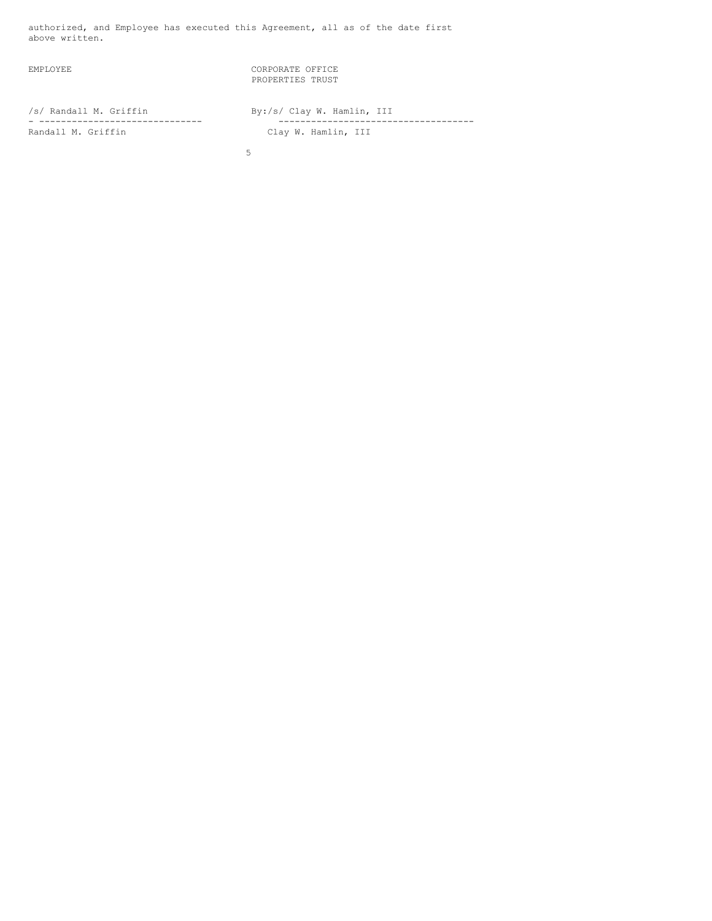authorized, and Employee has executed this Agreement, all as of the date first above written.

| EMPLOYEE | CORPORATE OFFICE PROPERTIES TRUST |
| --- | --- |
| /s/ Randall M. Griffin | By:/s/ Clay W. Hamlin, III |
| Randall M. Griffin | Clay W. Hamlin, III |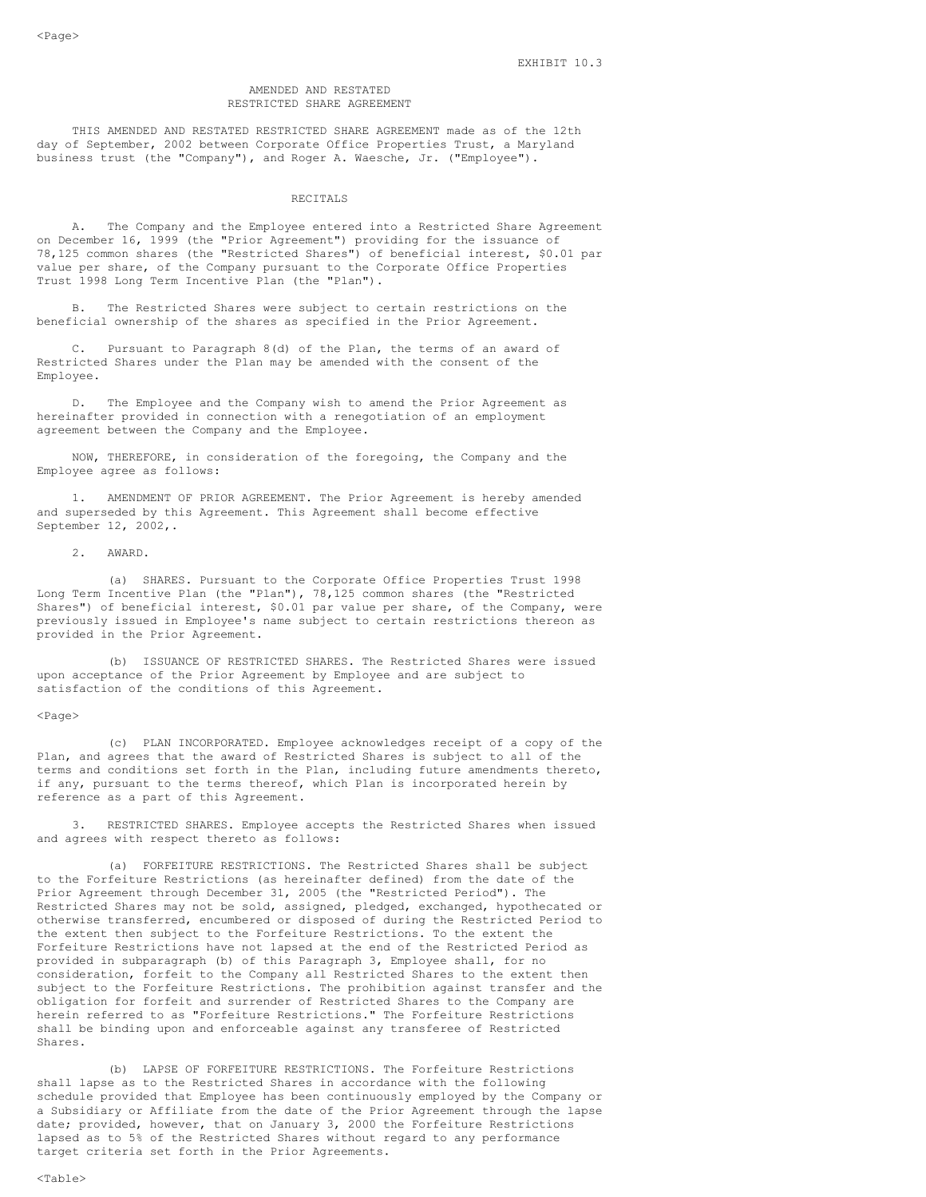EXHIBIT 10.3

# AMENDED AND RESTATED RESTRICTED SHARE AGREEMENT

THIS AMENDED AND RESTATED RESTRICTED SHARE AGREEMENT made as of the 12th day of September, 2002 between Corporate Office Properties Trust, a Maryland business trust (the "Company"), and Roger A. Waesche, Jr. ("Employee").

## RECITALS

A. The Company and the Employee entered into a Restricted Share Agreement on December 16, 1999 (the "Prior Agreement") providing for the issuance of 78,125 common shares (the "Restricted Shares") of beneficial interest, $0.01 par value per share, of the Company pursuant to the Corporate Office Properties Trust 1998 Long Term Incentive Plan (the "Plan").

B. The Restricted Shares were subject to certain restrictions on the beneficial ownership of the shares as specified in the Prior Agreement.

C. Pursuant to Paragraph 8(d) of the Plan, the terms of an award of Restricted Shares under the Plan may be amended with the consent of the Employee.

D. The Employee and the Company wish to amend the Prior Agreement as hereinafter provided in connection with a renegotiation of an employment agreement between the Company and the Employee.

NOW, THEREFORE, in consideration of the foregoing, the Company and the Employee agree as follows:

1. AMENDMENT OF PRIOR AGREEMENT. The Prior Agreement is hereby amended and superseded by this Agreement. This Agreement shall become effective September 12, 2002,.

2. AWARD.

(a) SHARES. Pursuant to the Corporate Office Properties Trust 1998 Long Term Incentive Plan (the "Plan"), 78,125 common shares (the "Restricted Shares") of beneficial interest, $0.01 par value per share, of the Company, were previously issued in Employee's name subject to certain restrictions thereon as provided in the Prior Agreement.

(b) ISSUANCE OF RESTRICTED SHARES. The Restricted Shares were issued upon acceptance of the Prior Agreement by Employee and are subject to satisfaction of the conditions of this Agreement.

(c) PLAN INCORPORATED. Employee acknowledges receipt of a copy of the Plan, and agrees that the award of Restricted Shares is subject to all of the terms and conditions set forth in the Plan, including future amendments thereto, if any, pursuant to the terms thereof, which Plan is incorporated herein by reference as a part of this Agreement.

3. RESTRICTED SHARES. Employee accepts the Restricted Shares when issued and agrees with respect thereto as follows:

(a) FORFEITURE RESTRICTIONS. The Restricted Shares shall be subject to the Forfeiture Restrictions (as hereinafter defined) from the date of the Prior Agreement through December 31, 2005 (the "Restricted Period"). The Restricted Shares may not be sold, assigned, pledged, exchanged, hypothecated or otherwise transferred, encumbered or disposed of during the Restricted Period to the extent then subject to the Forfeiture Restrictions. To the extent the Forfeiture Restrictions have not lapsed at the end of the Restricted Period as provided in subparagraph (b) of this Paragraph 3, Employee shall, for no consideration, forfeit to the Company all Restricted Shares to the extent then subject to the Forfeiture Restrictions. The prohibition against transfer and the obligation for forfeit and surrender of Restricted Shares to the Company are herein referred to as "Forfeiture Restrictions." The Forfeiture Restrictions shall be binding upon and enforceable against any transferee of Restricted Shares.

(b) LAPSE OF FORFEITURE RESTRICTIONS. The Forfeiture Restrictions shall lapse as to the Restricted Shares in accordance with the following schedule provided that Employee has been continuously employed by the Company or a Subsidiary or Affiliate from the date of the Prior Agreement through the lapse date; provided, however, that on January 3, 2000 the Forfeiture Restrictions lapsed as to 5% of the Restricted Shares without regard to any performance target criteria set forth in the Prior Agreements.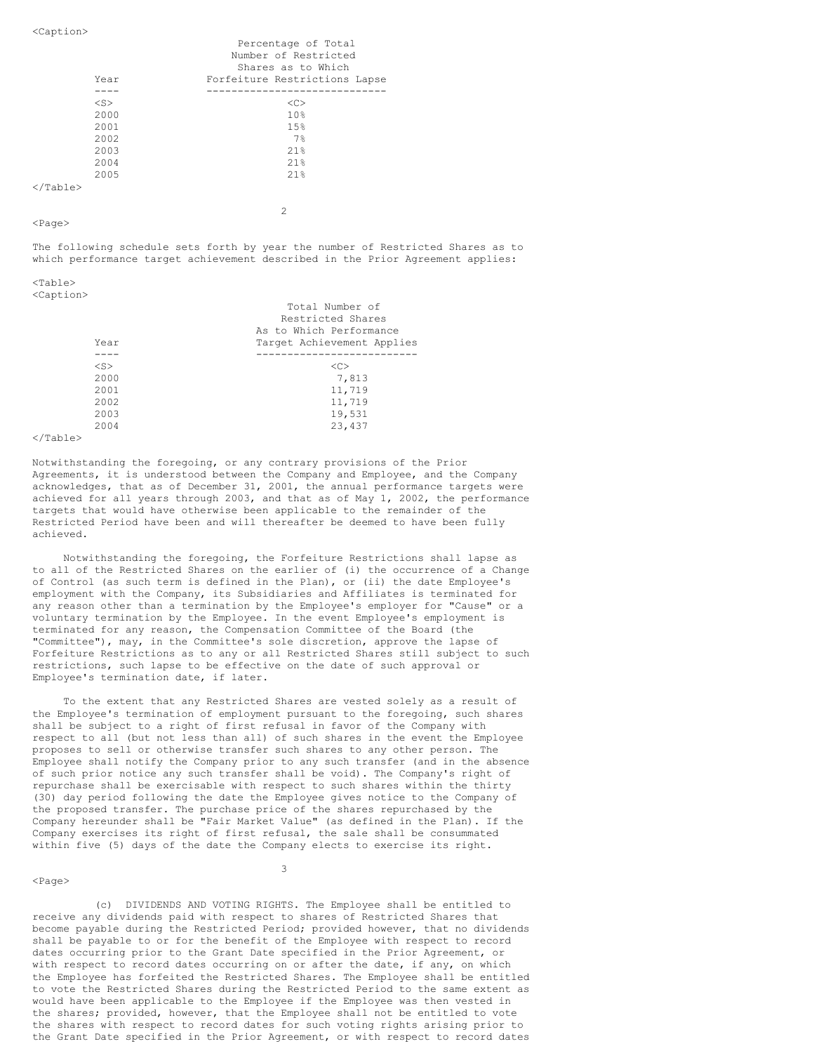| Year | Percentage of Total Number of Restricted Shares as to Which Forfeiture Restrictions Lapse |
|---|---|
| 2000 | 10% |
| 2001 | 15% |
| 2002 | 7% |
| 2003 | 21% |
| 2004 | 21% |
| 2005 | 21% |

The following schedule sets forth by year the number of Restricted Shares as to which performance target achievement described in the Prior Agreement applies:

| Year | Total Number of Restricted Shares As to Which Performance Target Achievement Applies |
|---|---|
| 2000 | 7,813 |
| 2001 | 11,719 |
| 2002 | 11,719 |
| 2003 | 19,531 |
| 2004 | 23,437 |

Notwithstanding the foregoing, or any contrary provisions of the Prior Agreements, it is understood between the Company and Employee, and the Company acknowledges, that as of December 31, 2001, the annual performance targets were achieved for all years through 2003, and that as of May 1, 2002, the performance targets that would have otherwise been applicable to the remainder of the Restricted Period have been and will thereafter be deemed to have been fully achieved.

Notwithstanding the foregoing, the Forfeiture Restrictions shall lapse as to all of the Restricted Shares on the earlier of (i) the occurrence of a Change of Control (as such term is defined in the Plan), or (ii) the date Employee's employment with the Company, its Subsidiaries and Affiliates is terminated for any reason other than a termination by the Employee's employer for "Cause" or a voluntary termination by the Employee. In the event Employee's employment is terminated for any reason, the Compensation Committee of the Board (the "Committee"), may, in the Committee's sole discretion, approve the lapse of Forfeiture Restrictions as to any or all Restricted Shares still subject to such restrictions, such lapse to be effective on the date of such approval or Employee's termination date, if later.

To the extent that any Restricted Shares are vested solely as a result of the Employee's termination of employment pursuant to the foregoing, such shares shall be subject to a right of first refusal in favor of the Company with respect to all (but not less than all) of such shares in the event the Employee proposes to sell or otherwise transfer such shares to any other person. The Employee shall notify the Company prior to any such transfer (and in the absence of such prior notice any such transfer shall be void). The Company's right of repurchase shall be exercisable with respect to such shares within the thirty (30) day period following the date the Employee gives notice to the Company of the proposed transfer. The purchase price of the shares repurchased by the Company hereunder shall be "Fair Market Value" (as defined in the Plan). If the Company exercises its right of first refusal, the sale shall be consummated within five (5) days of the date the Company elects to exercise its right.

(c) DIVIDENDS AND VOTING RIGHTS. The Employee shall be entitled to receive any dividends paid with respect to shares of Restricted Shares that become payable during the Restricted Period; provided however, that no dividends shall be payable to or for the benefit of the Employee with respect to record dates occurring prior to the Grant Date specified in the Prior Agreement, or with respect to record dates occurring on or after the date, if any, on which the Employee has forfeited the Restricted Shares. The Employee shall be entitled to vote the Restricted Shares during the Restricted Period to the same extent as would have been applicable to the Employee if the Employee was then vested in the shares; provided, however, that the Employee shall not be entitled to vote the shares with respect to record dates for such voting rights arising prior to the Grant Date specified in the Prior Agreement, or with respect to record dates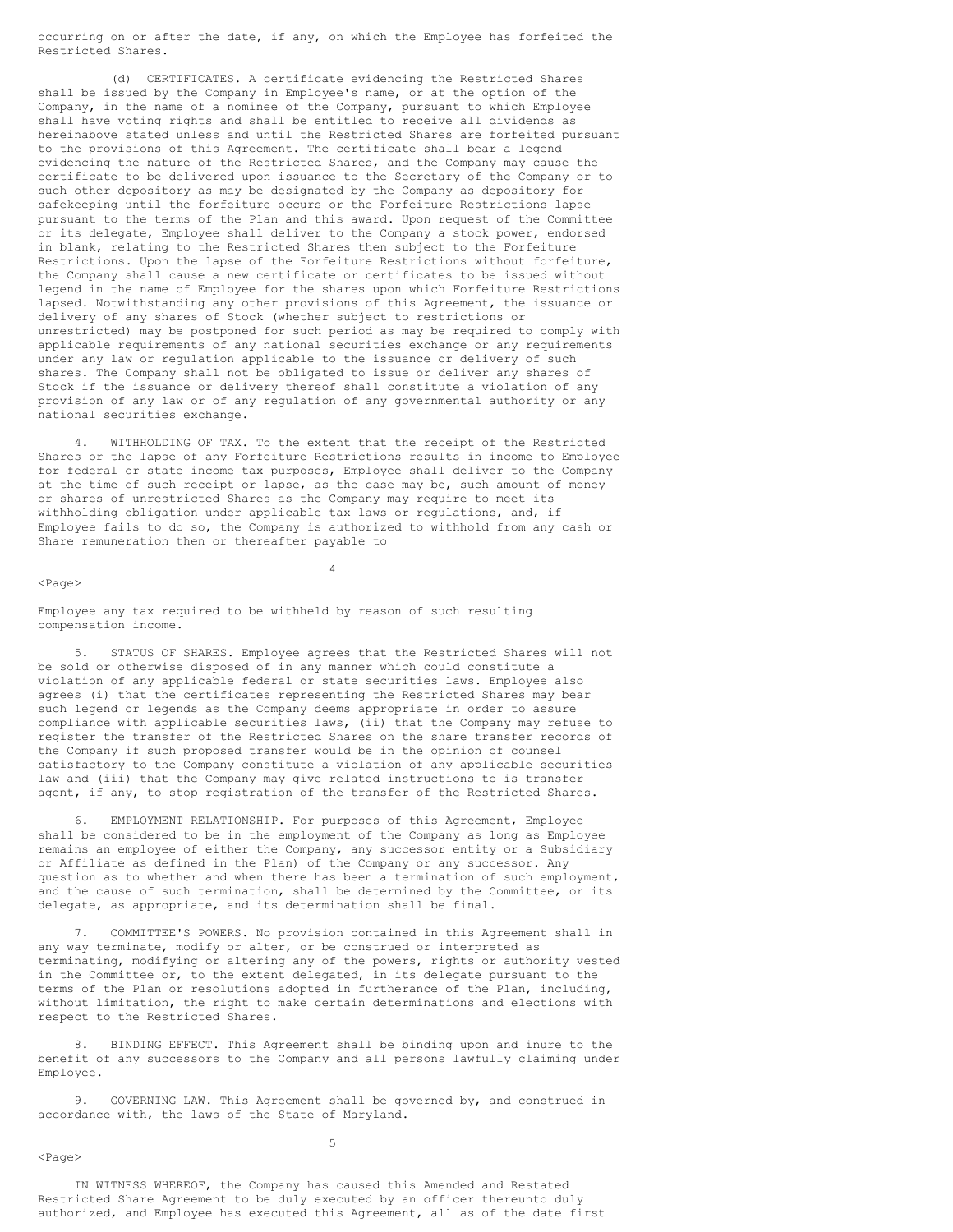occurring on or after the date, if any, on which the Employee has forfeited the Restricted Shares.

(d) CERTIFICATES. A certificate evidencing the Restricted Shares shall be issued by the Company in Employee's name, or at the option of the Company, in the name of a nominee of the Company, pursuant to which Employee shall have voting rights and shall be entitled to receive all dividends as hereinabove stated unless and until the Restricted Shares are forfeited pursuant to the provisions of this Agreement. The certificate shall bear a legend evidencing the nature of the Restricted Shares, and the Company may cause the certificate to be delivered upon issuance to the Secretary of the Company or to such other depository as may be designated by the Company as depository for safekeeping until the forfeiture occurs or the Forfeiture Restrictions lapse pursuant to the terms of the Plan and this award. Upon request of the Committee or its delegate, Employee shall deliver to the Company a stock power, endorsed in blank, relating to the Restricted Shares then subject to the Forfeiture Restrictions. Upon the lapse of the Forfeiture Restrictions without forfeiture, the Company shall cause a new certificate or certificates to be issued without legend in the name of Employee for the shares upon which Forfeiture Restrictions lapsed. Notwithstanding any other provisions of this Agreement, the issuance or delivery of any shares of Stock (whether subject to restrictions or unrestricted) may be postponed for such period as may be required to comply with applicable requirements of any national securities exchange or any requirements under any law or regulation applicable to the issuance or delivery of such shares. The Company shall not be obligated to issue or deliver any shares of Stock if the issuance or delivery thereof shall constitute a violation of any provision of any law or of any regulation of any governmental authority or any national securities exchange.

4. WITHHOLDING OF TAX. To the extent that the receipt of the Restricted Shares or the lapse of any Forfeiture Restrictions results in income to Employee for federal or state income tax purposes, Employee shall deliver to the Company at the time of such receipt or lapse, as the case may be, such amount of money or shares of unrestricted Shares as the Company may require to meet its withholding obligation under applicable tax laws or regulations, and, if Employee fails to do so, the Company is authorized to withhold from any cash or Share remuneration then or thereafter payable to Employee any tax required to be withheld by reason of such resulting compensation income.

5. STATUS OF SHARES. Employee agrees that the Restricted Shares will not be sold or otherwise disposed of in any manner which could constitute a violation of any applicable federal or state securities laws. Employee also agrees (i) that the certificates representing the Restricted Shares may bear such legend or legends as the Company deems appropriate in order to assure compliance with applicable securities laws, (ii) that the Company may refuse to register the transfer of the Restricted Shares on the share transfer records of the Company if such proposed transfer would be in the opinion of counsel satisfactory to the Company constitute a violation of any applicable securities law and (iii) that the Company may give related instructions to is transfer agent, if any, to stop registration of the transfer of the Restricted Shares.

6. EMPLOYMENT RELATIONSHIP. For purposes of this Agreement, Employee shall be considered to be in the employment of the Company as long as Employee remains an employee of either the Company, any successor entity or a Subsidiary or Affiliate as defined in the Plan) of the Company or any successor. Any question as to whether and when there has been a termination of such employment, and the cause of such termination, shall be determined by the Committee, or its delegate, as appropriate, and its determination shall be final.

7. COMMITTEE'S POWERS. No provision contained in this Agreement shall in any way terminate, modify or alter, or be construed or interpreted as terminating, modifying or altering any of the powers, rights or authority vested in the Committee or, to the extent delegated, in its delegate pursuant to the terms of the Plan or resolutions adopted in furtherance of the Plan, including, without limitation, the right to make certain determinations and elections with respect to the Restricted Shares.

8. BINDING EFFECT. This Agreement shall be binding upon and inure to the benefit of any successors to the Company and all persons lawfully claiming under Employee.

9. GOVERNING LAW. This Agreement shall be governed by, and construed in accordance with, the laws of the State of Maryland.

IN WITNESS WHEREOF, the Company has caused this Amended and Restated Restricted Share Agreement to be duly executed by an officer thereunto duly authorized, and Employee has executed this Agreement, all as of the date first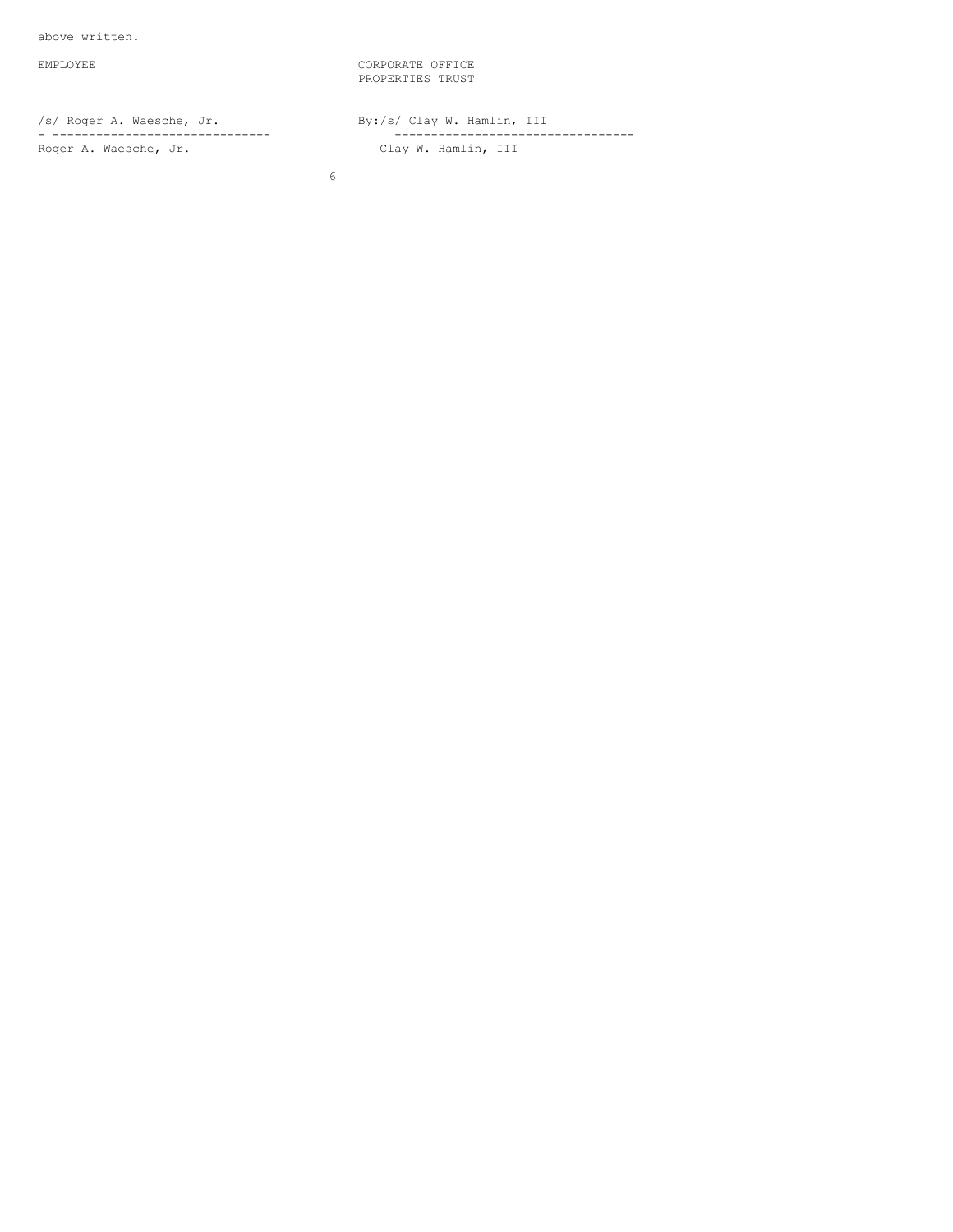above written.

| EMPLOYEE | CORPORATE OFFICE PROPERTIES TRUST |
| --- | --- |
| /s/ Roger A. Waesche, Jr. | By:/s/ Clay W. Hamlin, III |
| Roger A. Waesche, Jr. | Clay W. Hamlin, III |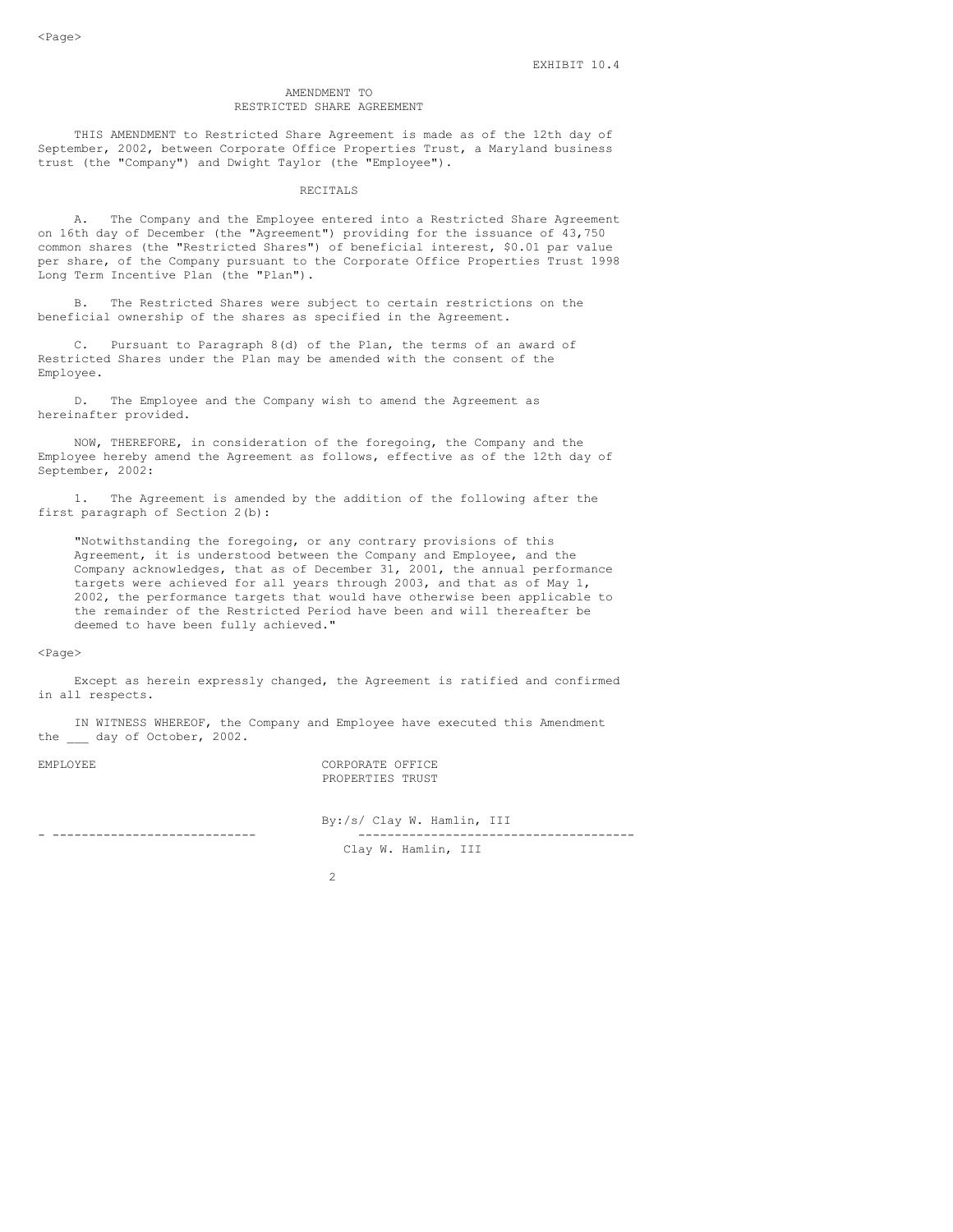EXHIBIT 10.4

# AMENDMENT TO RESTRICTED SHARE AGREEMENT

THIS AMENDMENT to Restricted Share Agreement is made as of the 12th day of September, 2002, between Corporate Office Properties Trust, a Maryland business trust (the "Company") and Dwight Taylor (the "Employee").

## RECITALS

A. The Company and the Employee entered into a Restricted Share Agreement on 16th day of December (the "Agreement") providing for the issuance of 43,750 common shares (the "Restricted Shares") of beneficial interest, $0.01 par value per share, of the Company pursuant to the Corporate Office Properties Trust 1998 Long Term Incentive Plan (the "Plan").

B. The Restricted Shares were subject to certain restrictions on the beneficial ownership of the shares as specified in the Agreement.

C. Pursuant to Paragraph 8(d) of the Plan, the terms of an award of Restricted Shares under the Plan may be amended with the consent of the Employee.

D. The Employee and the Company wish to amend the Agreement as hereinafter provided.

NOW, THEREFORE, in consideration of the foregoing, the Company and the Employee hereby amend the Agreement as follows, effective as of the 12th day of September, 2002:

1. The Agreement is amended by the addition of the following after the first paragraph of Section 2(b):

> "Notwithstanding the foregoing, or any contrary provisions of this Agreement, it is understood between the Company and Employee, and the Company acknowledges, that as of December 31, 2001, the annual performance targets were achieved for all years through 2003, and that as of May 1, 2002, the performance targets that would have otherwise been applicable to the remainder of the Restricted Period have been and will thereafter be deemed to have been fully achieved."

Except as herein expressly changed, the Agreement is ratified and confirmed in all respects.

IN WITNESS WHEREOF, the Company and Employee have executed this Amendment the ___ day of October, 2002.

EMPLOYEE

\_\_\_\_\_\_\_\_\_\_\_\_\_\_\_\_\_\_\_\_\_\_\_\_\_\_\_\_

CORPORATE OFFICE PROPERTIES TRUST

By: /s/ Clay W. Hamlin, III

Clay W. Hamlin, III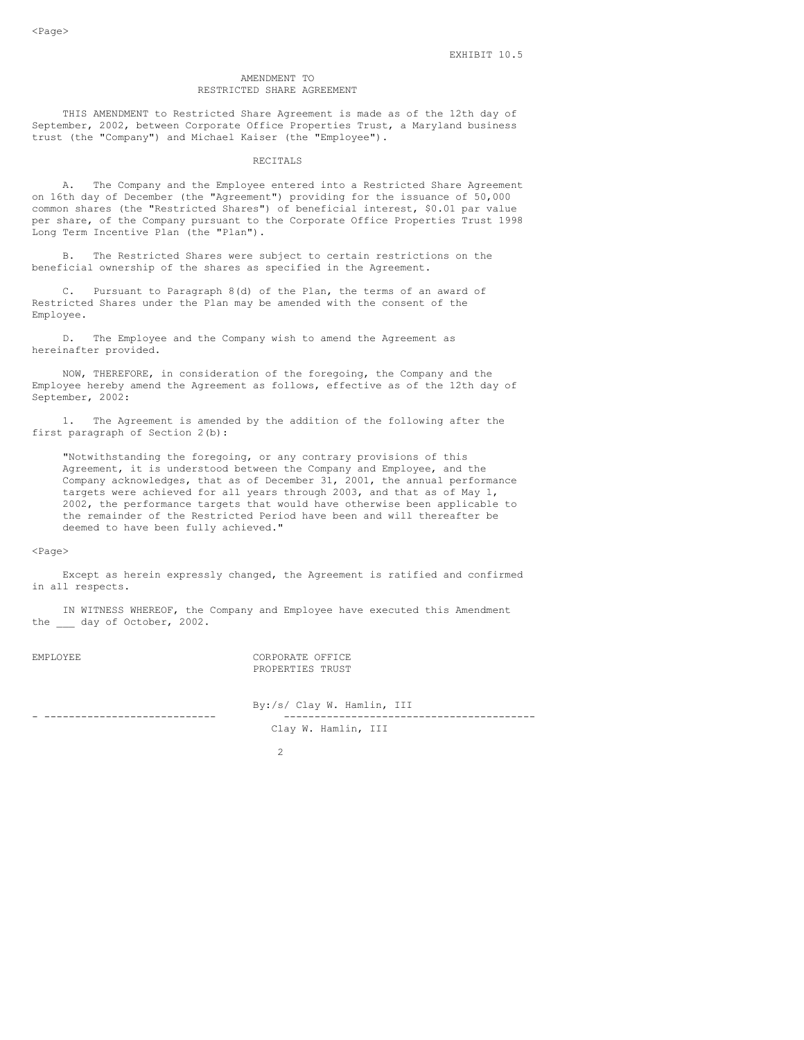EXHIBIT 10.5

# AMENDMENT TO RESTRICTED SHARE AGREEMENT

THIS AMENDMENT to Restricted Share Agreement is made as of the 12th day of September, 2002, between Corporate Office Properties Trust, a Maryland business trust (the "Company") and Michael Kaiser (the "Employee").

## RECITALS

A. The Company and the Employee entered into a Restricted Share Agreement on 16th day of December (the "Agreement") providing for the issuance of 50,000 common shares (the "Restricted Shares") of beneficial interest, $0.01 par value per share, of the Company pursuant to the Corporate Office Properties Trust 1998 Long Term Incentive Plan (the "Plan").

B. The Restricted Shares were subject to certain restrictions on the beneficial ownership of the shares as specified in the Agreement.

C. Pursuant to Paragraph 8(d) of the Plan, the terms of an award of Restricted Shares under the Plan may be amended with the consent of the Employee.

D. The Employee and the Company wish to amend the Agreement as hereinafter provided.

NOW, THEREFORE, in consideration of the foregoing, the Company and the Employee hereby amend the Agreement as follows, effective as of the 12th day of September, 2002:

1. The Agreement is amended by the addition of the following after the first paragraph of Section 2(b):

> "Notwithstanding the foregoing, or any contrary provisions of this Agreement, it is understood between the Company and Employee, and the Company acknowledges, that as of December 31, 2001, the annual performance targets were achieved for all years through 2003, and that as of May 1, 2002, the performance targets that would have otherwise been applicable to the remainder of the Restricted Period have been and will thereafter be deemed to have been fully achieved."

Except as herein expressly changed, the Agreement is ratified and confirmed in all respects.

IN WITNESS WHEREOF, the Company and Employee have executed this Amendment the ___ day of October, 2002.

EMPLOYEE

\_\_\_\_\_\_\_\_\_\_\_\_\_\_\_\_\_\_\_\_\_\_\_\_\_\_\_\_

CORPORATE OFFICE PROPERTIES TRUST

By:/s/ Clay W. Hamlin, III

Clay W. Hamlin, III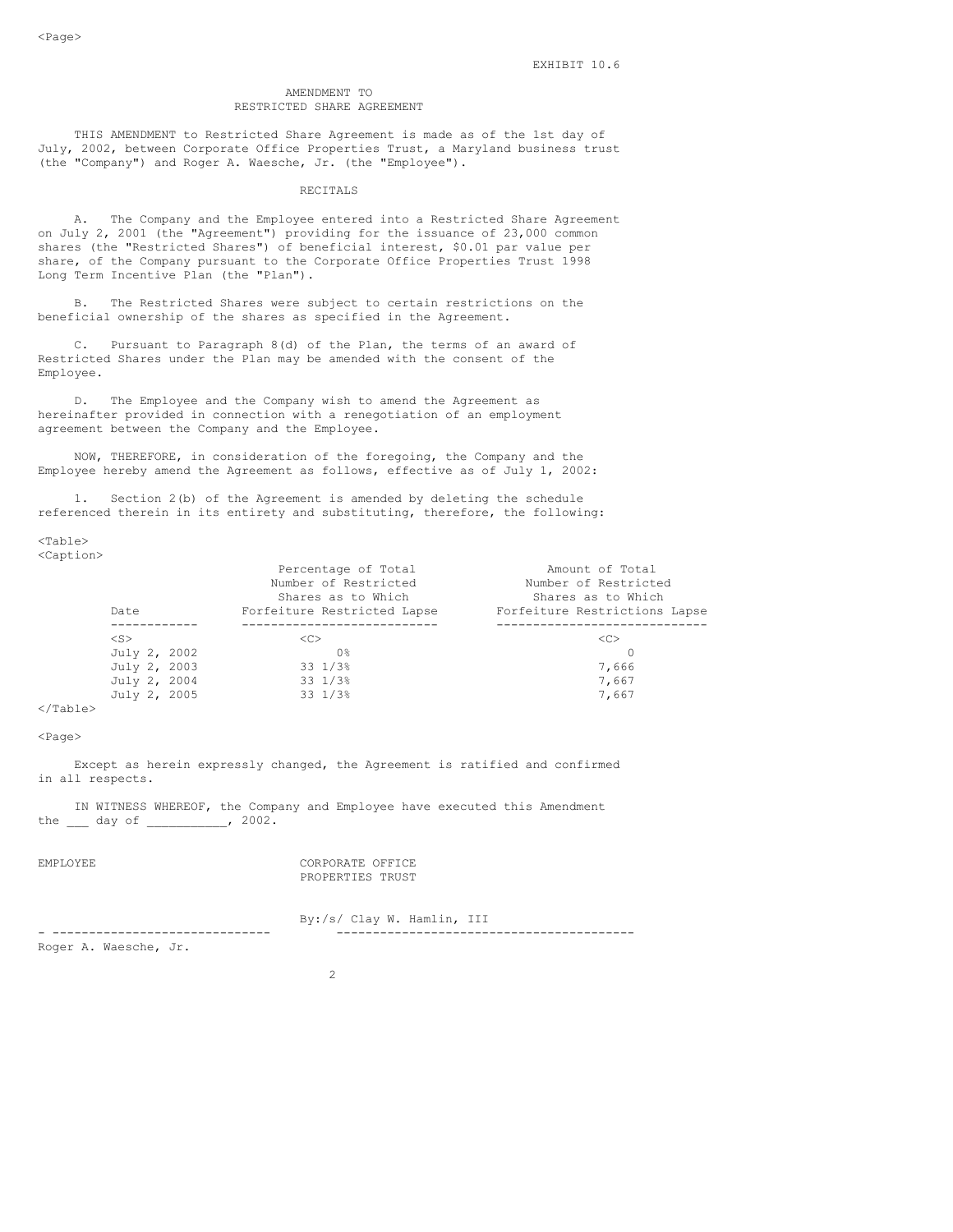EXHIBIT 10.6

# AMENDMENT TO RESTRICTED SHARE AGREEMENT

THIS AMENDMENT to Restricted Share Agreement is made as of the 1st day of July, 2002, between Corporate Office Properties Trust, a Maryland business trust (the "Company") and Roger A. Waesche, Jr. (the "Employee").

## RECITALS

A. The Company and the Employee entered into a Restricted Share Agreement on July 2, 2001 (the "Agreement") providing for the issuance of 23,000 common shares (the "Restricted Shares") of beneficial interest, $0.01 par value per share, of the Company pursuant to the Corporate Office Properties Trust 1998 Long Term Incentive Plan (the "Plan").

B. The Restricted Shares were subject to certain restrictions on the beneficial ownership of the shares as specified in the Agreement.

C. Pursuant to Paragraph 8(d) of the Plan, the terms of an award of Restricted Shares under the Plan may be amended with the consent of the Employee.

D. The Employee and the Company wish to amend the Agreement as hereinafter provided in connection with a renegotiation of an employment agreement between the Company and the Employee.

NOW, THEREFORE, in consideration of the foregoing, the Company and the Employee hereby amend the Agreement as follows, effective as of July 1, 2002:

1. Section 2(b) of the Agreement is amended by deleting the schedule referenced therein in its entirety and substituting, therefore, the following:

| Date | Percentage of Total Number of Restricted Shares as to Which Forfeiture Restricted Lapse | Amount of Total Number of Restricted Shares as to Which Forfeiture Restrictions Lapse |
|---|---|---|
| July 2, 2002 | 0% | 0 |
| July 2, 2003 | 33 1/3% | 7,666 |
| July 2, 2004 | 33 1/3% | 7,667 |
| July 2, 2005 | 33 1/3% | 7,667 |

Except as herein expressly changed, the Agreement is ratified and confirmed in all respects.

IN WITNESS WHEREOF, the Company and Employee have executed this Amendment the ___ day of ___________, 2002.

EMPLOYEE

\_\_\_\_\_\_\_\_\_\_\_\_\_\_\_\_\_\_\_\_\_\_\_\_\_\_\_\_\_\_
Roger A. Waesche, Jr.

CORPORATE OFFICE PROPERTIES TRUST

By:/s/ Clay W. Hamlin, III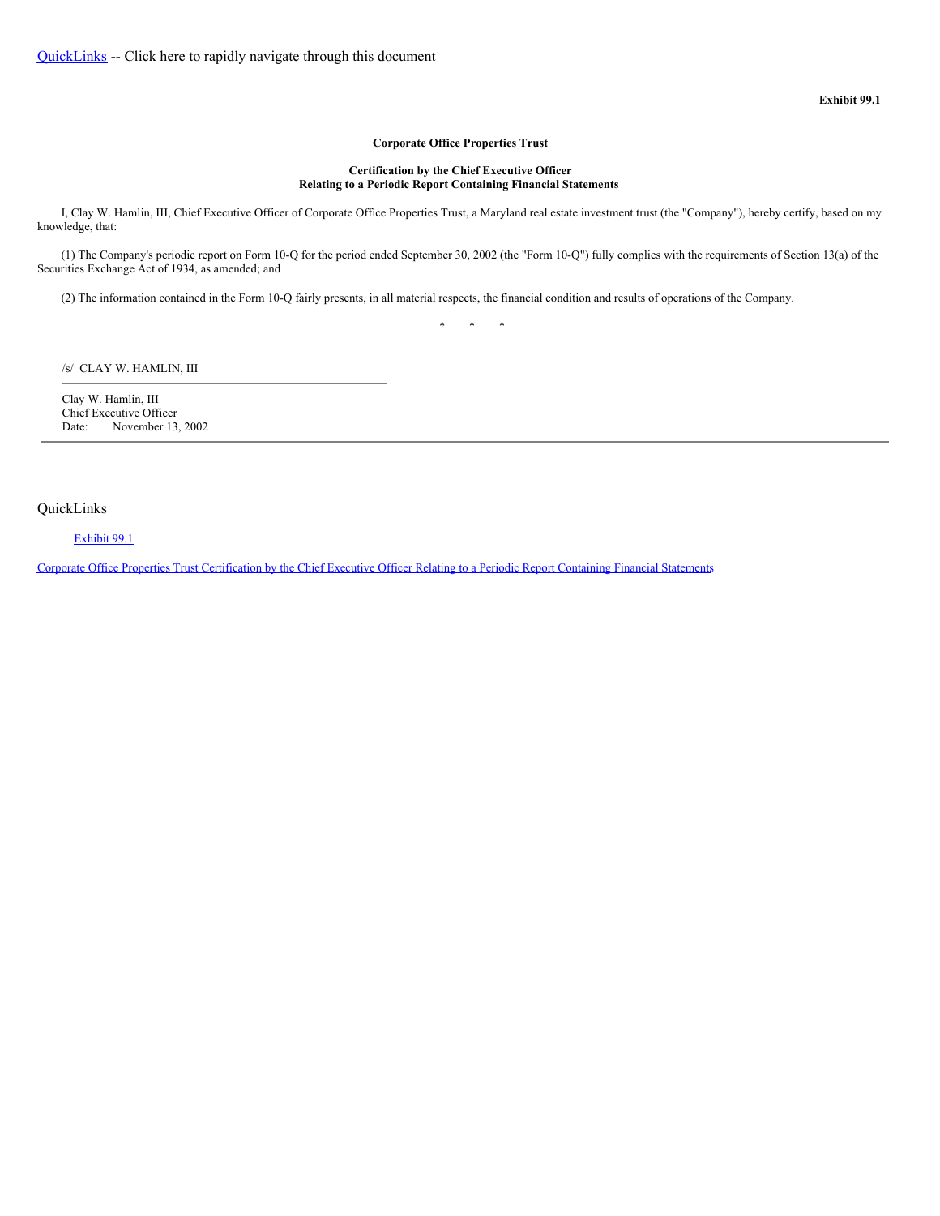QuickLinks -- Click here to rapidly navigate through this document

**Exhibit 99.1**

**Corporate Office Properties Trust**

**Certification by the Chief Executive Officer**
**Relating to a Periodic Report Containing Financial Statements**

I, Clay W. Hamlin, III, Chief Executive Officer of Corporate Office Properties Trust, a Maryland real estate investment trust (the "Company"), hereby certify, based on my knowledge, that:

(1) The Company's periodic report on Form 10-Q for the period ended September 30, 2002 (the "Form 10-Q") fully complies with the requirements of Section 13(a) of the Securities Exchange Act of 1934, as amended; and

(2) The information contained in the Form 10-Q fairly presents, in all material respects, the financial condition and results of operations of the Company.

\*     \*     \*

/s/ CLAY W. HAMLIN, III

Clay W. Hamlin, III
Chief Executive Officer
Date: November 13, 2002

QuickLinks

Exhibit 99.1

Corporate Office Properties Trust Certification by the Chief Executive Officer Relating to a Periodic Report Containing Financial Statements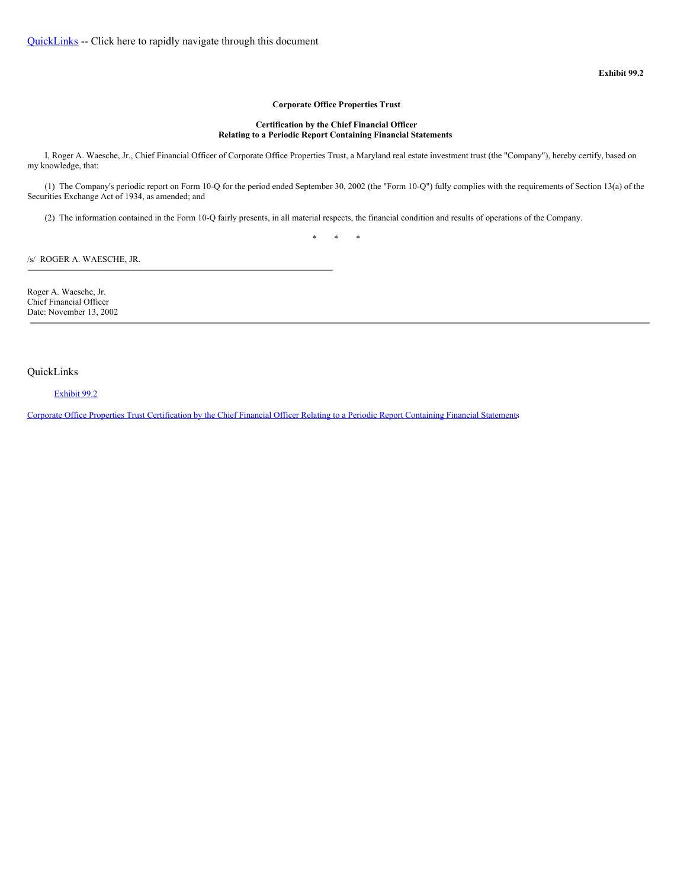QuickLinks -- Click here to rapidly navigate through this document

**Exhibit 99.2**

**Corporate Office Properties Trust**

**Certification by the Chief Financial Officer**
**Relating to a Periodic Report Containing Financial Statements**

I, Roger A. Waesche, Jr., Chief Financial Officer of Corporate Office Properties Trust, a Maryland real estate investment trust (the "Company"), hereby certify, based on my knowledge, that:

(1) The Company's periodic report on Form 10-Q for the period ended September 30, 2002 (the "Form 10-Q") fully complies with the requirements of Section 13(a) of the Securities Exchange Act of 1934, as amended; and

(2) The information contained in the Form 10-Q fairly presents, in all material respects, the financial condition and results of operations of the Company.

\* \* \*

/s/ ROGER A. WAESCHE, JR.

Roger A. Waesche, Jr.
Chief Financial Officer
Date: November 13, 2002

QuickLinks

Exhibit 99.2

Corporate Office Properties Trust Certification by the Chief Financial Officer Relating to a Periodic Report Containing Financial Statements